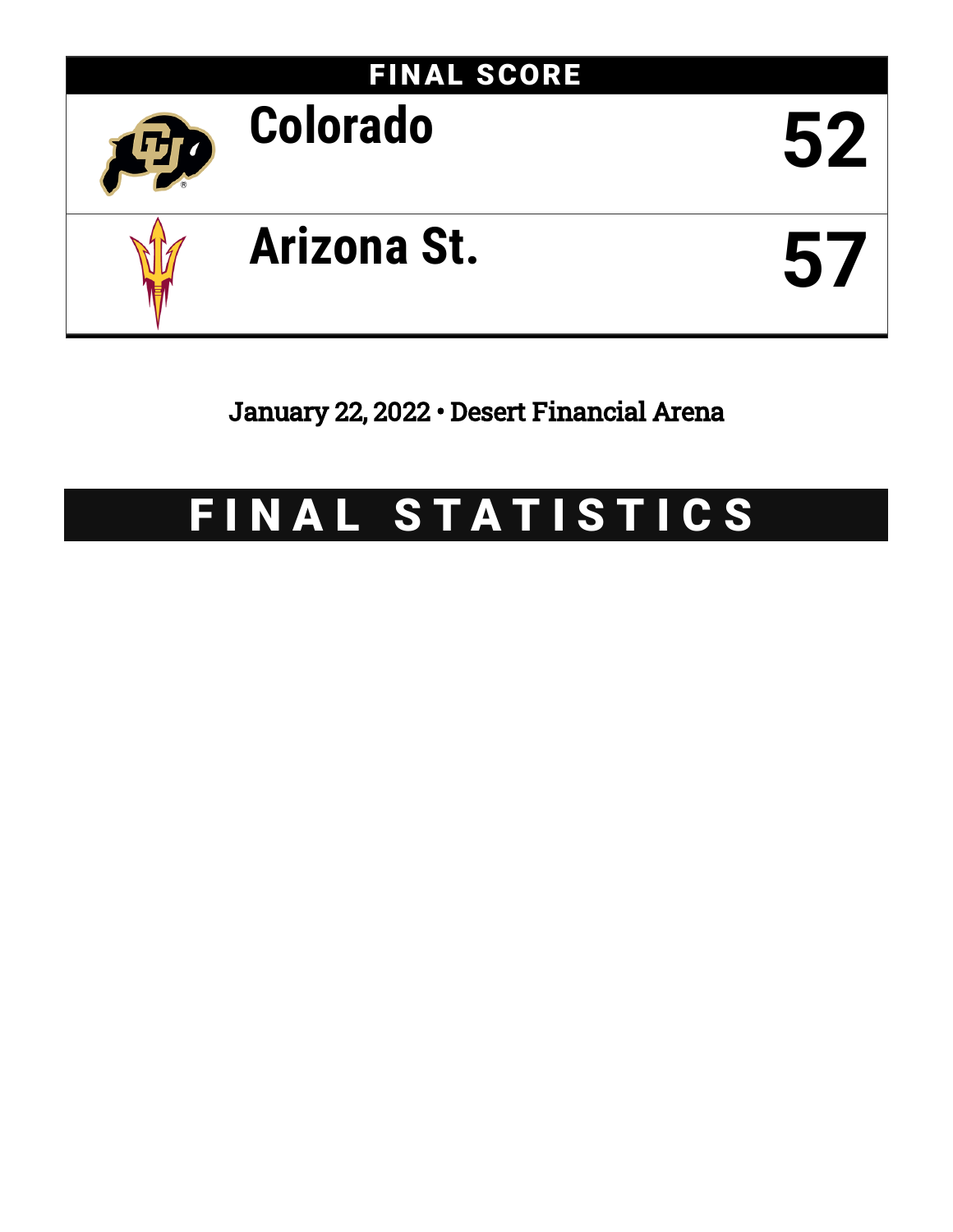## FINAL SCORE

| Team | Score |
|---|---|
| Colorado | 52 |
| Arizona St. | 57 |

January 22, 2022 • Desert Financial Arena

# FINAL STATISTICS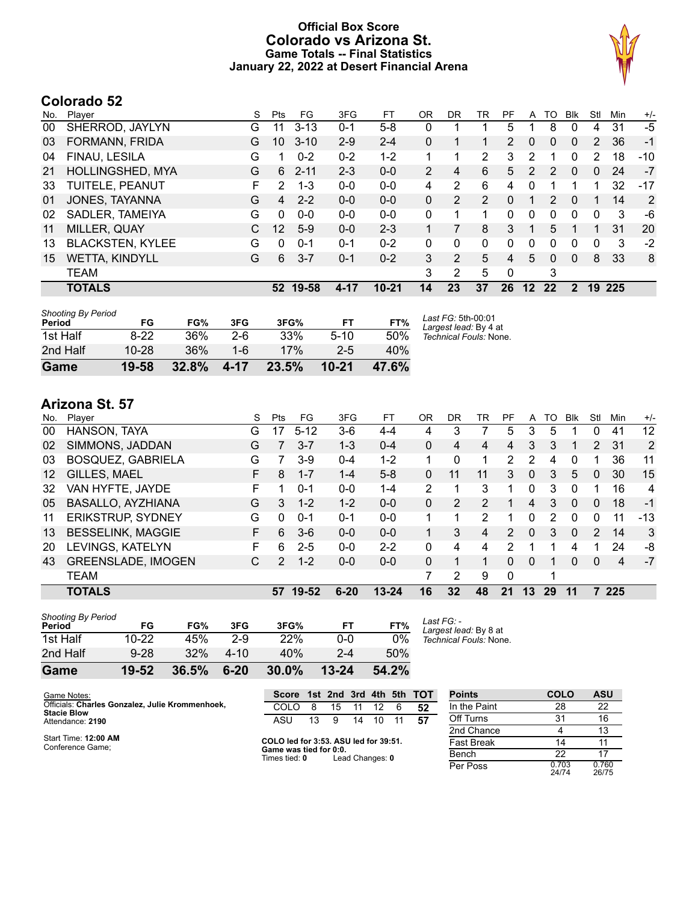# Official Box Score
## Colorado vs Arizona St.
### Game Totals -- Final Statistics
### January 22, 2022 at Desert Financial Arena

## Colorado 52

| No. | Player | S | Pts | FG | 3FG | FT | OR | DR | TR | PF | A | TO | Blk | Stl | Min | +/- |
|---|---|---|---|---|---|---|---|---|---|---|---|---|---|---|---|---|
| 00 | SHERROD, JAYLYN | G | 11 | 3-13 | 0-1 | 5-8 | 0 | 1 | 1 | 5 | 1 | 8 | 0 | 4 | 31 | -5 |
| 03 | FORMANN, FRIDA | G | 10 | 3-10 | 2-9 | 2-4 | 0 | 1 | 1 | 2 | 0 | 0 | 0 | 2 | 36 | -1 |
| 04 | FINAU, LESILA | G | 1 | 0-2 | 0-2 | 1-2 | 1 | 1 | 2 | 3 | 2 | 1 | 0 | 2 | 18 | -10 |
| 21 | HOLLINGSHED, MYA | G | 6 | 2-11 | 2-3 | 0-0 | 2 | 4 | 6 | 5 | 2 | 2 | 0 | 0 | 24 | -7 |
| 33 | TUITELE, PEANUT | F | 2 | 1-3 | 0-0 | 0-0 | 4 | 2 | 6 | 4 | 0 | 1 | 1 | 1 | 32 | -17 |
| 01 | JONES, TAYANNA | G | 4 | 2-2 | 0-0 | 0-0 | 0 | 2 | 2 | 0 | 1 | 2 | 0 | 1 | 14 | 2 |
| 02 | SADLER, TAMEIYA | G | 0 | 0-0 | 0-0 | 0-0 | 0 | 1 | 1 | 0 | 0 | 0 | 0 | 0 | 3 | -6 |
| 11 | MILLER, QUAY | C | 12 | 5-9 | 0-0 | 2-3 | 1 | 7 | 8 | 3 | 1 | 5 | 1 | 1 | 31 | 20 |
| 13 | BLACKSTEN, KYLEE | G | 0 | 0-1 | 0-1 | 0-2 | 0 | 0 | 0 | 0 | 0 | 0 | 0 | 0 | 3 | -2 |
| 15 | WETTA, KINDYLL | G | 6 | 3-7 | 0-1 | 0-2 | 3 | 2 | 5 | 4 | 5 | 0 | 0 | 8 | 33 | 8 |
| | TEAM | | | | | | 3 | 2 | 5 | 0 | | 3 | | | | |
| | **TOTALS** | | **52** | **19-58** | **4-17** | **10-21** | **14** | **23** | **37** | **26** | **12** | **22** | **2** | **19** | **225** | |

| Shooting By Period Period | FG | FG% | 3FG | 3FG% | FT | FT% |
|---|---|---|---|---|---|---|
| 1st Half | 8-22 | 36% | 2-6 | 33% | 5-10 | 50% |
| 2nd Half | 10-28 | 36% | 1-6 | 17% | 2-5 | 40% |
| **Game** | **19-58** | **32.8%** | **4-17** | **23.5%** | **10-21** | **47.6%** |

*Last FG:* 5th-00:01
*Largest lead:* By 4 at
*Technical Fouls:* None.

## Arizona St. 57

| No. | Player | S | Pts | FG | 3FG | FT | OR | DR | TR | PF | A | TO | Blk | Stl | Min | +/- |
|---|---|---|---|---|---|---|---|---|---|---|---|---|---|---|---|---|
| 00 | HANSON, TAYA | G | 17 | 5-12 | 3-6 | 4-4 | 4 | 3 | 7 | 5 | 3 | 5 | 1 | 0 | 41 | 12 |
| 02 | SIMMONS, JADDAN | G | 7 | 3-7 | 1-3 | 0-4 | 0 | 4 | 4 | 4 | 3 | 3 | 1 | 2 | 31 | 2 |
| 03 | BOSQUEZ, GABRIELA | G | 7 | 3-9 | 0-4 | 1-2 | 1 | 0 | 1 | 2 | 2 | 4 | 0 | 1 | 36 | 11 |
| 12 | GILLES, MAEL | F | 8 | 1-7 | 1-4 | 5-8 | 0 | 11 | 11 | 3 | 0 | 3 | 5 | 0 | 30 | 15 |
| 32 | VAN HYFTE, JAYDE | F | 1 | 0-1 | 0-0 | 1-4 | 2 | 1 | 3 | 1 | 0 | 3 | 0 | 1 | 16 | 4 |
| 05 | BASALLO, AYZHIANA | G | 3 | 1-2 | 1-2 | 0-0 | 0 | 2 | 2 | 1 | 4 | 3 | 0 | 0 | 18 | -1 |
| 11 | ERIKSTRUP, SYDNEY | G | 0 | 0-1 | 0-1 | 0-0 | 1 | 1 | 2 | 1 | 0 | 2 | 0 | 0 | 11 | -13 |
| 13 | BESSELINK, MAGGIE | F | 6 | 3-6 | 0-0 | 0-0 | 1 | 3 | 4 | 2 | 0 | 3 | 0 | 2 | 14 | 3 |
| 20 | LEVINGS, KATELYN | F | 6 | 2-5 | 0-0 | 2-2 | 0 | 4 | 4 | 2 | 1 | 1 | 4 | 1 | 24 | -8 |
| 43 | GREENSLADE, IMOGEN | C | 2 | 1-2 | 0-0 | 0-0 | 0 | 1 | 1 | 0 | 0 | 1 | 0 | 0 | 4 | -7 |
| | TEAM | | | | | | 7 | 2 | 9 | 0 | | 1 | | | | |
| | **TOTALS** | | **57** | **19-52** | **6-20** | **13-24** | **16** | **32** | **48** | **21** | **13** | **29** | **11** | **7** | **225** | |

| Shooting By Period Period | FG | FG% | 3FG | 3FG% | FT | FT% |
|---|---|---|---|---|---|---|
| 1st Half | 10-22 | 45% | 2-9 | 22% | 0-0 | 0% |
| 2nd Half | 9-28 | 32% | 4-10 | 40% | 2-4 | 50% |
| **Game** | **19-52** | **36.5%** | **6-20** | **30.0%** | **13-24** | **54.2%** |

*Last FG:* -
*Largest lead:* By 8 at
*Technical Fouls:* None.

Game Notes:
Officials: **Charles Gonzalez, Julie Krommenhoek, Stacie Blow**
Attendance: **2190**

Start Time: **12:00 AM**
Conference Game;

| Score | 1st | 2nd | 3rd | 4th | 5th | TOT |
|---|---|---|---|---|---|---|
| COLO | 8 | 15 | 11 | 12 | 6 | 52 |
| ASU | 13 | 9 | 14 | 10 | 11 | 57 |

**COLO led for 3:53. ASU led for 39:51.**
**Game was tied for 0:0.**
Times tied: **0** Lead Changes: **0**

| Points | COLO | ASU |
|---|---|---|
| In the Paint | 28 | 22 |
| Off Turns | 31 | 16 |
| 2nd Chance | 4 | 13 |
| Fast Break | 14 | 11 |
| Bench | 22 | 17 |
| Per Poss | 0.703 24/74 | 0.760 26/75 |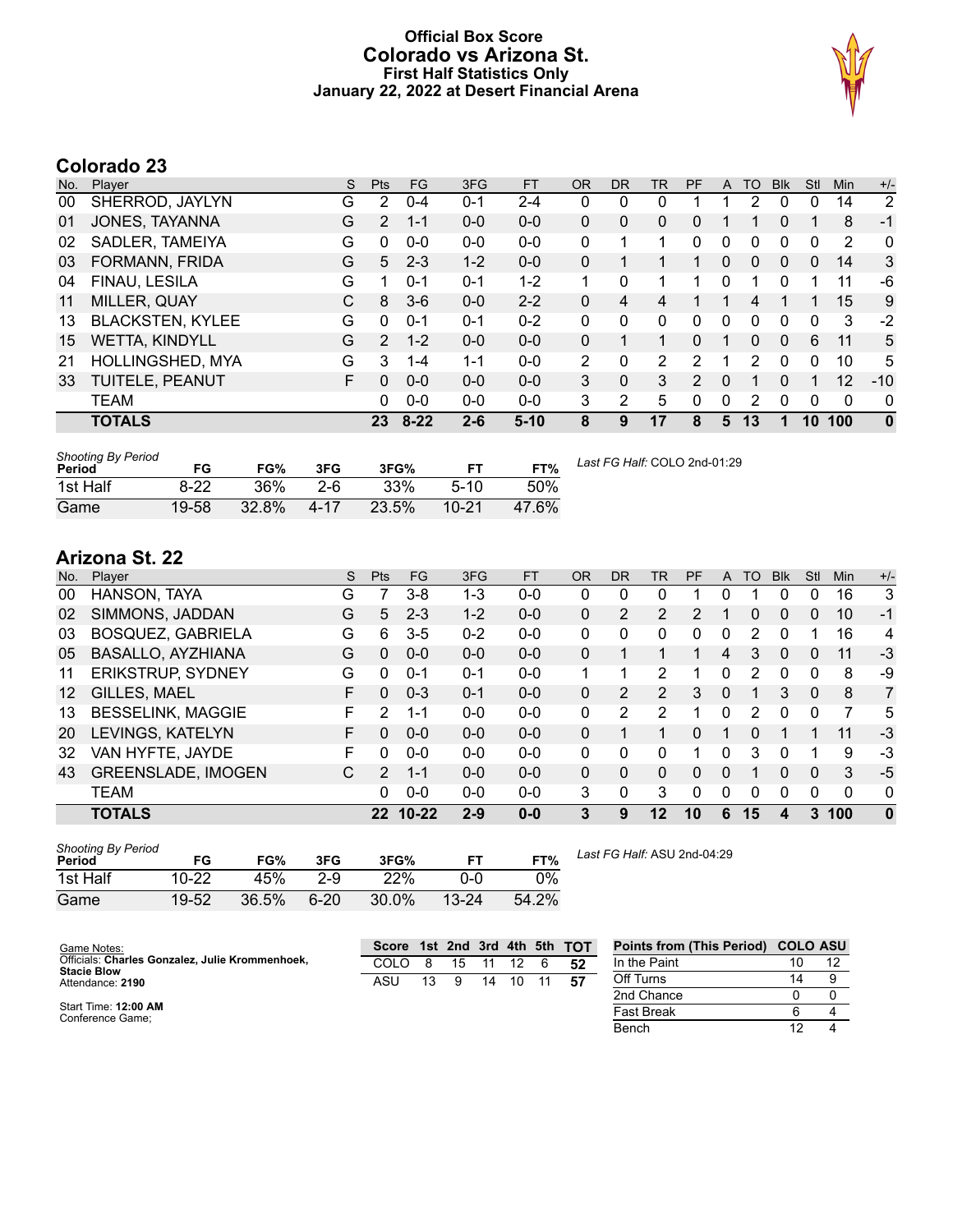# Official Box Score
## Colorado vs Arizona St.
### First Half Statistics Only
### January 22, 2022 at Desert Financial Arena

## Colorado 23

| No. | Player | S | Pts | FG | 3FG | FT | OR | DR | TR | PF | A | TO | Blk | Stl | Min | +/- |
|---|---|---|---|---|---|---|---|---|---|---|---|---|---|---|---|---|
| 00 | SHERROD, JAYLYN | G | 2 | 0-4 | 0-1 | 2-4 | 0 | 0 | 0 | 1 | 1 | 2 | 0 | 0 | 14 | 2 |
| 01 | JONES, TAYANNA | G | 2 | 1-1 | 0-0 | 0-0 | 0 | 0 | 0 | 0 | 1 | 1 | 0 | 1 | 8 | -1 |
| 02 | SADLER, TAMEIYA | G | 0 | 0-0 | 0-0 | 0-0 | 0 | 1 | 1 | 0 | 0 | 0 | 0 | 0 | 2 | 0 |
| 03 | FORMANN, FRIDA | G | 5 | 2-3 | 1-2 | 0-0 | 0 | 1 | 1 | 1 | 0 | 0 | 0 | 0 | 14 | 3 |
| 04 | FINAU, LESILA | G | 1 | 0-1 | 0-1 | 1-2 | 1 | 0 | 1 | 1 | 0 | 1 | 0 | 1 | 11 | -6 |
| 11 | MILLER, QUAY | C | 8 | 3-6 | 0-0 | 2-2 | 0 | 4 | 4 | 1 | 1 | 4 | 1 | 1 | 15 | 9 |
| 13 | BLACKSTEN, KYLEE | G | 0 | 0-1 | 0-1 | 0-2 | 0 | 0 | 0 | 0 | 0 | 0 | 0 | 0 | 3 | -2 |
| 15 | WETTA, KINDYLL | G | 2 | 1-2 | 0-0 | 0-0 | 0 | 1 | 1 | 0 | 1 | 0 | 0 | 6 | 11 | 5 |
| 21 | HOLLINGSHED, MYA | G | 3 | 1-4 | 1-1 | 0-0 | 2 | 0 | 2 | 2 | 1 | 2 | 0 | 0 | 10 | 5 |
| 33 | TUITELE, PEANUT | F | 0 | 0-0 | 0-0 | 0-0 | 3 | 0 | 3 | 2 | 0 | 1 | 0 | 1 | 12 | -10 |
| | TEAM | | 0 | 0-0 | 0-0 | 0-0 | 3 | 2 | 5 | 0 | 0 | 2 | 0 | 0 | 0 | 0 |
| | **TOTALS** | | **23** | **8-22** | **2-6** | **5-10** | **8** | **9** | **17** | **8** | **5** | **13** | **1** | **10** | **100** | **0** |

| *Shooting By Period* Period | FG | FG% | 3FG | 3FG% | FT | FT% |
|---|---|---|---|---|---|---|
| 1st Half | 8-22 | 36% | 2-6 | 33% | 5-10 | 50% |
| Game | 19-58 | 32.8% | 4-17 | 23.5% | 10-21 | 47.6% |

*Last FG Half:* COLO 2nd-01:29

## Arizona St. 22

| No. | Player | S | Pts | FG | 3FG | FT | OR | DR | TR | PF | A | TO | Blk | Stl | Min | +/- |
|---|---|---|---|---|---|---|---|---|---|---|---|---|---|---|---|---|
| 00 | HANSON, TAYA | G | 7 | 3-8 | 1-3 | 0-0 | 0 | 0 | 0 | 1 | 0 | 1 | 0 | 0 | 16 | 3 |
| 02 | SIMMONS, JADDAN | G | 5 | 2-3 | 1-2 | 0-0 | 0 | 2 | 2 | 2 | 1 | 0 | 0 | 0 | 10 | -1 |
| 03 | BOSQUEZ, GABRIELA | G | 6 | 3-5 | 0-2 | 0-0 | 0 | 0 | 0 | 0 | 0 | 2 | 0 | 1 | 16 | 4 |
| 05 | BASALLO, AYZHIANA | G | 0 | 0-0 | 0-0 | 0-0 | 0 | 1 | 1 | 1 | 4 | 3 | 0 | 0 | 11 | -3 |
| 11 | ERIKSTRUP, SYDNEY | G | 0 | 0-1 | 0-1 | 0-0 | 1 | 1 | 2 | 1 | 0 | 2 | 0 | 0 | 8 | -9 |
| 12 | GILLES, MAEL | F | 0 | 0-3 | 0-1 | 0-0 | 0 | 2 | 2 | 3 | 0 | 1 | 3 | 0 | 8 | 7 |
| 13 | BESSELINK, MAGGIE | F | 2 | 1-1 | 0-0 | 0-0 | 0 | 2 | 2 | 1 | 0 | 2 | 0 | 0 | 7 | 5 |
| 20 | LEVINGS, KATELYN | F | 0 | 0-0 | 0-0 | 0-0 | 0 | 1 | 1 | 0 | 1 | 0 | 1 | 1 | 11 | -3 |
| 32 | VAN HYFTE, JAYDE | F | 0 | 0-0 | 0-0 | 0-0 | 0 | 0 | 0 | 1 | 0 | 3 | 0 | 1 | 9 | -3 |
| 43 | GREENSLADE, IMOGEN | C | 2 | 1-1 | 0-0 | 0-0 | 0 | 0 | 0 | 0 | 0 | 1 | 0 | 0 | 3 | -5 |
| | TEAM | | 0 | 0-0 | 0-0 | 0-0 | 3 | 0 | 3 | 0 | 0 | 0 | 0 | 0 | 0 | 0 |
| | **TOTALS** | | **22** | **10-22** | **2-9** | **0-0** | **3** | **9** | **12** | **10** | **6** | **15** | **4** | **3** | **100** | **0** |

| *Shooting By Period* Period | FG | FG% | 3FG | 3FG% | FT | FT% |
|---|---|---|---|---|---|---|
| 1st Half | 10-22 | 45% | 2-9 | 22% | 0-0 | 0% |
| Game | 19-52 | 36.5% | 6-20 | 30.0% | 13-24 | 54.2% |

*Last FG Half:* ASU 2nd-04:29

Game Notes:
Officials: **Charles Gonzalez, Julie Krommenhoek, Stacie Blow**
Attendance: **2190**

Start Time: **12:00 AM**
Conference Game;

| Score | 1st | 2nd | 3rd | 4th | 5th | TOT |
|---|---|---|---|---|---|---|
| COLO | 8 | 15 | 11 | 12 | 6 | **52** |
| ASU | 13 | 9 | 14 | 10 | 11 | **57** |

| Points from (This Period) | COLO | ASU |
|---|---|---|
| In the Paint | 10 | 12 |
| Off Turns | 14 | 9 |
| 2nd Chance | 0 | 0 |
| Fast Break | 6 | 4 |
| Bench | 12 | 4 |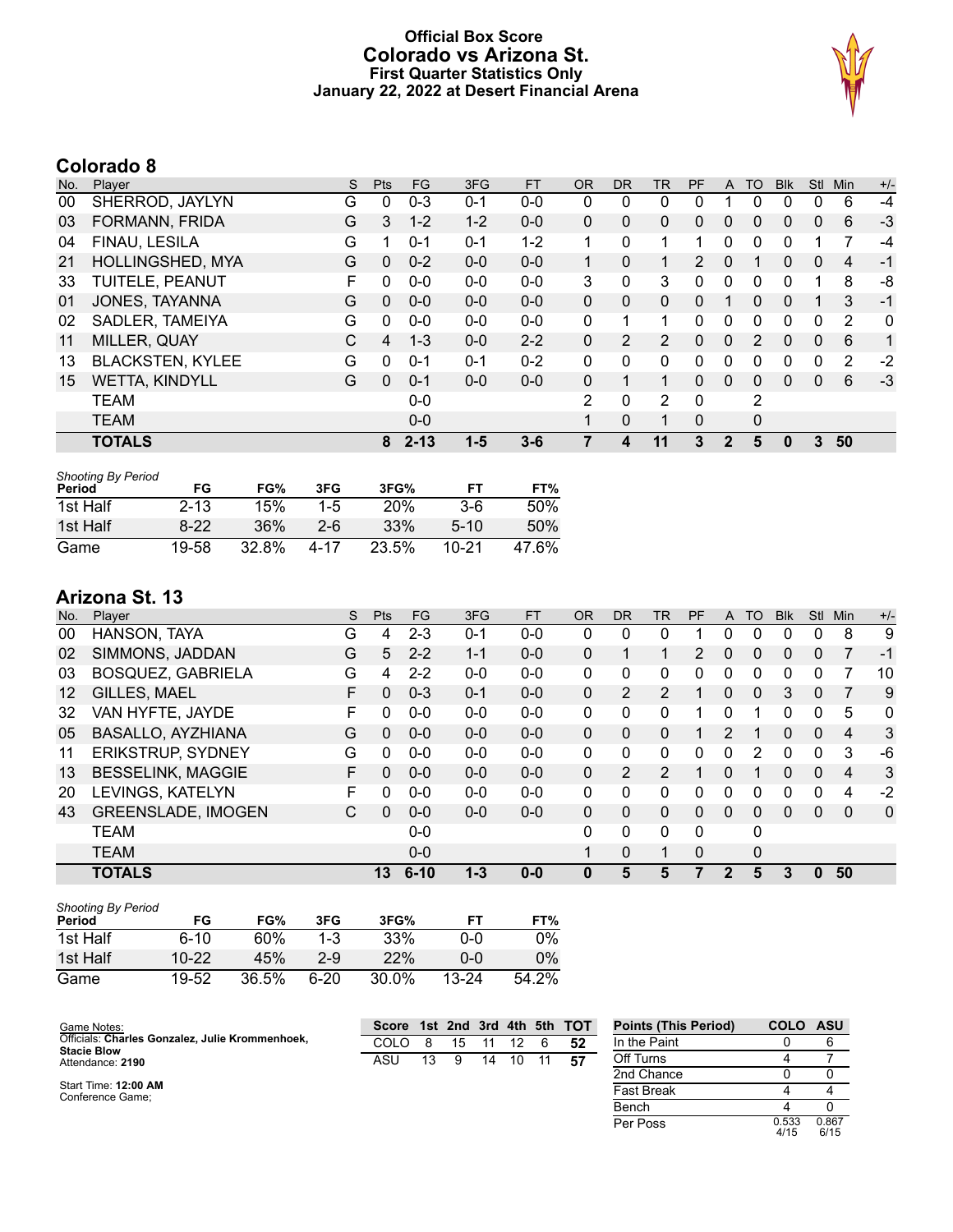# Official Box Score
## Colorado vs Arizona St.
### First Quarter Statistics Only
### January 22, 2022 at Desert Financial Arena

## Colorado 8

| No. | Player | S | Pts | FG | 3FG | FT | OR | DR | TR | PF | A | TO | Blk | Stl | Min | +/- |
|---|---|---|---|---|---|---|---|---|---|---|---|---|---|---|---|---|
| 00 | SHERROD, JAYLYN | G | 0 | 0-3 | 0-1 | 0-0 | 0 | 0 | 0 | 0 | 1 | 0 | 0 | 0 | 6 | -4 |
| 03 | FORMANN, FRIDA | G | 3 | 1-2 | 1-2 | 0-0 | 0 | 0 | 0 | 0 | 0 | 0 | 0 | 0 | 6 | -3 |
| 04 | FINAU, LESILA | G | 1 | 0-1 | 0-1 | 1-2 | 1 | 0 | 1 | 1 | 0 | 0 | 0 | 1 | 7 | -4 |
| 21 | HOLLINGSHED, MYA | G | 0 | 0-2 | 0-0 | 0-0 | 1 | 0 | 1 | 2 | 0 | 1 | 0 | 0 | 4 | -1 |
| 33 | TUITELE, PEANUT | F | 0 | 0-0 | 0-0 | 0-0 | 3 | 0 | 3 | 0 | 0 | 0 | 0 | 1 | 8 | -8 |
| 01 | JONES, TAYANNA | G | 0 | 0-0 | 0-0 | 0-0 | 0 | 0 | 0 | 0 | 1 | 0 | 0 | 1 | 3 | -1 |
| 02 | SADLER, TAMEIYA | G | 0 | 0-0 | 0-0 | 0-0 | 0 | 1 | 1 | 0 | 0 | 0 | 0 | 0 | 2 | 0 |
| 11 | MILLER, QUAY | C | 4 | 1-3 | 0-0 | 2-2 | 0 | 2 | 2 | 0 | 0 | 2 | 0 | 0 | 6 | 1 |
| 13 | BLACKSTEN, KYLEE | G | 0 | 0-1 | 0-1 | 0-2 | 0 | 0 | 0 | 0 | 0 | 0 | 0 | 0 | 2 | -2 |
| 15 | WETTA, KINDYLL | G | 0 | 0-1 | 0-0 | 0-0 | 0 | 1 | 1 | 0 | 0 | 0 | 0 | 0 | 6 | -3 |
| | TEAM | | | 0-0 | | | 2 | 0 | 2 | 0 | | 2 | | | | |
| | TEAM | | | 0-0 | | | 1 | 0 | 1 | 0 | | 0 | | | | |
| | **TOTALS** | | **8** | **2-13** | **1-5** | **3-6** | **7** | **4** | **11** | **3** | **2** | **5** | **0** | **3** | **50** | |

*Shooting By Period*

| Period | FG | FG% | 3FG | 3FG% | FT | FT% |
|---|---|---|---|---|---|---|
| 1st Half | 2-13 | 15% | 1-5 | 20% | 3-6 | 50% |
| 1st Half | 8-22 | 36% | 2-6 | 33% | 5-10 | 50% |
| Game | 19-58 | 32.8% | 4-17 | 23.5% | 10-21 | 47.6% |

## Arizona St. 13

| No. | Player | S | Pts | FG | 3FG | FT | OR | DR | TR | PF | A | TO | Blk | Stl | Min | +/- |
|---|---|---|---|---|---|---|---|---|---|---|---|---|---|---|---|---|
| 00 | HANSON, TAYA | G | 4 | 2-3 | 0-1 | 0-0 | 0 | 0 | 0 | 1 | 0 | 0 | 0 | 0 | 8 | 9 |
| 02 | SIMMONS, JADDAN | G | 5 | 2-2 | 1-1 | 0-0 | 0 | 1 | 1 | 2 | 0 | 0 | 0 | 0 | 7 | -1 |
| 03 | BOSQUEZ, GABRIELA | G | 4 | 2-2 | 0-0 | 0-0 | 0 | 0 | 0 | 0 | 0 | 0 | 0 | 0 | 7 | 10 |
| 12 | GILLES, MAEL | F | 0 | 0-3 | 0-1 | 0-0 | 0 | 2 | 2 | 1 | 0 | 0 | 3 | 0 | 7 | 9 |
| 32 | VAN HYFTE, JAYDE | F | 0 | 0-0 | 0-0 | 0-0 | 0 | 0 | 0 | 1 | 0 | 1 | 0 | 0 | 5 | 0 |
| 05 | BASALLO, AYZHIANA | G | 0 | 0-0 | 0-0 | 0-0 | 0 | 0 | 0 | 1 | 2 | 1 | 0 | 0 | 4 | 3 |
| 11 | ERIKSTRUP, SYDNEY | G | 0 | 0-0 | 0-0 | 0-0 | 0 | 0 | 0 | 0 | 0 | 2 | 0 | 0 | 3 | -6 |
| 13 | BESSELINK, MAGGIE | F | 0 | 0-0 | 0-0 | 0-0 | 0 | 2 | 2 | 1 | 0 | 1 | 0 | 0 | 4 | 3 |
| 20 | LEVINGS, KATELYN | F | 0 | 0-0 | 0-0 | 0-0 | 0 | 0 | 0 | 0 | 0 | 0 | 0 | 0 | 4 | -2 |
| 43 | GREENSLADE, IMOGEN | C | 0 | 0-0 | 0-0 | 0-0 | 0 | 0 | 0 | 0 | 0 | 0 | 0 | 0 | 0 | 0 |
| | TEAM | | | 0-0 | | | 0 | 0 | 0 | 0 | | 0 | | | | |
| | TEAM | | | 0-0 | | | 1 | 0 | 1 | 0 | | 0 | | | | |
| | **TOTALS** | | **13** | **6-10** | **1-3** | **0-0** | **0** | **5** | **5** | **7** | **2** | **5** | **3** | **0** | **50** | |

*Shooting By Period*

| Period | FG | FG% | 3FG | 3FG% | FT | FT% |
|---|---|---|---|---|---|---|
| 1st Half | 6-10 | 60% | 1-3 | 33% | 0-0 | 0% |
| 1st Half | 10-22 | 45% | 2-9 | 22% | 0-0 | 0% |
| Game | 19-52 | 36.5% | 6-20 | 30.0% | 13-24 | 54.2% |

Game Notes:
Officials: **Charles Gonzalez, Julie Krommenhoek, Stacie Blow**
Attendance: **2190**

Start Time: **12:00 AM**
Conference Game;

| Score | 1st | 2nd | 3rd | 4th | 5th | TOT |
|---|---|---|---|---|---|---|
| COLO | 8 | 15 | 11 | 12 | 6 | 52 |
| ASU | 13 | 9 | 14 | 10 | 11 | 57 |

| Points (This Period) | COLO | ASU |
|---|---|---|
| In the Paint | 0 | 6 |
| Off Turns | 4 | 7 |
| 2nd Chance | 0 | 0 |
| Fast Break | 4 | 4 |
| Bench | 4 | 0 |
| Per Poss | 0.533 4/15 | 0.867 6/15 |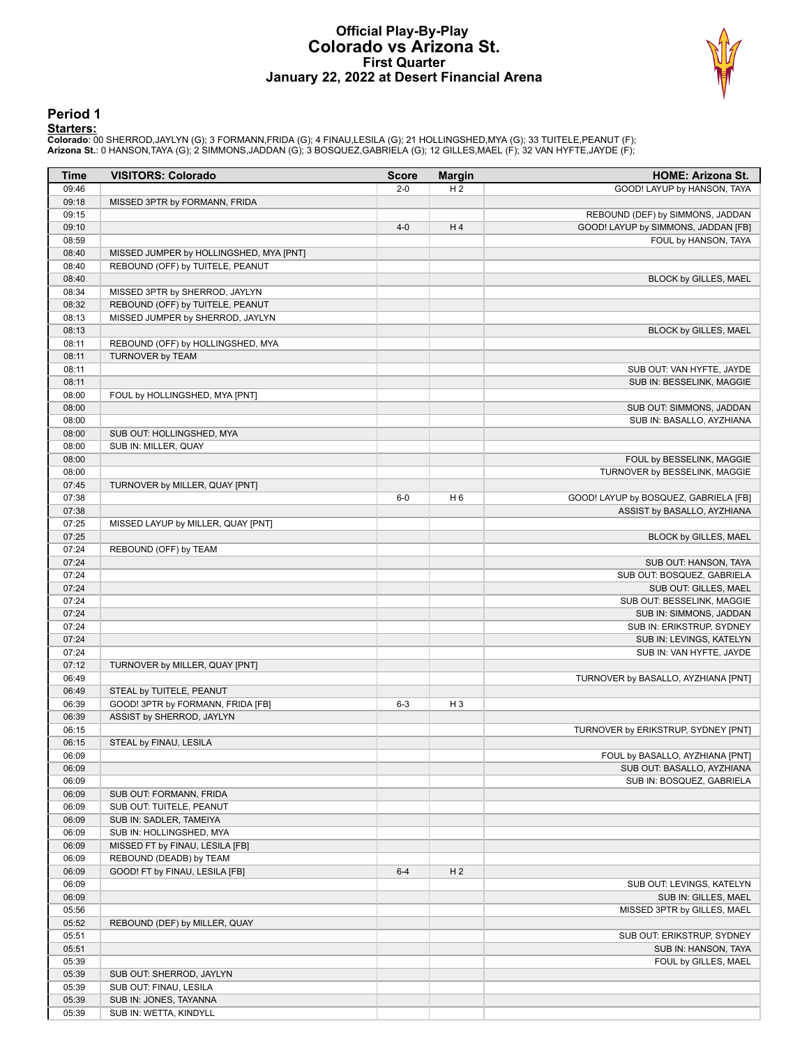# Official Play-By-Play
# Colorado vs Arizona St.
## First Quarter
## January 22, 2022 at Desert Financial Arena

### Period 1

**Starters:**

**Colorado**: 00 SHERROD,JAYLYN (G); 3 FORMANN,FRIDA (G); 4 FINAU,LESILA (G); 21 HOLLINGSHED,MYA (G); 33 TUITELE,PEANUT (F);
**Arizona St.**: 0 HANSON,TAYA (G); 2 SIMMONS,JADDAN (G); 3 BOSQUEZ,GABRIELA (G); 12 GILLES,MAEL (F); 32 VAN HYFTE,JAYDE (F);

| Time | VISITORS: Colorado | Score | Margin | HOME: Arizona St. |
|---|---|---|---|---|
| 09:46 | | 2-0 | H 2 | GOOD! LAYUP by HANSON, TAYA |
| 09:18 | MISSED 3PTR by FORMANN, FRIDA | | | |
| 09:15 | | | | REBOUND (DEF) by SIMMONS, JADDAN |
| 09:10 | | 4-0 | H 4 | GOOD! LAYUP by SIMMONS, JADDAN [FB] |
| 08:59 | | | | FOUL by HANSON, TAYA |
| 08:40 | MISSED JUMPER by HOLLINGSHED, MYA [PNT] | | | |
| 08:40 | REBOUND (OFF) by TUITELE, PEANUT | | | |
| 08:40 | | | | BLOCK by GILLES, MAEL |
| 08:34 | MISSED 3PTR by SHERROD, JAYLYN | | | |
| 08:32 | REBOUND (OFF) by TUITELE, PEANUT | | | |
| 08:13 | MISSED JUMPER by SHERROD, JAYLYN | | | |
| 08:13 | | | | BLOCK by GILLES, MAEL |
| 08:11 | REBOUND (OFF) by HOLLINGSHED, MYA | | | |
| 08:11 | TURNOVER by TEAM | | | |
| 08:11 | | | | SUB OUT: VAN HYFTE, JAYDE |
| 08:11 | | | | SUB IN: BESSELINK, MAGGIE |
| 08:00 | FOUL by HOLLINGSHED, MYA [PNT] | | | |
| 08:00 | | | | SUB OUT: SIMMONS, JADDAN |
| 08:00 | | | | SUB IN: BASALLO, AYZHIANA |
| 08:00 | SUB OUT: HOLLINGSHED, MYA | | | |
| 08:00 | SUB IN: MILLER, QUAY | | | |
| 08:00 | | | | FOUL by BESSELINK, MAGGIE |
| 08:00 | | | | TURNOVER by BESSELINK, MAGGIE |
| 07:45 | TURNOVER by MILLER, QUAY [PNT] | | | |
| 07:38 | | 6-0 | H 6 | GOOD! LAYUP by BOSQUEZ, GABRIELA [FB] |
| 07:38 | | | | ASSIST by BASALLO, AYZHIANA |
| 07:25 | MISSED LAYUP by MILLER, QUAY [PNT] | | | |
| 07:25 | | | | BLOCK by GILLES, MAEL |
| 07:24 | REBOUND (OFF) by TEAM | | | |
| 07:24 | | | | SUB OUT: HANSON, TAYA |
| 07:24 | | | | SUB OUT: BOSQUEZ, GABRIELA |
| 07:24 | | | | SUB OUT: GILLES, MAEL |
| 07:24 | | | | SUB OUT: BESSELINK, MAGGIE |
| 07:24 | | | | SUB IN: SIMMONS, JADDAN |
| 07:24 | | | | SUB IN: ERIKSTRUP, SYDNEY |
| 07:24 | | | | SUB IN: LEVINGS, KATELYN |
| 07:24 | | | | SUB IN: VAN HYFTE, JAYDE |
| 07:12 | TURNOVER by MILLER, QUAY [PNT] | | | |
| 06:49 | | | | TURNOVER by BASALLO, AYZHIANA [PNT] |
| 06:49 | STEAL by TUITELE, PEANUT | | | |
| 06:39 | GOOD! 3PTR by FORMANN, FRIDA [FB] | 6-3 | H 3 | |
| 06:39 | ASSIST by SHERROD, JAYLYN | | | |
| 06:15 | | | | TURNOVER by ERIKSTRUP, SYDNEY [PNT] |
| 06:15 | STEAL by FINAU, LESILA | | | |
| 06:09 | | | | FOUL by BASALLO, AYZHIANA [PNT] |
| 06:09 | | | | SUB OUT: BASALLO, AYZHIANA |
| 06:09 | | | | SUB IN: BOSQUEZ, GABRIELA |
| 06:09 | SUB OUT: FORMANN, FRIDA | | | |
| 06:09 | SUB OUT: TUITELE, PEANUT | | | |
| 06:09 | SUB IN: SADLER, TAMEIYA | | | |
| 06:09 | SUB IN: HOLLINGSHED, MYA | | | |
| 06:09 | MISSED FT by FINAU, LESILA [FB] | | | |
| 06:09 | REBOUND (DEADB) by TEAM | | | |
| 06:09 | GOOD! FT by FINAU, LESILA [FB] | 6-4 | H 2 | |
| 06:09 | | | | SUB OUT: LEVINGS, KATELYN |
| 06:09 | | | | SUB IN: GILLES, MAEL |
| 05:56 | | | | MISSED 3PTR by GILLES, MAEL |
| 05:52 | REBOUND (DEF) by MILLER, QUAY | | | |
| 05:51 | | | | SUB OUT: ERIKSTRUP, SYDNEY |
| 05:51 | | | | SUB IN: HANSON, TAYA |
| 05:39 | | | | FOUL by GILLES, MAEL |
| 05:39 | SUB OUT: SHERROD, JAYLYN | | | |
| 05:39 | SUB OUT: FINAU, LESILA | | | |
| 05:39 | SUB IN: JONES, TAYANNA | | | |
| 05:39 | SUB IN: WETTA, KINDYLL | | | |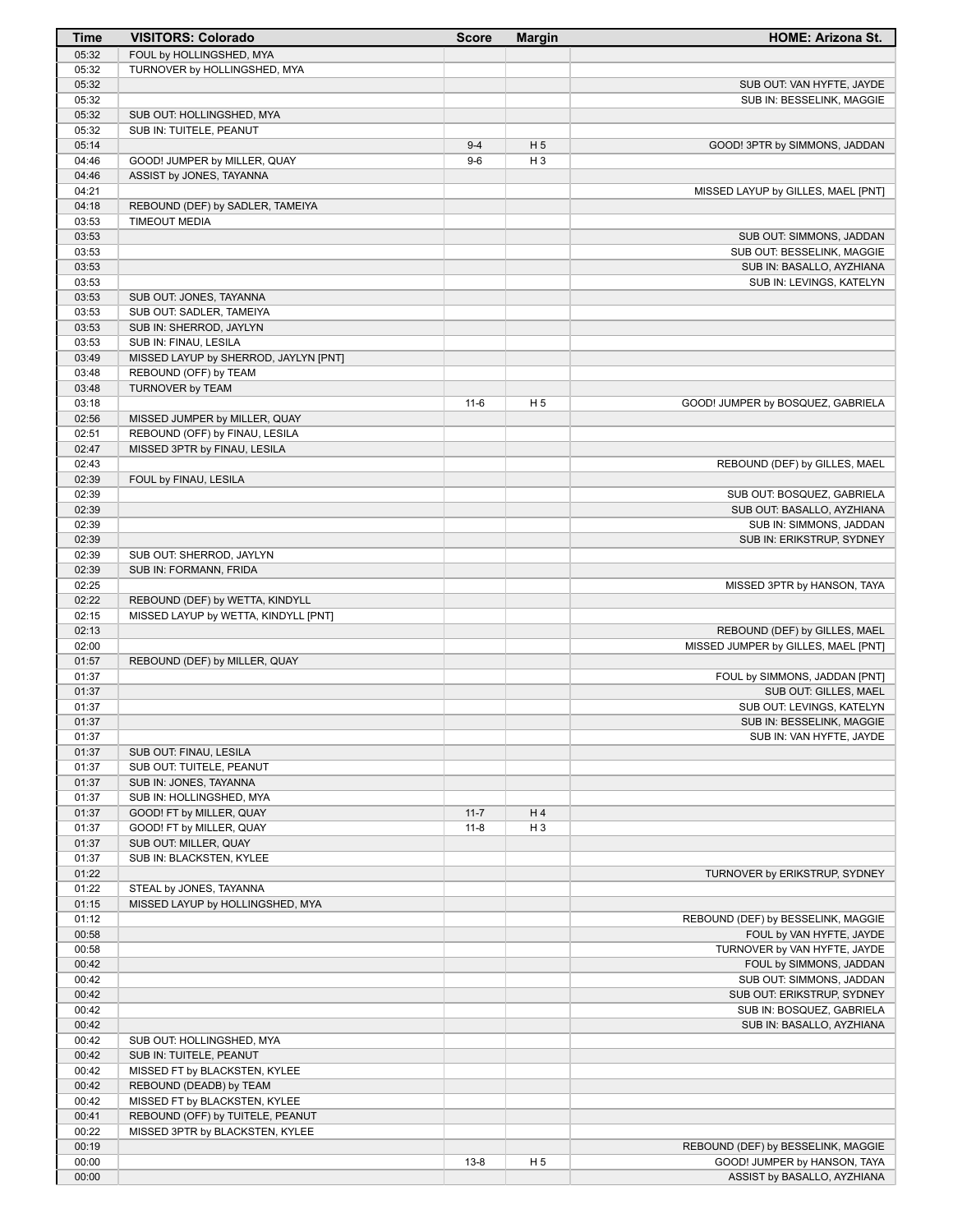| Time | VISITORS: Colorado | Score | Margin | HOME: Arizona St. |
|---|---|---|---|---|
| 05:32 | FOUL by HOLLINGSHED, MYA | | | |
| 05:32 | TURNOVER by HOLLINGSHED, MYA | | | |
| 05:32 | | | | SUB OUT: VAN HYFTE, JAYDE |
| 05:32 | | | | SUB IN: BESSELINK, MAGGIE |
| 05:32 | SUB OUT: HOLLINGSHED, MYA | | | |
| 05:32 | SUB IN: TUITELE, PEANUT | | | |
| 05:14 | | 9-4 | H 5 | GOOD! 3PTR by SIMMONS, JADDAN |
| 04:46 | GOOD! JUMPER by MILLER, QUAY | 9-6 | H 3 | |
| 04:46 | ASSIST by JONES, TAYANNA | | | |
| 04:21 | | | | MISSED LAYUP by GILLES, MAEL [PNT] |
| 04:18 | REBOUND (DEF) by SADLER, TAMEIYA | | | |
| 03:53 | TIMEOUT MEDIA | | | |
| 03:53 | | | | SUB OUT: SIMMONS, JADDAN |
| 03:53 | | | | SUB OUT: BESSELINK, MAGGIE |
| 03:53 | | | | SUB IN: BASALLO, AYZHIANA |
| 03:53 | | | | SUB IN: LEVINGS, KATELYN |
| 03:53 | SUB OUT: JONES, TAYANNA | | | |
| 03:53 | SUB OUT: SADLER, TAMEIYA | | | |
| 03:53 | SUB IN: SHERROD, JAYLYN | | | |
| 03:53 | SUB IN: FINAU, LESILA | | | |
| 03:49 | MISSED LAYUP by SHERROD, JAYLYN [PNT] | | | |
| 03:48 | REBOUND (OFF) by TEAM | | | |
| 03:48 | TURNOVER by TEAM | | | |
| 03:18 | | 11-6 | H 5 | GOOD! JUMPER by BOSQUEZ, GABRIELA |
| 02:56 | MISSED JUMPER by MILLER, QUAY | | | |
| 02:51 | REBOUND (OFF) by FINAU, LESILA | | | |
| 02:47 | MISSED 3PTR by FINAU, LESILA | | | |
| 02:43 | | | | REBOUND (DEF) by GILLES, MAEL |
| 02:39 | FOUL by FINAU, LESILA | | | |
| 02:39 | | | | SUB OUT: BOSQUEZ, GABRIELA |
| 02:39 | | | | SUB OUT: BASALLO, AYZHIANA |
| 02:39 | | | | SUB IN: SIMMONS, JADDAN |
| 02:39 | | | | SUB IN: ERIKSTRUP, SYDNEY |
| 02:39 | SUB OUT: SHERROD, JAYLYN | | | |
| 02:39 | SUB IN: FORMANN, FRIDA | | | |
| 02:25 | | | | MISSED 3PTR by HANSON, TAYA |
| 02:22 | REBOUND (DEF) by WETTA, KINDYLL | | | |
| 02:15 | MISSED LAYUP by WETTA, KINDYLL [PNT] | | | |
| 02:13 | | | | REBOUND (DEF) by GILLES, MAEL |
| 02:00 | | | | MISSED JUMPER by GILLES, MAEL [PNT] |
| 01:57 | REBOUND (DEF) by MILLER, QUAY | | | |
| 01:37 | | | | FOUL by SIMMONS, JADDAN [PNT] |
| 01:37 | | | | SUB OUT: GILLES, MAEL |
| 01:37 | | | | SUB OUT: LEVINGS, KATELYN |
| 01:37 | | | | SUB IN: BESSELINK, MAGGIE |
| 01:37 | | | | SUB IN: VAN HYFTE, JAYDE |
| 01:37 | SUB OUT: FINAU, LESILA | | | |
| 01:37 | SUB OUT: TUITELE, PEANUT | | | |
| 01:37 | SUB IN: JONES, TAYANNA | | | |
| 01:37 | SUB IN: HOLLINGSHED, MYA | | | |
| 01:37 | GOOD! FT by MILLER, QUAY | 11-7 | H 4 | |
| 01:37 | GOOD! FT by MILLER, QUAY | 11-8 | H 3 | |
| 01:37 | SUB OUT: MILLER, QUAY | | | |
| 01:37 | SUB IN: BLACKSTEN, KYLEE | | | |
| 01:22 | | | | TURNOVER by ERIKSTRUP, SYDNEY |
| 01:22 | STEAL by JONES, TAYANNA | | | |
| 01:15 | MISSED LAYUP by HOLLINGSHED, MYA | | | |
| 01:12 | | | | REBOUND (DEF) by BESSELINK, MAGGIE |
| 00:58 | | | | FOUL by VAN HYFTE, JAYDE |
| 00:58 | | | | TURNOVER by VAN HYFTE, JAYDE |
| 00:42 | | | | FOUL by SIMMONS, JADDAN |
| 00:42 | | | | SUB OUT: SIMMONS, JADDAN |
| 00:42 | | | | SUB OUT: ERIKSTRUP, SYDNEY |
| 00:42 | | | | SUB IN: BOSQUEZ, GABRIELA |
| 00:42 | | | | SUB IN: BASALLO, AYZHIANA |
| 00:42 | SUB OUT: HOLLINGSHED, MYA | | | |
| 00:42 | SUB IN: TUITELE, PEANUT | | | |
| 00:42 | MISSED FT by BLACKSTEN, KYLEE | | | |
| 00:42 | REBOUND (DEADB) by TEAM | | | |
| 00:42 | MISSED FT by BLACKSTEN, KYLEE | | | |
| 00:41 | REBOUND (OFF) by TUITELE, PEANUT | | | |
| 00:22 | MISSED 3PTR by BLACKSTEN, KYLEE | | | |
| 00:19 | | | | REBOUND (DEF) by BESSELINK, MAGGIE |
| 00:00 | | 13-8 | H 5 | GOOD! JUMPER by HANSON, TAYA |
| 00:00 | | | | ASSIST by BASALLO, AYZHIANA |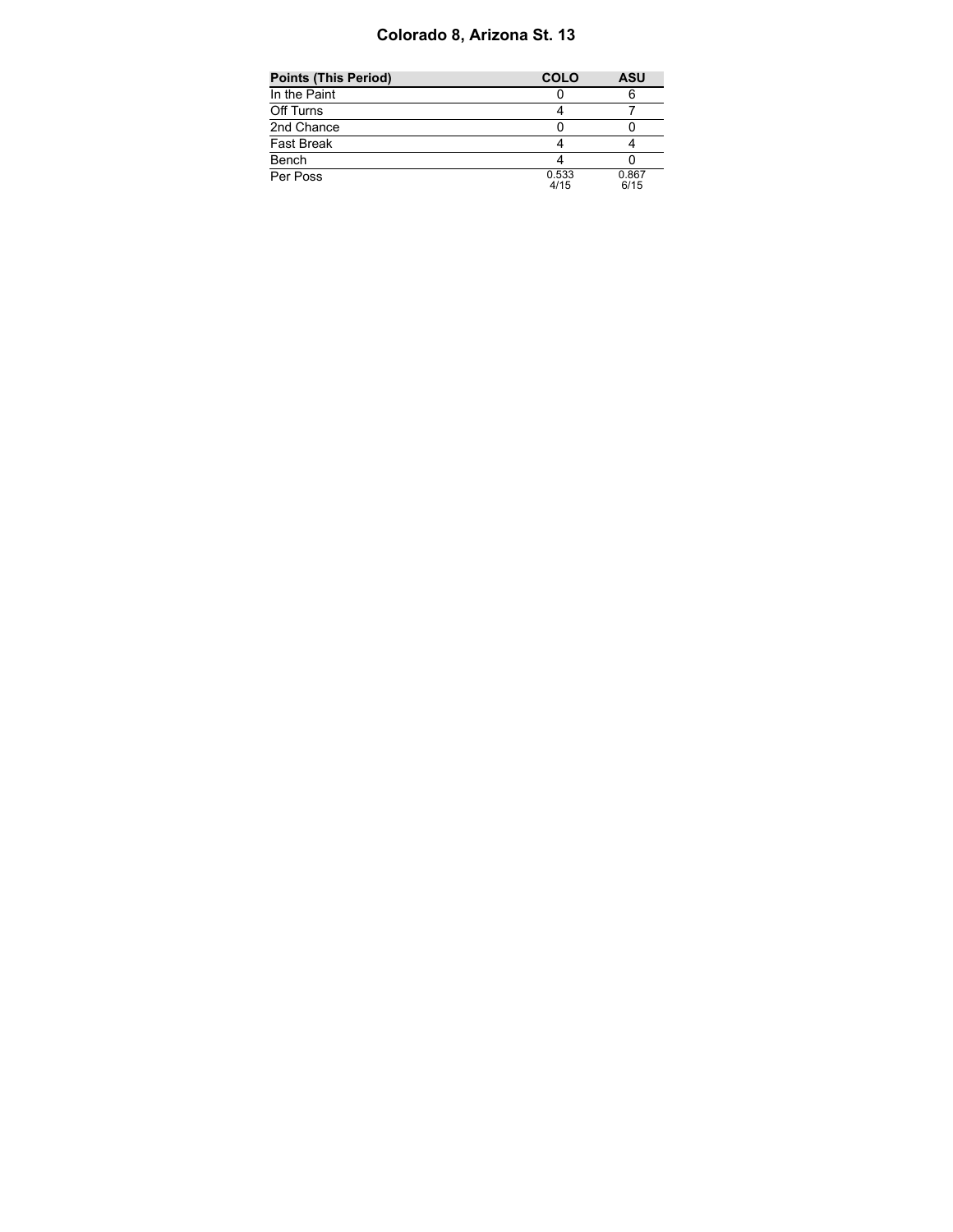# Colorado 8, Arizona St. 13

| Points (This Period) | COLO | ASU |
|---|---|---|
| In the Paint | 0 | 6 |
| Off Turns | 4 | 7 |
| 2nd Chance | 0 | 0 |
| Fast Break | 4 | 4 |
| Bench | 4 | 0 |
| Per Poss | 0.533<br>4/15 | 0.867<br>6/15 |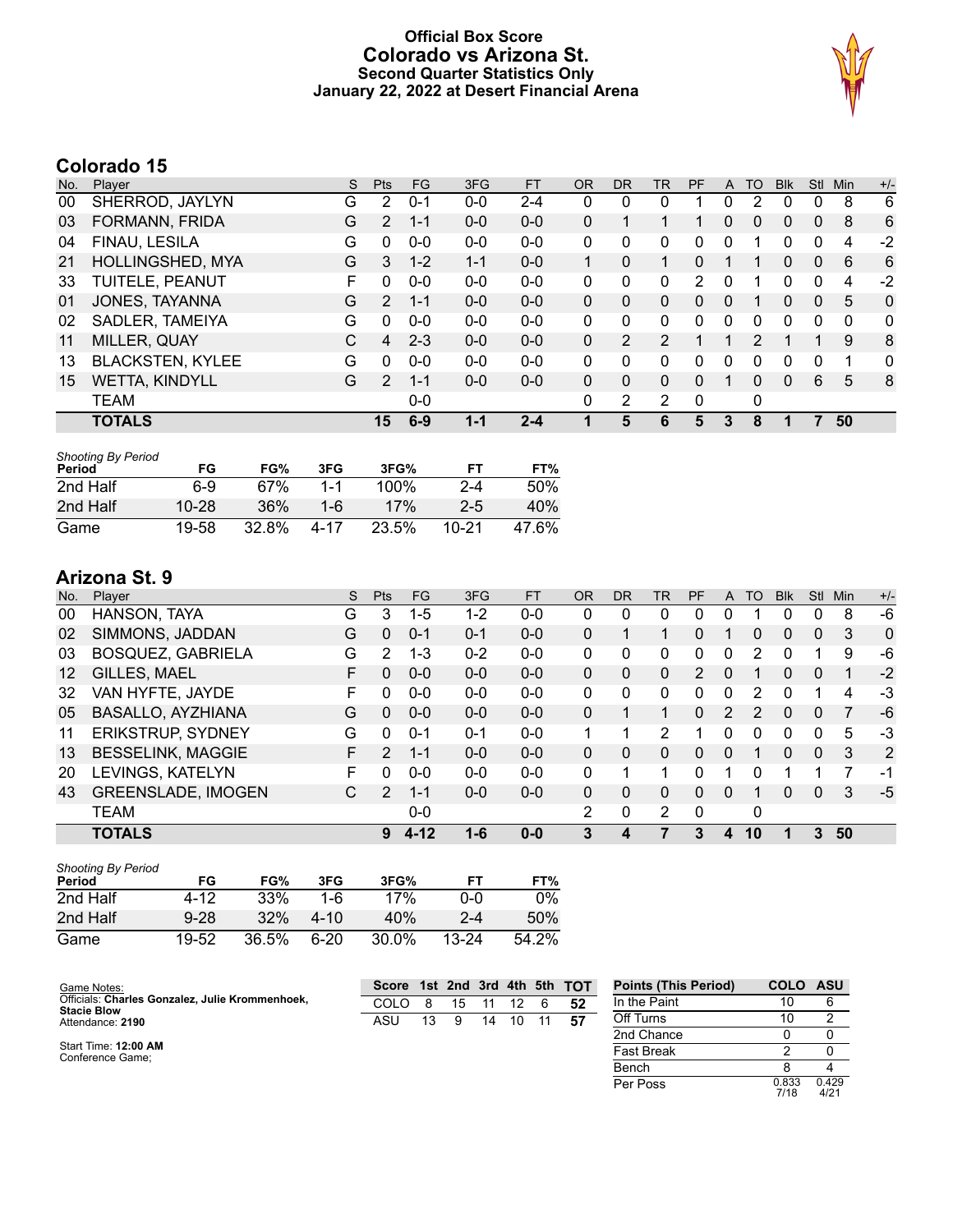# Official Box Score
## Colorado vs Arizona St.
### Second Quarter Statistics Only
### January 22, 2022 at Desert Financial Arena

## Colorado 15

| No. | Player | S | Pts | FG | 3FG | FT | OR | DR | TR | PF | A | TO | Blk | Stl | Min | +/- |
|---|---|---|---|---|---|---|---|---|---|---|---|---|---|---|---|---|
| 00 | SHERROD, JAYLYN | G | 2 | 0-1 | 0-0 | 2-4 | 0 | 0 | 0 | 1 | 0 | 2 | 0 | 0 | 8 | 6 |
| 03 | FORMANN, FRIDA | G | 2 | 1-1 | 0-0 | 0-0 | 0 | 1 | 1 | 1 | 0 | 0 | 0 | 0 | 8 | 6 |
| 04 | FINAU, LESILA | G | 0 | 0-0 | 0-0 | 0-0 | 0 | 0 | 0 | 0 | 0 | 1 | 0 | 0 | 4 | -2 |
| 21 | HOLLINGSHED, MYA | G | 3 | 1-2 | 1-1 | 0-0 | 1 | 0 | 1 | 0 | 1 | 1 | 0 | 0 | 6 | 6 |
| 33 | TUITELE, PEANUT | F | 0 | 0-0 | 0-0 | 0-0 | 0 | 0 | 0 | 2 | 0 | 1 | 0 | 0 | 4 | -2 |
| 01 | JONES, TAYANNA | G | 2 | 1-1 | 0-0 | 0-0 | 0 | 0 | 0 | 0 | 0 | 1 | 0 | 0 | 5 | 0 |
| 02 | SADLER, TAMEIYA | G | 0 | 0-0 | 0-0 | 0-0 | 0 | 0 | 0 | 0 | 0 | 0 | 0 | 0 | 0 | 0 |
| 11 | MILLER, QUAY | C | 4 | 2-3 | 0-0 | 0-0 | 0 | 2 | 2 | 1 | 1 | 2 | 1 | 1 | 9 | 8 |
| 13 | BLACKSTEN, KYLEE | G | 0 | 0-0 | 0-0 | 0-0 | 0 | 0 | 0 | 0 | 0 | 0 | 0 | 0 | 1 | 0 |
| 15 | WETTA, KINDYLL | G | 2 | 1-1 | 0-0 | 0-0 | 0 | 0 | 0 | 0 | 1 | 0 | 0 | 6 | 5 | 8 |
| | TEAM | | | 0-0 | | | 0 | 2 | 2 | 0 | | 0 | | | | |
| | **TOTALS** | | **15** | **6-9** | **1-1** | **2-4** | **1** | **5** | **6** | **5** | **3** | **8** | **1** | **7** | **50** | |

*Shooting By Period*

| Period | FG | FG% | 3FG | 3FG% | FT | FT% |
|---|---|---|---|---|---|---|
| 2nd Half | 6-9 | 67% | 1-1 | 100% | 2-4 | 50% |
| 2nd Half | 10-28 | 36% | 1-6 | 17% | 2-5 | 40% |
| Game | 19-58 | 32.8% | 4-17 | 23.5% | 10-21 | 47.6% |

## Arizona St. 9

| No. | Player | S | Pts | FG | 3FG | FT | OR | DR | TR | PF | A | TO | Blk | Stl | Min | +/- |
|---|---|---|---|---|---|---|---|---|---|---|---|---|---|---|---|---|
| 00 | HANSON, TAYA | G | 3 | 1-5 | 1-2 | 0-0 | 0 | 0 | 0 | 0 | 0 | 1 | 0 | 0 | 8 | -6 |
| 02 | SIMMONS, JADDAN | G | 0 | 0-1 | 0-1 | 0-0 | 0 | 1 | 1 | 0 | 1 | 0 | 0 | 0 | 3 | 0 |
| 03 | BOSQUEZ, GABRIELA | G | 2 | 1-3 | 0-2 | 0-0 | 0 | 0 | 0 | 0 | 0 | 2 | 0 | 1 | 9 | -6 |
| 12 | GILLES, MAEL | F | 0 | 0-0 | 0-0 | 0-0 | 0 | 0 | 0 | 2 | 0 | 1 | 0 | 0 | 1 | -2 |
| 32 | VAN HYFTE, JAYDE | F | 0 | 0-0 | 0-0 | 0-0 | 0 | 0 | 0 | 0 | 0 | 2 | 0 | 1 | 4 | -3 |
| 05 | BASALLO, AYZHIANA | G | 0 | 0-0 | 0-0 | 0-0 | 0 | 1 | 1 | 0 | 2 | 2 | 0 | 0 | 7 | -6 |
| 11 | ERIKSTRUP, SYDNEY | G | 0 | 0-1 | 0-1 | 0-0 | 1 | 1 | 2 | 1 | 0 | 0 | 0 | 0 | 5 | -3 |
| 13 | BESSELINK, MAGGIE | F | 2 | 1-1 | 0-0 | 0-0 | 0 | 0 | 0 | 0 | 0 | 1 | 0 | 0 | 3 | 2 |
| 20 | LEVINGS, KATELYN | F | 0 | 0-0 | 0-0 | 0-0 | 0 | 1 | 1 | 0 | 1 | 0 | 1 | 1 | 7 | -1 |
| 43 | GREENSLADE, IMOGEN | C | 2 | 1-1 | 0-0 | 0-0 | 0 | 0 | 0 | 0 | 0 | 1 | 0 | 0 | 3 | -5 |
| | TEAM | | | 0-0 | | | 2 | 0 | 2 | 0 | | 0 | | | | |
| | **TOTALS** | | **9** | **4-12** | **1-6** | **0-0** | **3** | **4** | **7** | **3** | **4** | **10** | **1** | **3** | **50** | |

*Shooting By Period*

| Period | FG | FG% | 3FG | 3FG% | FT | FT% |
|---|---|---|---|---|---|---|
| 2nd Half | 4-12 | 33% | 1-6 | 17% | 0-0 | 0% |
| 2nd Half | 9-28 | 32% | 4-10 | 40% | 2-4 | 50% |
| Game | 19-52 | 36.5% | 6-20 | 30.0% | 13-24 | 54.2% |

Game Notes:
Officials: **Charles Gonzalez, Julie Krommenhoek, Stacie Blow**
Attendance: **2190**

Start Time: **12:00 AM**
Conference Game;

| Score | 1st | 2nd | 3rd | 4th | 5th | TOT |
|---|---|---|---|---|---|---|
| COLO | 8 | 15 | 11 | 12 | 6 | **52** |
| ASU | 13 | 9 | 14 | 10 | 11 | **57** |

| Points (This Period) | COLO | ASU |
|---|---|---|
| In the Paint | 10 | 6 |
| Off Turns | 10 | 2 |
| 2nd Chance | 0 | 0 |
| Fast Break | 2 | 0 |
| Bench | 8 | 4 |
| Per Poss | 0.833 7/18 | 0.429 4/21 |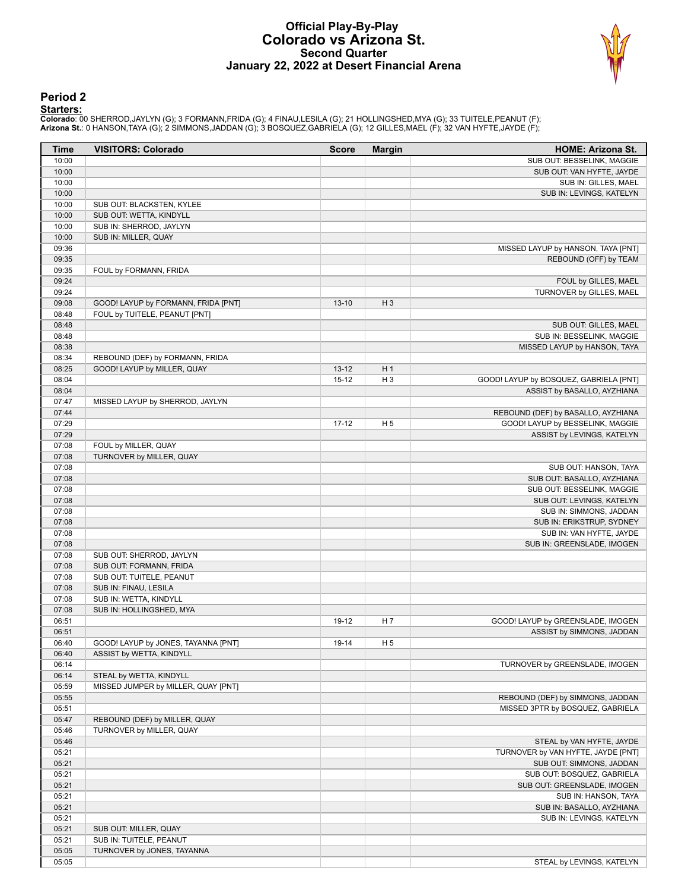# Official Play-By-Play
## Colorado vs Arizona St.
### Second Quarter
### January 22, 2022 at Desert Financial Arena

## Period 2

**Starters:**

**Colorado**: 00 SHERROD,JAYLYN (G); 3 FORMANN,FRIDA (G); 4 FINAU,LESILA (G); 21 HOLLINGSHED,MYA (G); 33 TUITELE,PEANUT (F);
**Arizona St.**: 0 HANSON,TAYA (G); 2 SIMMONS,JADDAN (G); 3 BOSQUEZ,GABRIELA (G); 12 GILLES,MAEL (F); 32 VAN HYFTE,JAYDE (F);

| Time | VISITORS: Colorado | Score | Margin | HOME: Arizona St. |
|---|---|---|---|---|
| 10:00 | | | | SUB OUT: BESSELINK, MAGGIE |
| 10:00 | | | | SUB OUT: VAN HYFTE, JAYDE |
| 10:00 | | | | SUB IN: GILLES, MAEL |
| 10:00 | | | | SUB IN: LEVINGS, KATELYN |
| 10:00 | SUB OUT: BLACKSTEN, KYLEE | | | |
| 10:00 | SUB OUT: WETTA, KINDYLL | | | |
| 10:00 | SUB IN: SHERROD, JAYLYN | | | |
| 10:00 | SUB IN: MILLER, QUAY | | | |
| 09:36 | | | | MISSED LAYUP by HANSON, TAYA [PNT] |
| 09:35 | | | | REBOUND (OFF) by TEAM |
| 09:35 | FOUL by FORMANN, FRIDA | | | |
| 09:24 | | | | FOUL by GILLES, MAEL |
| 09:24 | | | | TURNOVER by GILLES, MAEL |
| 09:08 | GOOD! LAYUP by FORMANN, FRIDA [PNT] | 13-10 | H 3 | |
| 08:48 | FOUL by TUITELE, PEANUT [PNT] | | | |
| 08:48 | | | | SUB OUT: GILLES, MAEL |
| 08:48 | | | | SUB IN: BESSELINK, MAGGIE |
| 08:38 | | | | MISSED LAYUP by HANSON, TAYA |
| 08:34 | REBOUND (DEF) by FORMANN, FRIDA | | | |
| 08:25 | GOOD! LAYUP by MILLER, QUAY | 13-12 | H 1 | |
| 08:04 | | 15-12 | H 3 | GOOD! LAYUP by BOSQUEZ, GABRIELA [PNT] |
| 08:04 | | | | ASSIST by BASALLO, AYZHIANA |
| 07:47 | MISSED LAYUP by SHERROD, JAYLYN | | | |
| 07:44 | | | | REBOUND (DEF) by BASALLO, AYZHIANA |
| 07:29 | | 17-12 | H 5 | GOOD! LAYUP by BESSELINK, MAGGIE |
| 07:29 | | | | ASSIST by LEVINGS, KATELYN |
| 07:08 | FOUL by MILLER, QUAY | | | |
| 07:08 | TURNOVER by MILLER, QUAY | | | |
| 07:08 | | | | SUB OUT: HANSON, TAYA |
| 07:08 | | | | SUB OUT: BASALLO, AYZHIANA |
| 07:08 | | | | SUB OUT: BESSELINK, MAGGIE |
| 07:08 | | | | SUB OUT: LEVINGS, KATELYN |
| 07:08 | | | | SUB IN: SIMMONS, JADDAN |
| 07:08 | | | | SUB IN: ERIKSTRUP, SYDNEY |
| 07:08 | | | | SUB IN: VAN HYFTE, JAYDE |
| 07:08 | | | | SUB IN: GREENSLADE, IMOGEN |
| 07:08 | SUB OUT: SHERROD, JAYLYN | | | |
| 07:08 | SUB OUT: FORMANN, FRIDA | | | |
| 07:08 | SUB OUT: TUITELE, PEANUT | | | |
| 07:08 | SUB IN: FINAU, LESILA | | | |
| 07:08 | SUB IN: WETTA, KINDYLL | | | |
| 07:08 | SUB IN: HOLLINGSHED, MYA | | | |
| 06:51 | | 19-12 | H 7 | GOOD! LAYUP by GREENSLADE, IMOGEN |
| 06:51 | | | | ASSIST by SIMMONS, JADDAN |
| 06:40 | GOOD! LAYUP by JONES, TAYANNA [PNT] | 19-14 | H 5 | |
| 06:40 | ASSIST by WETTA, KINDYLL | | | |
| 06:14 | | | | TURNOVER by GREENSLADE, IMOGEN |
| 06:14 | STEAL by WETTA, KINDYLL | | | |
| 05:59 | MISSED JUMPER by MILLER, QUAY [PNT] | | | |
| 05:55 | | | | REBOUND (DEF) by SIMMONS, JADDAN |
| 05:51 | | | | MISSED 3PTR by BOSQUEZ, GABRIELA |
| 05:47 | REBOUND (DEF) by MILLER, QUAY | | | |
| 05:46 | TURNOVER by MILLER, QUAY | | | |
| 05:46 | | | | STEAL by VAN HYFTE, JAYDE |
| 05:21 | | | | TURNOVER by VAN HYFTE, JAYDE [PNT] |
| 05:21 | | | | SUB OUT: SIMMONS, JADDAN |
| 05:21 | | | | SUB OUT: BOSQUEZ, GABRIELA |
| 05:21 | | | | SUB OUT: GREENSLADE, IMOGEN |
| 05:21 | | | | SUB IN: HANSON, TAYA |
| 05:21 | | | | SUB IN: BASALLO, AYZHIANA |
| 05:21 | | | | SUB IN: LEVINGS, KATELYN |
| 05:21 | SUB OUT: MILLER, QUAY | | | |
| 05:21 | SUB IN: TUITELE, PEANUT | | | |
| 05:05 | TURNOVER by JONES, TAYANNA | | | |
| 05:05 | | | | STEAL by LEVINGS, KATELYN |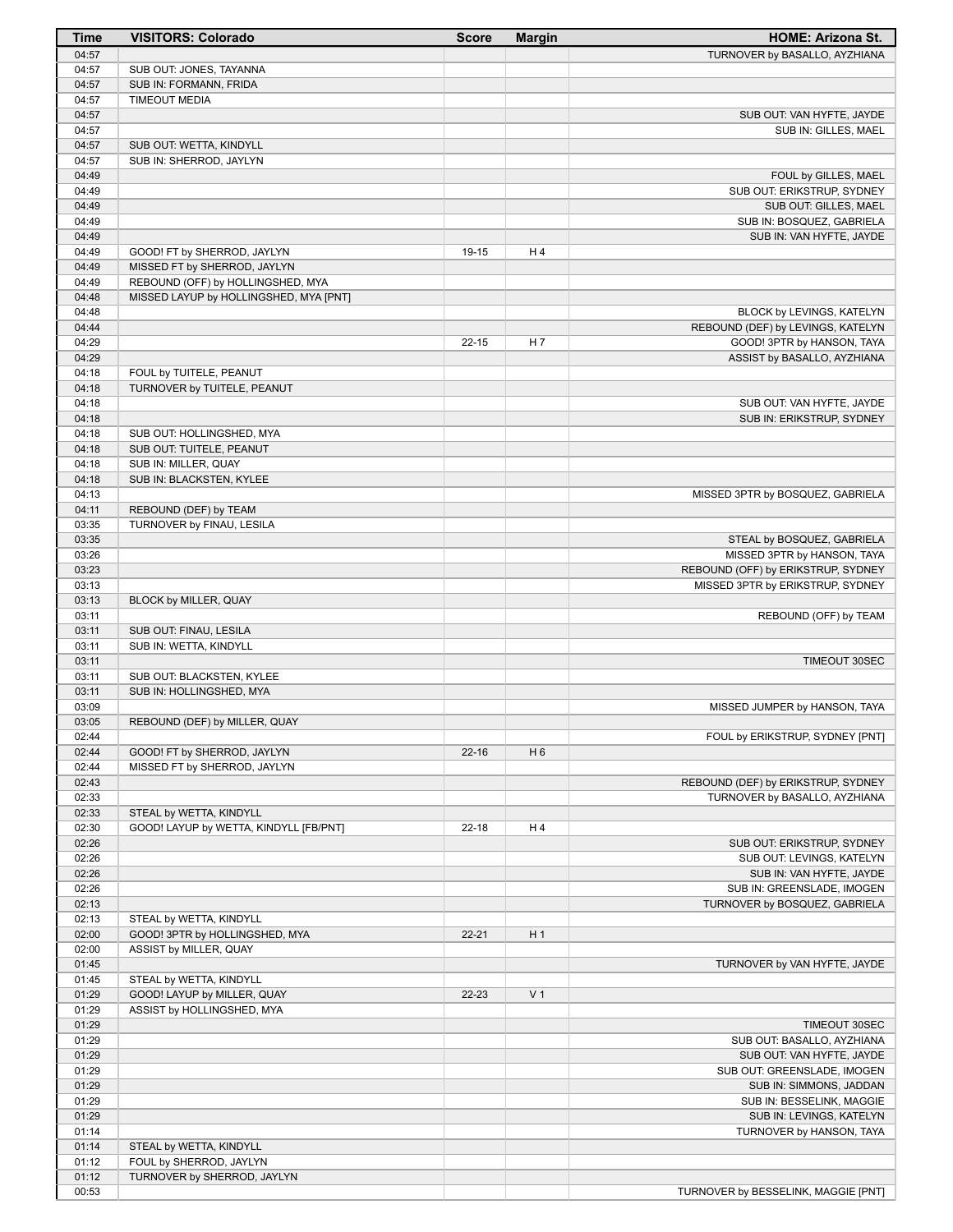| Time | VISITORS: Colorado | Score | Margin | HOME: Arizona St. |
|---|---|---|---|---|
| 04:57 | | | | TURNOVER by BASALLO, AYZHIANA |
| 04:57 | SUB OUT: JONES, TAYANNA | | | |
| 04:57 | SUB IN: FORMANN, FRIDA | | | |
| 04:57 | TIMEOUT MEDIA | | | |
| 04:57 | | | | SUB OUT: VAN HYFTE, JAYDE |
| 04:57 | | | | SUB IN: GILLES, MAEL |
| 04:57 | SUB OUT: WETTA, KINDYLL | | | |
| 04:57 | SUB IN: SHERROD, JAYLYN | | | |
| 04:49 | | | | FOUL by GILLES, MAEL |
| 04:49 | | | | SUB OUT: ERIKSTRUP, SYDNEY |
| 04:49 | | | | SUB OUT: GILLES, MAEL |
| 04:49 | | | | SUB IN: BOSQUEZ, GABRIELA |
| 04:49 | | | | SUB IN: VAN HYFTE, JAYDE |
| 04:49 | GOOD! FT by SHERROD, JAYLYN | 19-15 | H 4 | |
| 04:49 | MISSED FT by SHERROD, JAYLYN | | | |
| 04:49 | REBOUND (OFF) by HOLLINGSHED, MYA | | | |
| 04:48 | MISSED LAYUP by HOLLINGSHED, MYA [PNT] | | | |
| 04:48 | | | | BLOCK by LEVINGS, KATELYN |
| 04:44 | | | | REBOUND (DEF) by LEVINGS, KATELYN |
| 04:29 | | 22-15 | H 7 | GOOD! 3PTR by HANSON, TAYA |
| 04:29 | | | | ASSIST by BASALLO, AYZHIANA |
| 04:18 | FOUL by TUITELE, PEANUT | | | |
| 04:18 | TURNOVER by TUITELE, PEANUT | | | |
| 04:18 | | | | SUB OUT: VAN HYFTE, JAYDE |
| 04:18 | | | | SUB IN: ERIKSTRUP, SYDNEY |
| 04:18 | SUB OUT: HOLLINGSHED, MYA | | | |
| 04:18 | SUB OUT: TUITELE, PEANUT | | | |
| 04:18 | SUB IN: MILLER, QUAY | | | |
| 04:18 | SUB IN: BLACKSTEN, KYLEE | | | |
| 04:13 | | | | MISSED 3PTR by BOSQUEZ, GABRIELA |
| 04:11 | REBOUND (DEF) by TEAM | | | |
| 03:35 | TURNOVER by FINAU, LESILA | | | |
| 03:35 | | | | STEAL by BOSQUEZ, GABRIELA |
| 03:26 | | | | MISSED 3PTR by HANSON, TAYA |
| 03:23 | | | | REBOUND (OFF) by ERIKSTRUP, SYDNEY |
| 03:13 | | | | MISSED 3PTR by ERIKSTRUP, SYDNEY |
| 03:13 | BLOCK by MILLER, QUAY | | | |
| 03:11 | | | | REBOUND (OFF) by TEAM |
| 03:11 | SUB OUT: FINAU, LESILA | | | |
| 03:11 | SUB IN: WETTA, KINDYLL | | | |
| 03:11 | | | | TIMEOUT 30SEC |
| 03:11 | SUB OUT: BLACKSTEN, KYLEE | | | |
| 03:11 | SUB IN: HOLLINGSHED, MYA | | | |
| 03:09 | | | | MISSED JUMPER by HANSON, TAYA |
| 03:05 | REBOUND (DEF) by MILLER, QUAY | | | |
| 02:44 | | | | FOUL by ERIKSTRUP, SYDNEY [PNT] |
| 02:44 | GOOD! FT by SHERROD, JAYLYN | 22-16 | H 6 | |
| 02:44 | MISSED FT by SHERROD, JAYLYN | | | |
| 02:43 | | | | REBOUND (DEF) by ERIKSTRUP, SYDNEY |
| 02:33 | | | | TURNOVER by BASALLO, AYZHIANA |
| 02:33 | STEAL by WETTA, KINDYLL | | | |
| 02:30 | GOOD! LAYUP by WETTA, KINDYLL [FB/PNT] | 22-18 | H 4 | |
| 02:26 | | | | SUB OUT: ERIKSTRUP, SYDNEY |
| 02:26 | | | | SUB OUT: LEVINGS, KATELYN |
| 02:26 | | | | SUB IN: VAN HYFTE, JAYDE |
| 02:26 | | | | SUB IN: GREENSLADE, IMOGEN |
| 02:13 | | | | TURNOVER by BOSQUEZ, GABRIELA |
| 02:13 | STEAL by WETTA, KINDYLL | | | |
| 02:00 | GOOD! 3PTR by HOLLINGSHED, MYA | 22-21 | H 1 | |
| 02:00 | ASSIST by MILLER, QUAY | | | |
| 01:45 | | | | TURNOVER by VAN HYFTE, JAYDE |
| 01:45 | STEAL by WETTA, KINDYLL | | | |
| 01:29 | GOOD! LAYUP by MILLER, QUAY | 22-23 | V 1 | |
| 01:29 | ASSIST by HOLLINGSHED, MYA | | | |
| 01:29 | | | | TIMEOUT 30SEC |
| 01:29 | | | | SUB OUT: BASALLO, AYZHIANA |
| 01:29 | | | | SUB OUT: VAN HYFTE, JAYDE |
| 01:29 | | | | SUB OUT: GREENSLADE, IMOGEN |
| 01:29 | | | | SUB IN: SIMMONS, JADDAN |
| 01:29 | | | | SUB IN: BESSELINK, MAGGIE |
| 01:29 | | | | SUB IN: LEVINGS, KATELYN |
| 01:14 | | | | TURNOVER by HANSON, TAYA |
| 01:14 | STEAL by WETTA, KINDYLL | | | |
| 01:12 | FOUL by SHERROD, JAYLYN | | | |
| 01:12 | TURNOVER by SHERROD, JAYLYN | | | |
| 00:53 | | | | TURNOVER by BESSELINK, MAGGIE [PNT] |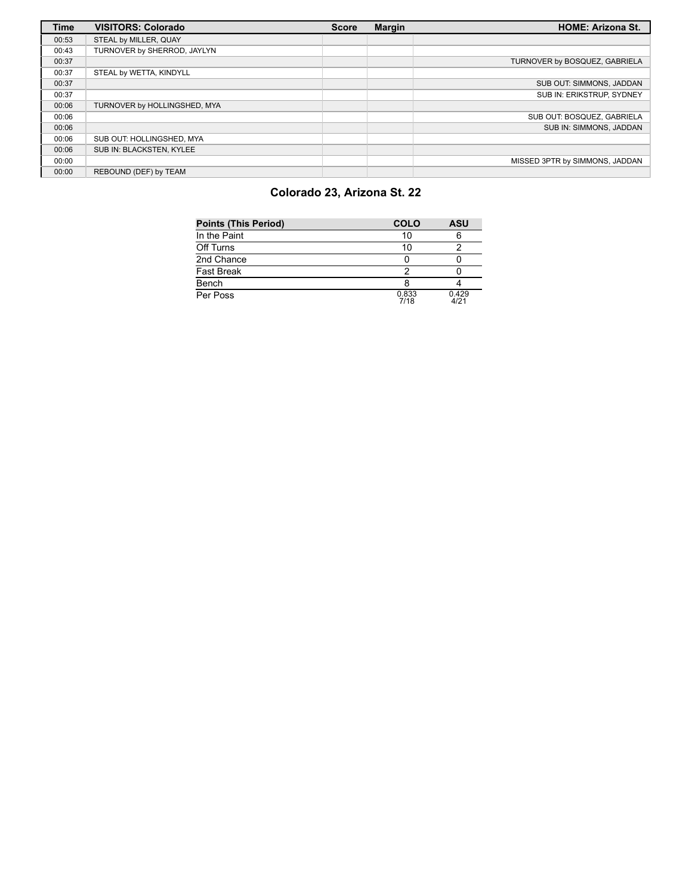| Time | VISITORS: Colorado | Score | Margin | HOME: Arizona St. |
| --- | --- | --- | --- | --- |
| 00:53 | STEAL by MILLER, QUAY | | | |
| 00:43 | TURNOVER by SHERROD, JAYLYN | | | |
| 00:37 | | | | TURNOVER by BOSQUEZ, GABRIELA |
| 00:37 | STEAL by WETTA, KINDYLL | | | |
| 00:37 | | | | SUB OUT: SIMMONS, JADDAN |
| 00:37 | | | | SUB IN: ERIKSTRUP, SYDNEY |
| 00:06 | TURNOVER by HOLLINGSHED, MYA | | | |
| 00:06 | | | | SUB OUT: BOSQUEZ, GABRIELA |
| 00:06 | | | | SUB IN: SIMMONS, JADDAN |
| 00:06 | SUB OUT: HOLLINGSHED, MYA | | | |
| 00:06 | SUB IN: BLACKSTEN, KYLEE | | | |
| 00:00 | | | | MISSED 3PTR by SIMMONS, JADDAN |
| 00:00 | REBOUND (DEF) by TEAM | | | |

## Colorado 23, Arizona St. 22

| Points (This Period) | COLO | ASU |
| --- | --- | --- |
| In the Paint | 10 | 6 |
| Off Turns | 10 | 2 |
| 2nd Chance | 0 | 0 |
| Fast Break | 2 | 0 |
| Bench | 8 | 4 |
| Per Poss | 0.833 7/18 | 0.429 4/21 |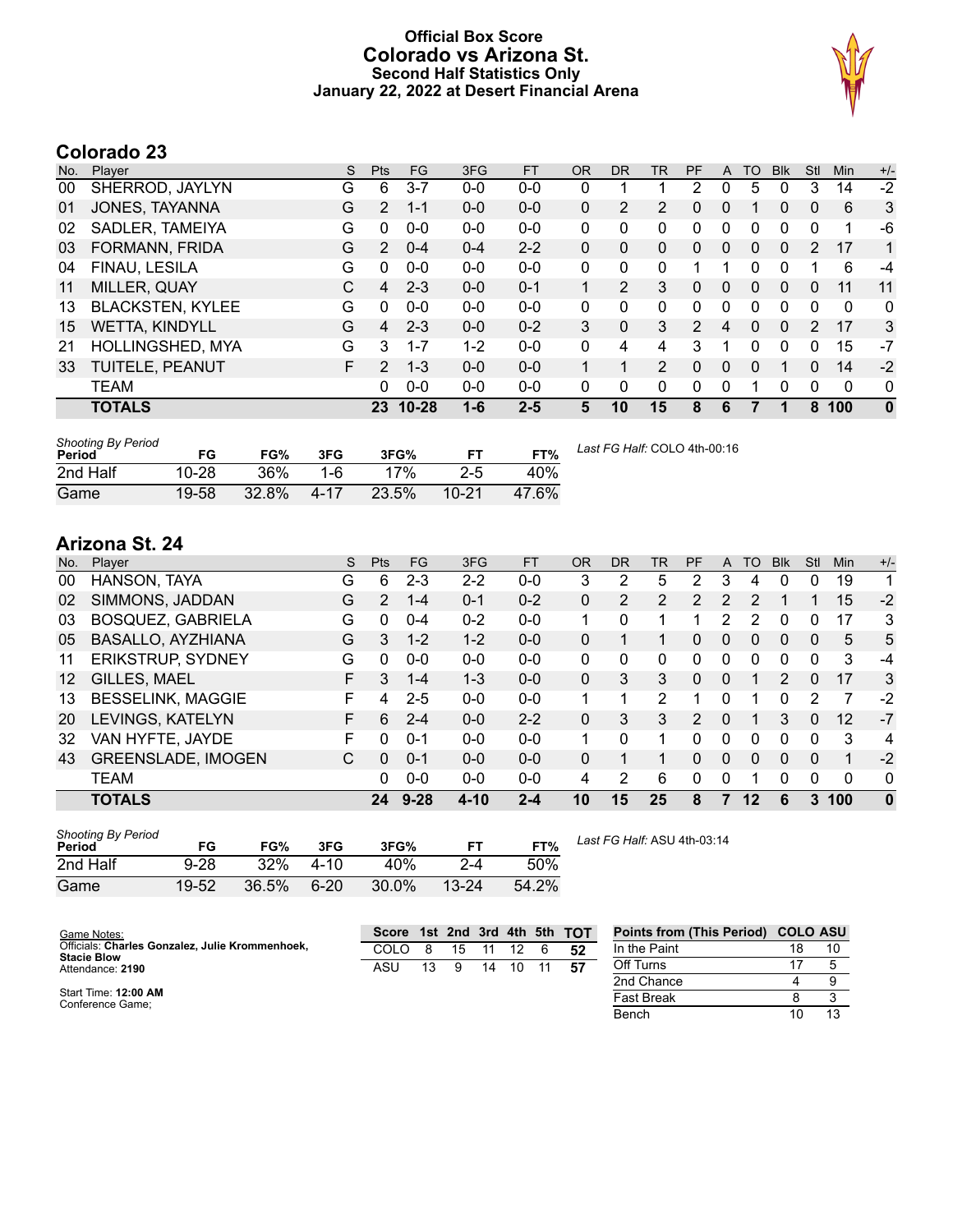# Official Box Score
# Colorado vs Arizona St.
## Second Half Statistics Only
## January 22, 2022 at Desert Financial Arena

## Colorado 23

| No. | Player | S | Pts | FG | 3FG | FT | OR | DR | TR | PF | A | TO | Blk | Stl | Min | +/- |
|---|---|---|---|---|---|---|---|---|---|---|---|---|---|---|---|---|
| 00 | SHERROD, JAYLYN | G | 6 | 3-7 | 0-0 | 0-0 | 0 | 1 | 1 | 2 | 0 | 5 | 0 | 3 | 14 | -2 |
| 01 | JONES, TAYANNA | G | 2 | 1-1 | 0-0 | 0-0 | 0 | 2 | 2 | 0 | 0 | 1 | 0 | 0 | 6 | 3 |
| 02 | SADLER, TAMEIYA | G | 0 | 0-0 | 0-0 | 0-0 | 0 | 0 | 0 | 0 | 0 | 0 | 0 | 0 | 1 | -6 |
| 03 | FORMANN, FRIDA | G | 2 | 0-4 | 0-4 | 2-2 | 0 | 0 | 0 | 0 | 0 | 0 | 0 | 2 | 17 | 1 |
| 04 | FINAU, LESILA | G | 0 | 0-0 | 0-0 | 0-0 | 0 | 0 | 0 | 1 | 1 | 0 | 0 | 1 | 6 | -4 |
| 11 | MILLER, QUAY | C | 4 | 2-3 | 0-0 | 0-1 | 1 | 2 | 3 | 0 | 0 | 0 | 0 | 0 | 11 | 11 |
| 13 | BLACKSTEN, KYLEE | G | 0 | 0-0 | 0-0 | 0-0 | 0 | 0 | 0 | 0 | 0 | 0 | 0 | 0 | 0 | 0 |
| 15 | WETTA, KINDYLL | G | 4 | 2-3 | 0-0 | 0-2 | 3 | 0 | 3 | 2 | 4 | 0 | 0 | 2 | 17 | 3 |
| 21 | HOLLINGSHED, MYA | G | 3 | 1-7 | 1-2 | 0-0 | 0 | 4 | 4 | 3 | 1 | 0 | 0 | 0 | 15 | -7 |
| 33 | TUITELE, PEANUT | F | 2 | 1-3 | 0-0 | 0-0 | 1 | 1 | 2 | 0 | 0 | 0 | 1 | 0 | 14 | -2 |
| | TEAM | | 0 | 0-0 | 0-0 | 0-0 | 0 | 0 | 0 | 0 | 0 | 1 | 0 | 0 | 0 | 0 |
| | **TOTALS** | | **23** | **10-28** | **1-6** | **2-5** | **5** | **10** | **15** | **8** | **6** | **7** | **1** | **8** | **100** | **0** |

*Shooting By Period*

| Period | FG | FG% | 3FG | 3FG% | FT | FT% |
|---|---|---|---|---|---|---|
| 2nd Half | 10-28 | 36% | 1-6 | 17% | 2-5 | 40% |
| Game | 19-58 | 32.8% | 4-17 | 23.5% | 10-21 | 47.6% |

*Last FG Half:* COLO 4th-00:16

## Arizona St. 24

| No. | Player | S | Pts | FG | 3FG | FT | OR | DR | TR | PF | A | TO | Blk | Stl | Min | +/- |
|---|---|---|---|---|---|---|---|---|---|---|---|---|---|---|---|---|
| 00 | HANSON, TAYA | G | 6 | 2-3 | 2-2 | 0-0 | 3 | 2 | 5 | 2 | 3 | 4 | 0 | 0 | 19 | 1 |
| 02 | SIMMONS, JADDAN | G | 2 | 1-4 | 0-1 | 0-2 | 0 | 2 | 2 | 2 | 2 | 2 | 1 | 1 | 15 | -2 |
| 03 | BOSQUEZ, GABRIELA | G | 0 | 0-4 | 0-2 | 0-0 | 1 | 0 | 1 | 1 | 2 | 2 | 0 | 0 | 17 | 3 |
| 05 | BASALLO, AYZHIANA | G | 3 | 1-2 | 1-2 | 0-0 | 0 | 1 | 1 | 0 | 0 | 0 | 0 | 0 | 5 | 5 |
| 11 | ERIKSTRUP, SYDNEY | G | 0 | 0-0 | 0-0 | 0-0 | 0 | 0 | 0 | 0 | 0 | 0 | 0 | 0 | 3 | -4 |
| 12 | GILLES, MAEL | F | 3 | 1-4 | 1-3 | 0-0 | 0 | 3 | 3 | 0 | 0 | 1 | 2 | 0 | 17 | 3 |
| 13 | BESSELINK, MAGGIE | F | 4 | 2-5 | 0-0 | 0-0 | 1 | 1 | 2 | 1 | 0 | 1 | 0 | 2 | 7 | -2 |
| 20 | LEVINGS, KATELYN | F | 6 | 2-4 | 0-0 | 2-2 | 0 | 3 | 3 | 2 | 0 | 1 | 3 | 0 | 12 | -7 |
| 32 | VAN HYFTE, JAYDE | F | 0 | 0-1 | 0-0 | 0-0 | 1 | 0 | 1 | 0 | 0 | 0 | 0 | 0 | 3 | 4 |
| 43 | GREENSLADE, IMOGEN | C | 0 | 0-1 | 0-0 | 0-0 | 0 | 1 | 1 | 0 | 0 | 0 | 0 | 0 | 1 | -2 |
| | TEAM | | 0 | 0-0 | 0-0 | 0-0 | 4 | 2 | 6 | 0 | 0 | 1 | 0 | 0 | 0 | 0 |
| | **TOTALS** | | **24** | **9-28** | **4-10** | **2-4** | **10** | **15** | **25** | **8** | **7** | **12** | **6** | **3** | **100** | **0** |

*Shooting By Period*

| Period | FG | FG% | 3FG | 3FG% | FT | FT% |
|---|---|---|---|---|---|---|
| 2nd Half | 9-28 | 32% | 4-10 | 40% | 2-4 | 50% |
| Game | 19-52 | 36.5% | 6-20 | 30.0% | 13-24 | 54.2% |

*Last FG Half:* ASU 4th-03:14

Game Notes:
Officials: **Charles Gonzalez, Julie Krommenhoek, Stacie Blow**
Attendance: **2190**

Start Time: **12:00 AM**
Conference Game;

| Score | 1st | 2nd | 3rd | 4th | 5th | TOT |
|---|---|---|---|---|---|---|
| COLO | 8 | 15 | 11 | 12 | 6 | 52 |
| ASU | 13 | 9 | 14 | 10 | 11 | 57 |

| Points from (This Period) | COLO | ASU |
|---|---|---|
| In the Paint | 18 | 10 |
| Off Turns | 17 | 5 |
| 2nd Chance | 4 | 9 |
| Fast Break | 8 | 3 |
| Bench | 10 | 13 |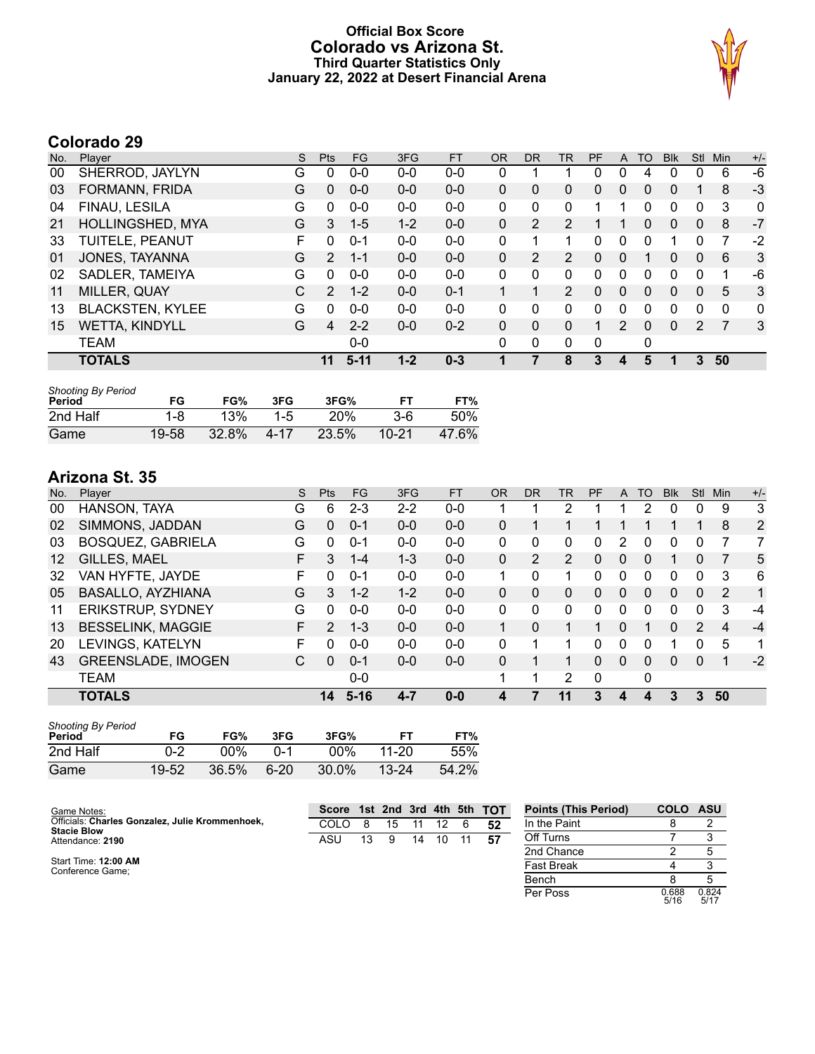# Official Box Score
## Colorado vs Arizona St.
### Third Quarter Statistics Only
### January 22, 2022 at Desert Financial Arena

## Colorado 29

| No. | Player | S | Pts | FG | 3FG | FT | OR | DR | TR | PF | A | TO | Blk | Stl | Min | +/- |
|---|---|---|---|---|---|---|---|---|---|---|---|---|---|---|---|---|
| 00 | SHERROD, JAYLYN | G | 0 | 0-0 | 0-0 | 0-0 | 0 | 1 | 1 | 0 | 0 | 4 | 0 | 0 | 6 | -6 |
| 03 | FORMANN, FRIDA | G | 0 | 0-0 | 0-0 | 0-0 | 0 | 0 | 0 | 0 | 0 | 0 | 0 | 1 | 8 | -3 |
| 04 | FINAU, LESILA | G | 0 | 0-0 | 0-0 | 0-0 | 0 | 0 | 0 | 1 | 1 | 0 | 0 | 0 | 3 | 0 |
| 21 | HOLLINGSHED, MYA | G | 3 | 1-5 | 1-2 | 0-0 | 0 | 2 | 2 | 1 | 1 | 0 | 0 | 0 | 8 | -7 |
| 33 | TUITELE, PEANUT | F | 0 | 0-1 | 0-0 | 0-0 | 0 | 1 | 1 | 0 | 0 | 0 | 1 | 0 | 7 | -2 |
| 01 | JONES, TAYANNA | G | 2 | 1-1 | 0-0 | 0-0 | 0 | 2 | 2 | 0 | 0 | 1 | 0 | 0 | 6 | 3 |
| 02 | SADLER, TAMEIYA | G | 0 | 0-0 | 0-0 | 0-0 | 0 | 0 | 0 | 0 | 0 | 0 | 0 | 0 | 1 | -6 |
| 11 | MILLER, QUAY | C | 2 | 1-2 | 0-0 | 0-1 | 1 | 1 | 2 | 0 | 0 | 0 | 0 | 0 | 5 | 3 |
| 13 | BLACKSTEN, KYLEE | G | 0 | 0-0 | 0-0 | 0-0 | 0 | 0 | 0 | 0 | 0 | 0 | 0 | 0 | 0 | 0 |
| 15 | WETTA, KINDYLL | G | 4 | 2-2 | 0-0 | 0-2 | 0 | 0 | 0 | 1 | 2 | 0 | 0 | 2 | 7 | 3 |
| | TEAM | | | 0-0 | | | 0 | 0 | 0 | 0 | | 0 | | | | |
| | **TOTALS** | | **11** | **5-11** | **1-2** | **0-3** | **1** | **7** | **8** | **3** | **4** | **5** | **1** | **3** | **50** | |

| *Shooting By Period* Period | FG | FG% | 3FG | 3FG% | FT | FT% |
|---|---|---|---|---|---|---|
| 2nd Half | 1-8 | 13% | 1-5 | 20% | 3-6 | 50% |
| Game | 19-58 | 32.8% | 4-17 | 23.5% | 10-21 | 47.6% |

## Arizona St. 35

| No. | Player | S | Pts | FG | 3FG | FT | OR | DR | TR | PF | A | TO | Blk | Stl | Min | +/- |
|---|---|---|---|---|---|---|---|---|---|---|---|---|---|---|---|---|
| 00 | HANSON, TAYA | G | 6 | 2-3 | 2-2 | 0-0 | 1 | 1 | 2 | 1 | 1 | 2 | 0 | 0 | 9 | 3 |
| 02 | SIMMONS, JADDAN | G | 0 | 0-1 | 0-0 | 0-0 | 0 | 1 | 1 | 1 | 1 | 1 | 1 | 1 | 8 | 2 |
| 03 | BOSQUEZ, GABRIELA | G | 0 | 0-1 | 0-0 | 0-0 | 0 | 0 | 0 | 0 | 2 | 0 | 0 | 0 | 7 | 7 |
| 12 | GILLES, MAEL | F | 3 | 1-4 | 1-3 | 0-0 | 0 | 2 | 2 | 0 | 0 | 0 | 1 | 0 | 7 | 5 |
| 32 | VAN HYFTE, JAYDE | F | 0 | 0-1 | 0-0 | 0-0 | 1 | 0 | 1 | 0 | 0 | 0 | 0 | 0 | 3 | 6 |
| 05 | BASALLO, AYZHIANA | G | 3 | 1-2 | 1-2 | 0-0 | 0 | 0 | 0 | 0 | 0 | 0 | 0 | 0 | 2 | 1 |
| 11 | ERIKSTRUP, SYDNEY | G | 0 | 0-0 | 0-0 | 0-0 | 0 | 0 | 0 | 0 | 0 | 0 | 0 | 0 | 3 | -4 |
| 13 | BESSELINK, MAGGIE | F | 2 | 1-3 | 0-0 | 0-0 | 1 | 0 | 1 | 1 | 0 | 1 | 0 | 2 | 4 | -4 |
| 20 | LEVINGS, KATELYN | F | 0 | 0-0 | 0-0 | 0-0 | 0 | 1 | 1 | 0 | 0 | 0 | 1 | 0 | 5 | 1 |
| 43 | GREENSLADE, IMOGEN | C | 0 | 0-1 | 0-0 | 0-0 | 0 | 1 | 1 | 0 | 0 | 0 | 0 | 0 | 1 | -2 |
| | TEAM | | | 0-0 | | | 1 | 1 | 2 | 0 | | 0 | | | | |
| | **TOTALS** | | **14** | **5-16** | **4-7** | **0-0** | **4** | **7** | **11** | **3** | **4** | **4** | **3** | **3** | **50** | |

| *Shooting By Period* Period | FG | FG% | 3FG | 3FG% | FT | FT% |
|---|---|---|---|---|---|---|
| 2nd Half | 0-2 | 00% | 0-1 | 00% | 11-20 | 55% |
| Game | 19-52 | 36.5% | 6-20 | 30.0% | 13-24 | 54.2% |

Game Notes:
Officials: **Charles Gonzalez, Julie Krommenhoek, Stacie Blow**
Attendance: **2190**

Start Time: **12:00 AM**
Conference Game;

| Score | 1st | 2nd | 3rd | 4th | 5th | TOT |
|---|---|---|---|---|---|---|
| COLO | 8 | 15 | 11 | 12 | 6 | **52** |
| ASU | 13 | 9 | 14 | 10 | 11 | **57** |

| Points (This Period) | COLO | ASU |
|---|---|---|
| In the Paint | 8 | 2 |
| Off Turns | 7 | 3 |
| 2nd Chance | 2 | 5 |
| Fast Break | 4 | 3 |
| Bench | 8 | 5 |
| Per Poss | 0.688 5/16 | 0.824 5/17 |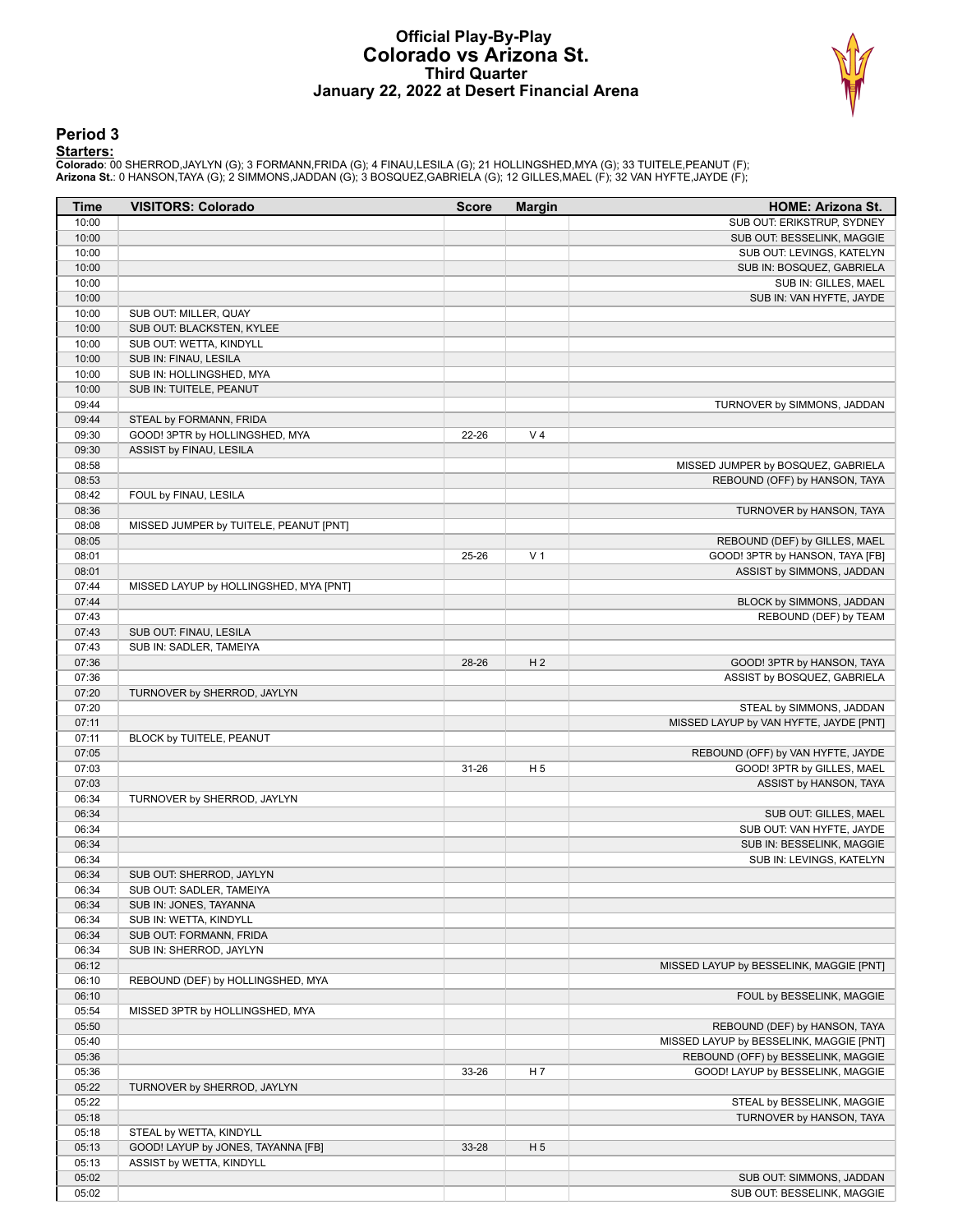# Official Play-By-Play
# Colorado vs Arizona St.
## Third Quarter
## January 22, 2022 at Desert Financial Arena

### Period 3

**Starters:**

**Colorado**: 00 SHERROD,JAYLYN (G); 3 FORMANN,FRIDA (G); 4 FINAU,LESILA (G); 21 HOLLINGSHED,MYA (G); 33 TUITELE,PEANUT (F);
**Arizona St.**: 0 HANSON,TAYA (G); 2 SIMMONS,JADDAN (G); 3 BOSQUEZ,GABRIELA (G); 12 GILLES,MAEL (F); 32 VAN HYFTE,JAYDE (F);

| Time | VISITORS: Colorado | Score | Margin | HOME: Arizona St. |
|---|---|---|---|---|
| 10:00 | | | | SUB OUT: ERIKSTRUP, SYDNEY |
| 10:00 | | | | SUB OUT: BESSELINK, MAGGIE |
| 10:00 | | | | SUB OUT: LEVINGS, KATELYN |
| 10:00 | | | | SUB IN: BOSQUEZ, GABRIELA |
| 10:00 | | | | SUB IN: GILLES, MAEL |
| 10:00 | | | | SUB IN: VAN HYFTE, JAYDE |
| 10:00 | SUB OUT: MILLER, QUAY | | | |
| 10:00 | SUB OUT: BLACKSTEN, KYLEE | | | |
| 10:00 | SUB OUT: WETTA, KINDYLL | | | |
| 10:00 | SUB IN: FINAU, LESILA | | | |
| 10:00 | SUB IN: HOLLINGSHED, MYA | | | |
| 10:00 | SUB IN: TUITELE, PEANUT | | | |
| 09:44 | | | | TURNOVER by SIMMONS, JADDAN |
| 09:44 | STEAL by FORMANN, FRIDA | | | |
| 09:30 | GOOD! 3PTR by HOLLINGSHED, MYA | 22-26 | V 4 | |
| 09:30 | ASSIST by FINAU, LESILA | | | |
| 08:58 | | | | MISSED JUMPER by BOSQUEZ, GABRIELA |
| 08:53 | | | | REBOUND (OFF) by HANSON, TAYA |
| 08:42 | FOUL by FINAU, LESILA | | | |
| 08:36 | | | | TURNOVER by HANSON, TAYA |
| 08:08 | MISSED JUMPER by TUITELE, PEANUT [PNT] | | | |
| 08:05 | | | | REBOUND (DEF) by GILLES, MAEL |
| 08:01 | | 25-26 | V 1 | GOOD! 3PTR by HANSON, TAYA [FB] |
| 08:01 | | | | ASSIST by SIMMONS, JADDAN |
| 07:44 | MISSED LAYUP by HOLLINGSHED, MYA [PNT] | | | |
| 07:44 | | | | BLOCK by SIMMONS, JADDAN |
| 07:43 | | | | REBOUND (DEF) by TEAM |
| 07:43 | SUB OUT: FINAU, LESILA | | | |
| 07:43 | SUB IN: SADLER, TAMEIYA | | | |
| 07:36 | | 28-26 | H 2 | GOOD! 3PTR by HANSON, TAYA |
| 07:36 | | | | ASSIST by BOSQUEZ, GABRIELA |
| 07:20 | TURNOVER by SHERROD, JAYLYN | | | |
| 07:20 | | | | STEAL by SIMMONS, JADDAN |
| 07:11 | | | | MISSED LAYUP by VAN HYFTE, JAYDE [PNT] |
| 07:11 | BLOCK by TUITELE, PEANUT | | | |
| 07:05 | | | | REBOUND (OFF) by VAN HYFTE, JAYDE |
| 07:03 | | 31-26 | H 5 | GOOD! 3PTR by GILLES, MAEL |
| 07:03 | | | | ASSIST by HANSON, TAYA |
| 06:34 | TURNOVER by SHERROD, JAYLYN | | | |
| 06:34 | | | | SUB OUT: GILLES, MAEL |
| 06:34 | | | | SUB OUT: VAN HYFTE, JAYDE |
| 06:34 | | | | SUB IN: BESSELINK, MAGGIE |
| 06:34 | | | | SUB IN: LEVINGS, KATELYN |
| 06:34 | SUB OUT: SHERROD, JAYLYN | | | |
| 06:34 | SUB OUT: SADLER, TAMEIYA | | | |
| 06:34 | SUB IN: JONES, TAYANNA | | | |
| 06:34 | SUB IN: WETTA, KINDYLL | | | |
| 06:34 | SUB OUT: FORMANN, FRIDA | | | |
| 06:34 | SUB IN: SHERROD, JAYLYN | | | |
| 06:12 | | | | MISSED LAYUP by BESSELINK, MAGGIE [PNT] |
| 06:10 | REBOUND (DEF) by HOLLINGSHED, MYA | | | |
| 06:10 | | | | FOUL by BESSELINK, MAGGIE |
| 05:54 | MISSED 3PTR by HOLLINGSHED, MYA | | | |
| 05:50 | | | | REBOUND (DEF) by HANSON, TAYA |
| 05:40 | | | | MISSED LAYUP by BESSELINK, MAGGIE [PNT] |
| 05:36 | | | | REBOUND (OFF) by BESSELINK, MAGGIE |
| 05:36 | | 33-26 | H 7 | GOOD! LAYUP by BESSELINK, MAGGIE |
| 05:22 | TURNOVER by SHERROD, JAYLYN | | | |
| 05:22 | | | | STEAL by BESSELINK, MAGGIE |
| 05:18 | | | | TURNOVER by HANSON, TAYA |
| 05:18 | STEAL by WETTA, KINDYLL | | | |
| 05:13 | GOOD! LAYUP by JONES, TAYANNA [FB] | 33-28 | H 5 | |
| 05:13 | ASSIST by WETTA, KINDYLL | | | |
| 05:02 | | | | SUB OUT: SIMMONS, JADDAN |
| 05:02 | | | | SUB OUT: BESSELINK, MAGGIE |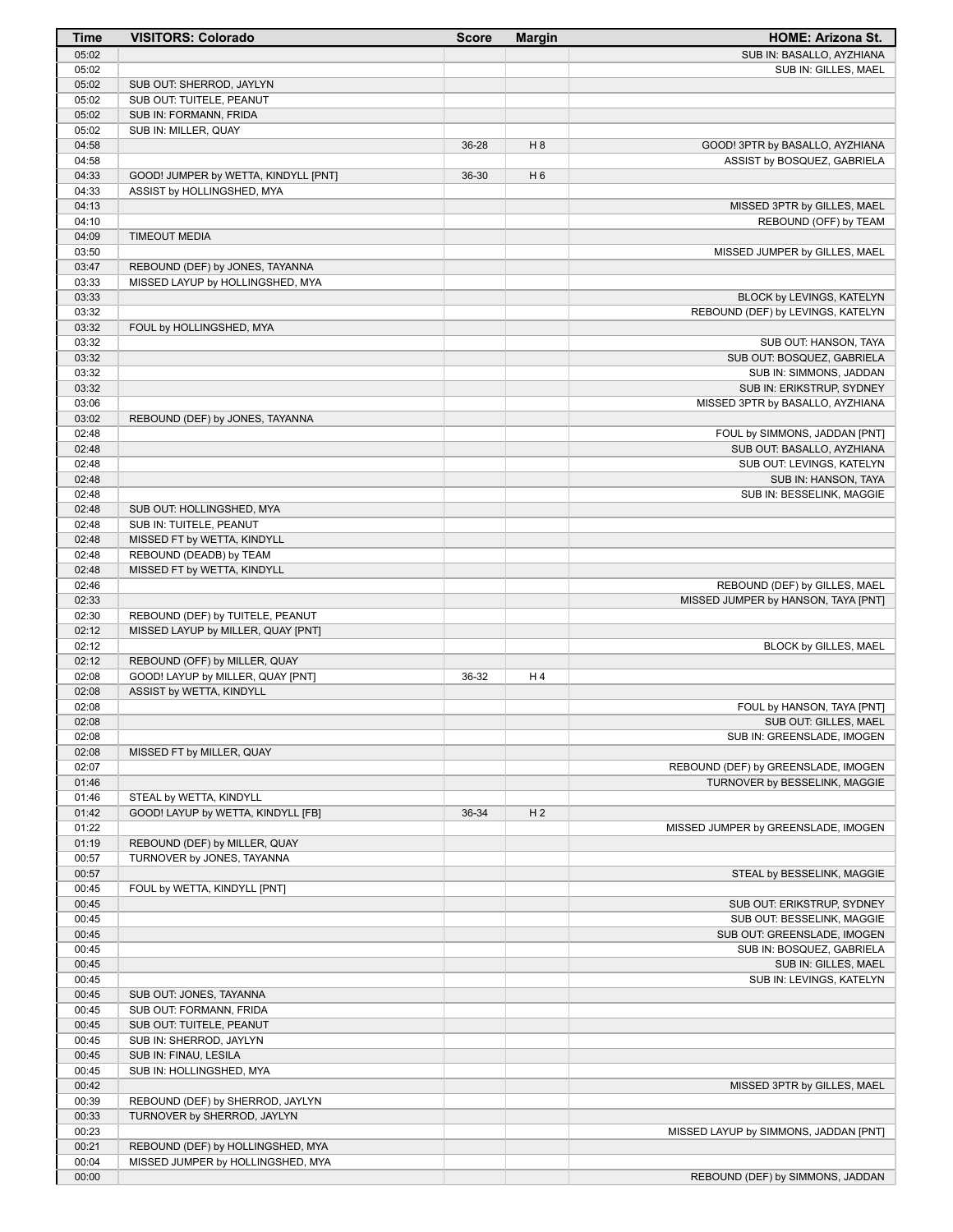| Time | VISITORS: Colorado | Score | Margin | HOME: Arizona St. |
|---|---|---|---|---|
| 05:02 | | | | SUB IN: BASALLO, AYZHIANA |
| 05:02 | | | | SUB IN: GILLES, MAEL |
| 05:02 | SUB OUT: SHERROD, JAYLYN | | | |
| 05:02 | SUB OUT: TUITELE, PEANUT | | | |
| 05:02 | SUB IN: FORMANN, FRIDA | | | |
| 05:02 | SUB IN: MILLER, QUAY | | | |
| 04:58 | | 36-28 | H 8 | GOOD! 3PTR by BASALLO, AYZHIANA |
| 04:58 | | | | ASSIST by BOSQUEZ, GABRIELA |
| 04:33 | GOOD! JUMPER by WETTA, KINDYLL [PNT] | 36-30 | H 6 | |
| 04:33 | ASSIST by HOLLINGSHED, MYA | | | |
| 04:13 | | | | MISSED 3PTR by GILLES, MAEL |
| 04:10 | | | | REBOUND (OFF) by TEAM |
| 04:09 | TIMEOUT MEDIA | | | |
| 03:50 | | | | MISSED JUMPER by GILLES, MAEL |
| 03:47 | REBOUND (DEF) by JONES, TAYANNA | | | |
| 03:33 | MISSED LAYUP by HOLLINGSHED, MYA | | | |
| 03:33 | | | | BLOCK by LEVINGS, KATELYN |
| 03:32 | | | | REBOUND (DEF) by LEVINGS, KATELYN |
| 03:32 | FOUL by HOLLINGSHED, MYA | | | |
| 03:32 | | | | SUB OUT: HANSON, TAYA |
| 03:32 | | | | SUB OUT: BOSQUEZ, GABRIELA |
| 03:32 | | | | SUB IN: SIMMONS, JADDAN |
| 03:32 | | | | SUB IN: ERIKSTRUP, SYDNEY |
| 03:06 | | | | MISSED 3PTR by BASALLO, AYZHIANA |
| 03:02 | REBOUND (DEF) by JONES, TAYANNA | | | |
| 02:48 | | | | FOUL by SIMMONS, JADDAN [PNT] |
| 02:48 | | | | SUB OUT: BASALLO, AYZHIANA |
| 02:48 | | | | SUB OUT: LEVINGS, KATELYN |
| 02:48 | | | | SUB IN: HANSON, TAYA |
| 02:48 | | | | SUB IN: BESSELINK, MAGGIE |
| 02:48 | SUB OUT: HOLLINGSHED, MYA | | | |
| 02:48 | SUB IN: TUITELE, PEANUT | | | |
| 02:48 | MISSED FT by WETTA, KINDYLL | | | |
| 02:48 | REBOUND (DEADB) by TEAM | | | |
| 02:48 | MISSED FT by WETTA, KINDYLL | | | |
| 02:46 | | | | REBOUND (DEF) by GILLES, MAEL |
| 02:33 | | | | MISSED JUMPER by HANSON, TAYA [PNT] |
| 02:30 | REBOUND (DEF) by TUITELE, PEANUT | | | |
| 02:12 | MISSED LAYUP by MILLER, QUAY [PNT] | | | |
| 02:12 | | | | BLOCK by GILLES, MAEL |
| 02:12 | REBOUND (OFF) by MILLER, QUAY | | | |
| 02:08 | GOOD! LAYUP by MILLER, QUAY [PNT] | 36-32 | H 4 | |
| 02:08 | ASSIST by WETTA, KINDYLL | | | |
| 02:08 | | | | FOUL by HANSON, TAYA [PNT] |
| 02:08 | | | | SUB OUT: GILLES, MAEL |
| 02:08 | | | | SUB IN: GREENSLADE, IMOGEN |
| 02:08 | MISSED FT by MILLER, QUAY | | | |
| 02:07 | | | | REBOUND (DEF) by GREENSLADE, IMOGEN |
| 01:46 | | | | TURNOVER by BESSELINK, MAGGIE |
| 01:46 | STEAL by WETTA, KINDYLL | | | |
| 01:42 | GOOD! LAYUP by WETTA, KINDYLL [FB] | 36-34 | H 2 | |
| 01:22 | | | | MISSED JUMPER by GREENSLADE, IMOGEN |
| 01:19 | REBOUND (DEF) by MILLER, QUAY | | | |
| 00:57 | TURNOVER by JONES, TAYANNA | | | |
| 00:57 | | | | STEAL by BESSELINK, MAGGIE |
| 00:45 | FOUL by WETTA, KINDYLL [PNT] | | | |
| 00:45 | | | | SUB OUT: ERIKSTRUP, SYDNEY |
| 00:45 | | | | SUB OUT: BESSELINK, MAGGIE |
| 00:45 | | | | SUB OUT: GREENSLADE, IMOGEN |
| 00:45 | | | | SUB IN: BOSQUEZ, GABRIELA |
| 00:45 | | | | SUB IN: GILLES, MAEL |
| 00:45 | | | | SUB IN: LEVINGS, KATELYN |
| 00:45 | SUB OUT: JONES, TAYANNA | | | |
| 00:45 | SUB OUT: FORMANN, FRIDA | | | |
| 00:45 | SUB OUT: TUITELE, PEANUT | | | |
| 00:45 | SUB IN: SHERROD, JAYLYN | | | |
| 00:45 | SUB IN: FINAU, LESILA | | | |
| 00:45 | SUB IN: HOLLINGSHED, MYA | | | |
| 00:42 | | | | MISSED 3PTR by GILLES, MAEL |
| 00:39 | REBOUND (DEF) by SHERROD, JAYLYN | | | |
| 00:33 | TURNOVER by SHERROD, JAYLYN | | | |
| 00:23 | | | | MISSED LAYUP by SIMMONS, JADDAN [PNT] |
| 00:21 | REBOUND (DEF) by HOLLINGSHED, MYA | | | |
| 00:04 | MISSED JUMPER by HOLLINGSHED, MYA | | | |
| 00:00 | | | | REBOUND (DEF) by SIMMONS, JADDAN |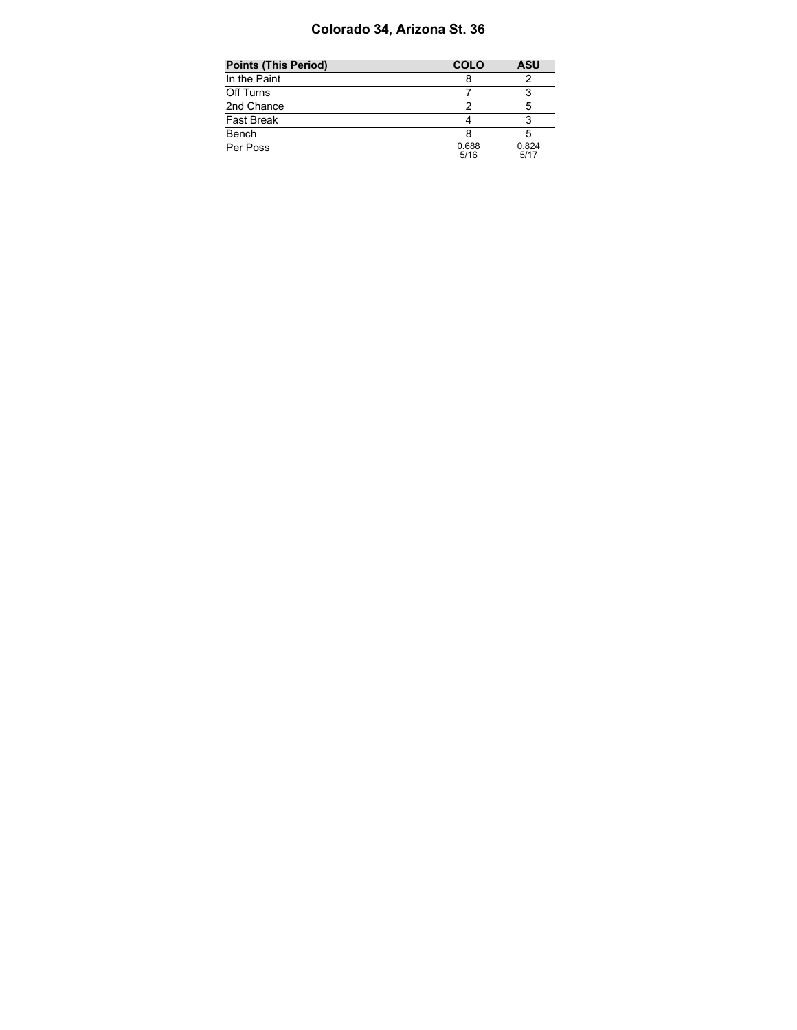# Colorado 34, Arizona St. 36

| Points (This Period) | COLO | ASU |
|---|---|---|
| In the Paint | 8 | 2 |
| Off Turns | 7 | 3 |
| 2nd Chance | 2 | 5 |
| Fast Break | 4 | 3 |
| Bench | 8 | 5 |
| Per Poss | 0.688<br>5/16 | 0.824<br>5/17 |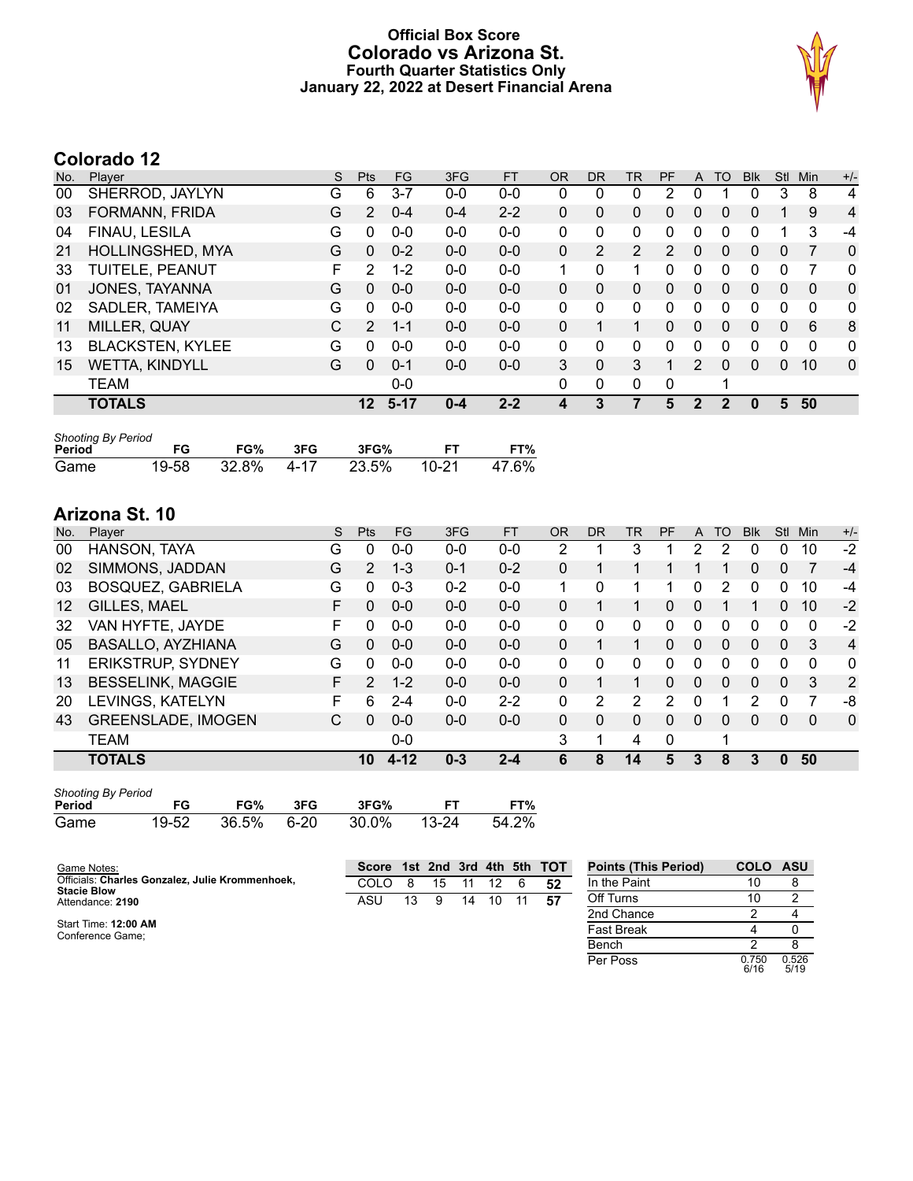# Official Box Score
## Colorado vs Arizona St.
### Fourth Quarter Statistics Only
### January 22, 2022 at Desert Financial Arena

## Colorado 12

| No. | Player | S | Pts | FG | 3FG | FT | OR | DR | TR | PF | A | TO | Blk | Stl | Min | +/- |
|---|---|---|---|---|---|---|---|---|---|---|---|---|---|---|---|---|
| 00 | SHERROD, JAYLYN | G | 6 | 3-7 | 0-0 | 0-0 | 0 | 0 | 0 | 2 | 0 | 1 | 0 | 3 | 8 | 4 |
| 03 | FORMANN, FRIDA | G | 2 | 0-4 | 0-4 | 2-2 | 0 | 0 | 0 | 0 | 0 | 0 | 0 | 1 | 9 | 4 |
| 04 | FINAU, LESILA | G | 0 | 0-0 | 0-0 | 0-0 | 0 | 0 | 0 | 0 | 0 | 0 | 0 | 1 | 3 | -4 |
| 21 | HOLLINGSHED, MYA | G | 0 | 0-2 | 0-0 | 0-0 | 0 | 2 | 2 | 2 | 0 | 0 | 0 | 0 | 7 | 0 |
| 33 | TUITELE, PEANUT | F | 2 | 1-2 | 0-0 | 0-0 | 1 | 0 | 1 | 0 | 0 | 0 | 0 | 0 | 7 | 0 |
| 01 | JONES, TAYANNA | G | 0 | 0-0 | 0-0 | 0-0 | 0 | 0 | 0 | 0 | 0 | 0 | 0 | 0 | 0 | 0 |
| 02 | SADLER, TAMEIYA | G | 0 | 0-0 | 0-0 | 0-0 | 0 | 0 | 0 | 0 | 0 | 0 | 0 | 0 | 0 | 0 |
| 11 | MILLER, QUAY | C | 2 | 1-1 | 0-0 | 0-0 | 0 | 1 | 1 | 0 | 0 | 0 | 0 | 0 | 6 | 8 |
| 13 | BLACKSTEN, KYLEE | G | 0 | 0-0 | 0-0 | 0-0 | 0 | 0 | 0 | 0 | 0 | 0 | 0 | 0 | 0 | 0 |
| 15 | WETTA, KINDYLL | G | 0 | 0-1 | 0-0 | 0-0 | 3 | 0 | 3 | 1 | 2 | 0 | 0 | 0 | 10 | 0 |
| | TEAM | | | 0-0 | | | 0 | 0 | 0 | 0 | | 1 | | | | |
| | **TOTALS** | | **12** | **5-17** | **0-4** | **2-2** | **4** | **3** | **7** | **5** | **2** | **2** | **0** | **5** | **50** | |

*Shooting By Period*

| Period | FG | FG% | 3FG | 3FG% | FT | FT% |
|---|---|---|---|---|---|---|
| Game | 19-58 | 32.8% | 4-17 | 23.5% | 10-21 | 47.6% |

## Arizona St. 10

| No. | Player | S | Pts | FG | 3FG | FT | OR | DR | TR | PF | A | TO | Blk | Stl | Min | +/- |
|---|---|---|---|---|---|---|---|---|---|---|---|---|---|---|---|---|
| 00 | HANSON, TAYA | G | 0 | 0-0 | 0-0 | 0-0 | 2 | 1 | 3 | 1 | 2 | 2 | 0 | 0 | 10 | -2 |
| 02 | SIMMONS, JADDAN | G | 2 | 1-3 | 0-1 | 0-2 | 0 | 1 | 1 | 1 | 1 | 1 | 0 | 0 | 7 | -4 |
| 03 | BOSQUEZ, GABRIELA | G | 0 | 0-3 | 0-2 | 0-0 | 1 | 0 | 1 | 1 | 0 | 2 | 0 | 0 | 10 | -4 |
| 12 | GILLES, MAEL | F | 0 | 0-0 | 0-0 | 0-0 | 0 | 1 | 1 | 0 | 0 | 1 | 1 | 0 | 10 | -2 |
| 32 | VAN HYFTE, JAYDE | F | 0 | 0-0 | 0-0 | 0-0 | 0 | 0 | 0 | 0 | 0 | 0 | 0 | 0 | 0 | -2 |
| 05 | BASALLO, AYZHIANA | G | 0 | 0-0 | 0-0 | 0-0 | 0 | 1 | 1 | 0 | 0 | 0 | 0 | 0 | 3 | 4 |
| 11 | ERIKSTRUP, SYDNEY | G | 0 | 0-0 | 0-0 | 0-0 | 0 | 0 | 0 | 0 | 0 | 0 | 0 | 0 | 0 | 0 |
| 13 | BESSELINK, MAGGIE | F | 2 | 1-2 | 0-0 | 0-0 | 0 | 1 | 1 | 0 | 0 | 0 | 0 | 0 | 3 | 2 |
| 20 | LEVINGS, KATELYN | F | 6 | 2-4 | 0-0 | 2-2 | 0 | 2 | 2 | 2 | 0 | 1 | 2 | 0 | 7 | -8 |
| 43 | GREENSLADE, IMOGEN | C | 0 | 0-0 | 0-0 | 0-0 | 0 | 0 | 0 | 0 | 0 | 0 | 0 | 0 | 0 | 0 |
| | TEAM | | | 0-0 | | | 3 | 1 | 4 | 0 | | 1 | | | | |
| | **TOTALS** | | **10** | **4-12** | **0-3** | **2-4** | **6** | **8** | **14** | **5** | **3** | **8** | **3** | **0** | **50** | |

*Shooting By Period*

| Period | FG | FG% | 3FG | 3FG% | FT | FT% |
|---|---|---|---|---|---|---|
| Game | 19-52 | 36.5% | 6-20 | 30.0% | 13-24 | 54.2% |

Game Notes:
Officials: **Charles Gonzalez, Julie Krommenhoek, Stacie Blow**
Attendance: **2190**

Start Time: **12:00 AM**
Conference Game;

| Score | 1st | 2nd | 3rd | 4th | 5th | TOT |
|---|---|---|---|---|---|---|
| COLO | 8 | 15 | 11 | 12 | 6 | **52** |
| ASU | 13 | 9 | 14 | 10 | 11 | **57** |

| Points (This Period) | COLO | ASU |
|---|---|---|
| In the Paint | 10 | 8 |
| Off Turns | 10 | 2 |
| 2nd Chance | 2 | 4 |
| Fast Break | 4 | 0 |
| Bench | 2 | 8 |
| Per Poss | 0.750 6/16 | 0.526 5/19 |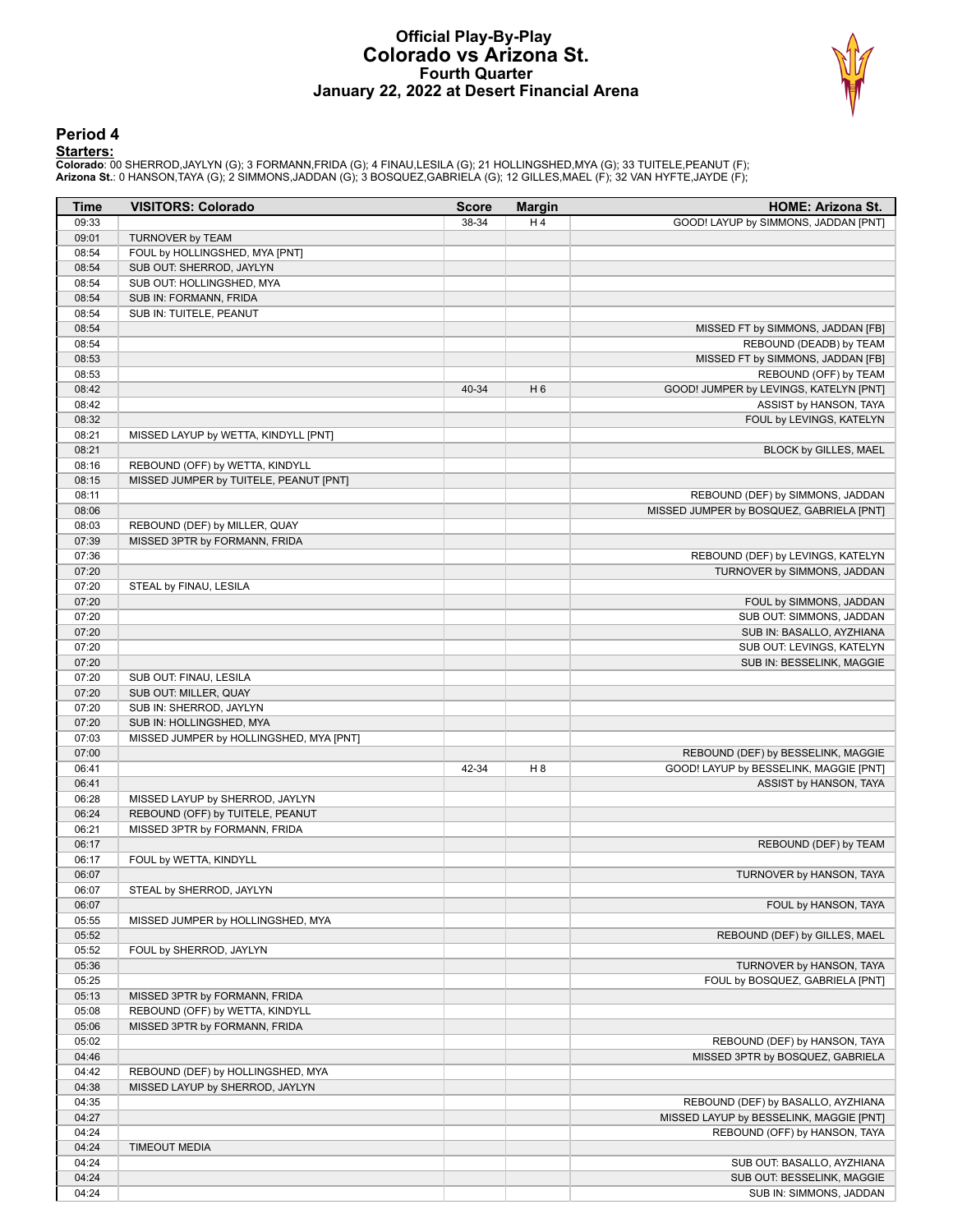# Official Play-By-Play
## Colorado vs Arizona St.
### Fourth Quarter
### January 22, 2022 at Desert Financial Arena

## Period 4

**Starters:**

**Colorado**: 00 SHERROD,JAYLYN (G); 3 FORMANN,FRIDA (G); 4 FINAU,LESILA (G); 21 HOLLINGSHED,MYA (G); 33 TUITELE,PEANUT (F);
**Arizona St.**: 0 HANSON,TAYA (G); 2 SIMMONS,JADDAN (G); 3 BOSQUEZ,GABRIELA (G); 12 GILLES,MAEL (F); 32 VAN HYFTE,JAYDE (F);

| Time | VISITORS: Colorado | Score | Margin | HOME: Arizona St. |
|---|---|---|---|---|
| 09:33 | | 38-34 | H 4 | GOOD! LAYUP by SIMMONS, JADDAN [PNT] |
| 09:01 | TURNOVER by TEAM | | | |
| 08:54 | FOUL by HOLLINGSHED, MYA [PNT] | | | |
| 08:54 | SUB OUT: SHERROD, JAYLYN | | | |
| 08:54 | SUB OUT: HOLLINGSHED, MYA | | | |
| 08:54 | SUB IN: FORMANN, FRIDA | | | |
| 08:54 | SUB IN: TUITELE, PEANUT | | | |
| 08:54 | | | | MISSED FT by SIMMONS, JADDAN [FB] |
| 08:54 | | | | REBOUND (DEADB) by TEAM |
| 08:53 | | | | MISSED FT by SIMMONS, JADDAN [FB] |
| 08:53 | | | | REBOUND (OFF) by TEAM |
| 08:42 | | 40-34 | H 6 | GOOD! JUMPER by LEVINGS, KATELYN [PNT] |
| 08:42 | | | | ASSIST by HANSON, TAYA |
| 08:32 | | | | FOUL by LEVINGS, KATELYN |
| 08:21 | MISSED LAYUP by WETTA, KINDYLL [PNT] | | | |
| 08:21 | | | | BLOCK by GILLES, MAEL |
| 08:16 | REBOUND (OFF) by WETTA, KINDYLL | | | |
| 08:15 | MISSED JUMPER by TUITELE, PEANUT [PNT] | | | |
| 08:11 | | | | REBOUND (DEF) by SIMMONS, JADDAN |
| 08:06 | | | | MISSED JUMPER by BOSQUEZ, GABRIELA [PNT] |
| 08:03 | REBOUND (DEF) by MILLER, QUAY | | | |
| 07:39 | MISSED 3PTR by FORMANN, FRIDA | | | |
| 07:36 | | | | REBOUND (DEF) by LEVINGS, KATELYN |
| 07:20 | | | | TURNOVER by SIMMONS, JADDAN |
| 07:20 | STEAL by FINAU, LESILA | | | |
| 07:20 | | | | FOUL by SIMMONS, JADDAN |
| 07:20 | | | | SUB OUT: SIMMONS, JADDAN |
| 07:20 | | | | SUB IN: BASALLO, AYZHIANA |
| 07:20 | | | | SUB OUT: LEVINGS, KATELYN |
| 07:20 | | | | SUB IN: BESSELINK, MAGGIE |
| 07:20 | SUB OUT: FINAU, LESILA | | | |
| 07:20 | SUB OUT: MILLER, QUAY | | | |
| 07:20 | SUB IN: SHERROD, JAYLYN | | | |
| 07:20 | SUB IN: HOLLINGSHED, MYA | | | |
| 07:03 | MISSED JUMPER by HOLLINGSHED, MYA [PNT] | | | |
| 07:00 | | | | REBOUND (DEF) by BESSELINK, MAGGIE |
| 06:41 | | 42-34 | H 8 | GOOD! LAYUP by BESSELINK, MAGGIE [PNT] |
| 06:41 | | | | ASSIST by HANSON, TAYA |
| 06:28 | MISSED LAYUP by SHERROD, JAYLYN | | | |
| 06:24 | REBOUND (OFF) by TUITELE, PEANUT | | | |
| 06:21 | MISSED 3PTR by FORMANN, FRIDA | | | |
| 06:17 | | | | REBOUND (DEF) by TEAM |
| 06:17 | FOUL by WETTA, KINDYLL | | | |
| 06:07 | | | | TURNOVER by HANSON, TAYA |
| 06:07 | STEAL by SHERROD, JAYLYN | | | |
| 06:07 | | | | FOUL by HANSON, TAYA |
| 05:55 | MISSED JUMPER by HOLLINGSHED, MYA | | | |
| 05:52 | | | | REBOUND (DEF) by GILLES, MAEL |
| 05:52 | FOUL by SHERROD, JAYLYN | | | |
| 05:36 | | | | TURNOVER by HANSON, TAYA |
| 05:25 | | | | FOUL by BOSQUEZ, GABRIELA [PNT] |
| 05:13 | MISSED 3PTR by FORMANN, FRIDA | | | |
| 05:08 | REBOUND (OFF) by WETTA, KINDYLL | | | |
| 05:06 | MISSED 3PTR by FORMANN, FRIDA | | | |
| 05:02 | | | | REBOUND (DEF) by HANSON, TAYA |
| 04:46 | | | | MISSED 3PTR by BOSQUEZ, GABRIELA |
| 04:42 | REBOUND (DEF) by HOLLINGSHED, MYA | | | |
| 04:38 | MISSED LAYUP by SHERROD, JAYLYN | | | |
| 04:35 | | | | REBOUND (DEF) by BASALLO, AYZHIANA |
| 04:27 | | | | MISSED LAYUP by BESSELINK, MAGGIE [PNT] |
| 04:24 | | | | REBOUND (OFF) by HANSON, TAYA |
| 04:24 | TIMEOUT MEDIA | | | |
| 04:24 | | | | SUB OUT: BASALLO, AYZHIANA |
| 04:24 | | | | SUB OUT: BESSELINK, MAGGIE |
| 04:24 | | | | SUB IN: SIMMONS, JADDAN |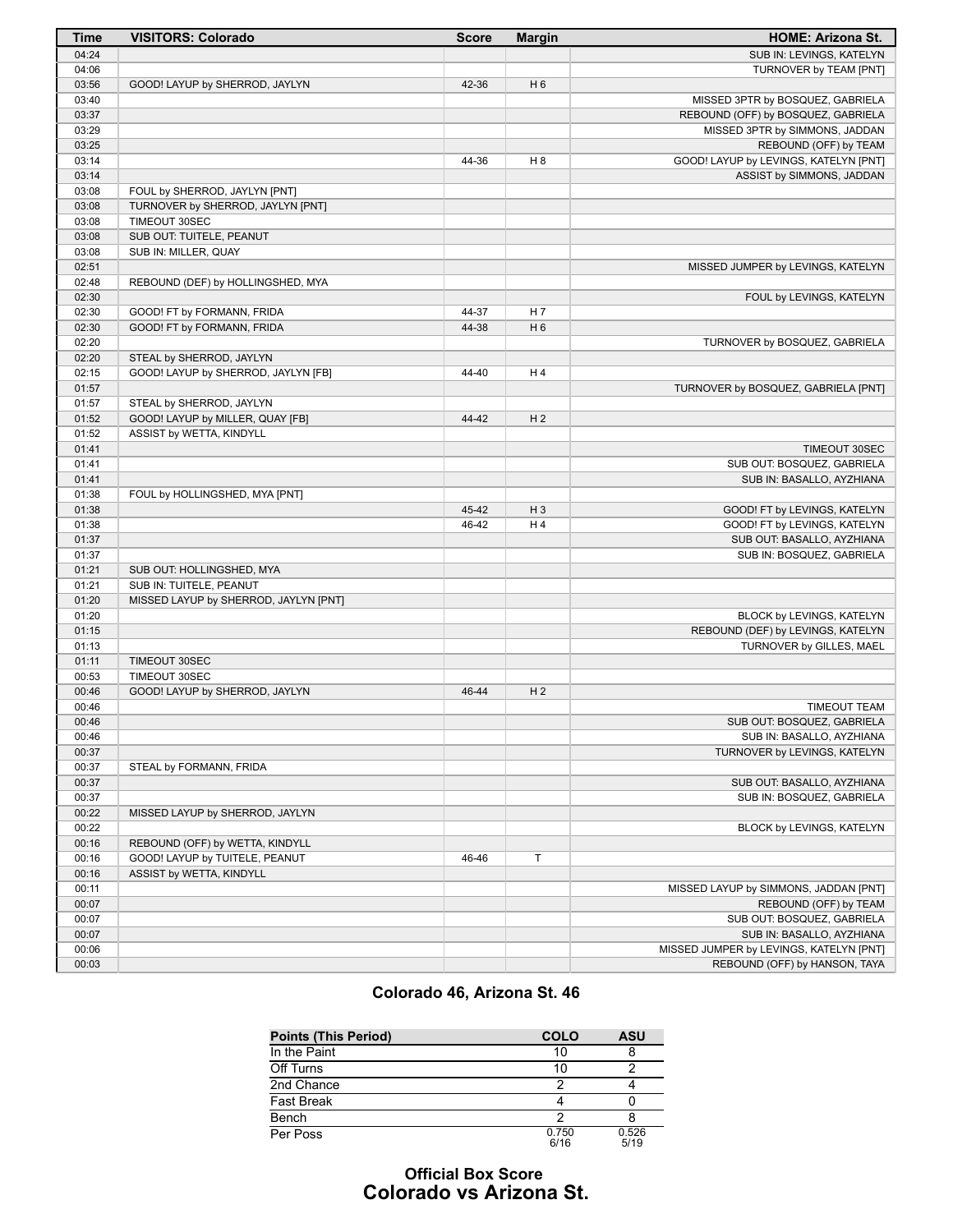| Time | VISITORS: Colorado | Score | Margin | HOME: Arizona St. |
|---|---|---|---|---|
| 04:24 | | | | SUB IN: LEVINGS, KATELYN |
| 04:06 | | | | TURNOVER by TEAM [PNT] |
| 03:56 | GOOD! LAYUP by SHERROD, JAYLYN | 42-36 | H 6 | |
| 03:40 | | | | MISSED 3PTR by BOSQUEZ, GABRIELA |
| 03:37 | | | | REBOUND (OFF) by BOSQUEZ, GABRIELA |
| 03:29 | | | | MISSED 3PTR by SIMMONS, JADDAN |
| 03:25 | | | | REBOUND (OFF) by TEAM |
| 03:14 | | 44-36 | H 8 | GOOD! LAYUP by LEVINGS, KATELYN [PNT] |
| 03:14 | | | | ASSIST by SIMMONS, JADDAN |
| 03:08 | FOUL by SHERROD, JAYLYN [PNT] | | | |
| 03:08 | TURNOVER by SHERROD, JAYLYN [PNT] | | | |
| 03:08 | TIMEOUT 30SEC | | | |
| 03:08 | SUB OUT: TUITELE, PEANUT | | | |
| 03:08 | SUB IN: MILLER, QUAY | | | |
| 02:51 | | | | MISSED JUMPER by LEVINGS, KATELYN |
| 02:48 | REBOUND (DEF) by HOLLINGSHED, MYA | | | |
| 02:30 | | | | FOUL by LEVINGS, KATELYN |
| 02:30 | GOOD! FT by FORMANN, FRIDA | 44-37 | H 7 | |
| 02:30 | GOOD! FT by FORMANN, FRIDA | 44-38 | H 6 | |
| 02:20 | | | | TURNOVER by BOSQUEZ, GABRIELA |
| 02:20 | STEAL by SHERROD, JAYLYN | | | |
| 02:15 | GOOD! LAYUP by SHERROD, JAYLYN [FB] | 44-40 | H 4 | |
| 01:57 | | | | TURNOVER by BOSQUEZ, GABRIELA [PNT] |
| 01:57 | STEAL by SHERROD, JAYLYN | | | |
| 01:52 | GOOD! LAYUP by MILLER, QUAY [FB] | 44-42 | H 2 | |
| 01:52 | ASSIST by WETTA, KINDYLL | | | |
| 01:41 | | | | TIMEOUT 30SEC |
| 01:41 | | | | SUB OUT: BOSQUEZ, GABRIELA |
| 01:41 | | | | SUB IN: BASALLO, AYZHIANA |
| 01:38 | FOUL by HOLLINGSHED, MYA [PNT] | | | |
| 01:38 | | 45-42 | H 3 | GOOD! FT by LEVINGS, KATELYN |
| 01:38 | | 46-42 | H 4 | GOOD! FT by LEVINGS, KATELYN |
| 01:37 | | | | SUB OUT: BASALLO, AYZHIANA |
| 01:37 | | | | SUB IN: BOSQUEZ, GABRIELA |
| 01:21 | SUB OUT: HOLLINGSHED, MYA | | | |
| 01:21 | SUB IN: TUITELE, PEANUT | | | |
| 01:20 | MISSED LAYUP by SHERROD, JAYLYN [PNT] | | | |
| 01:20 | | | | BLOCK by LEVINGS, KATELYN |
| 01:15 | | | | REBOUND (DEF) by LEVINGS, KATELYN |
| 01:13 | | | | TURNOVER by GILLES, MAEL |
| 01:11 | TIMEOUT 30SEC | | | |
| 00:53 | TIMEOUT 30SEC | | | |
| 00:46 | GOOD! LAYUP by SHERROD, JAYLYN | 46-44 | H 2 | |
| 00:46 | | | | TIMEOUT TEAM |
| 00:46 | | | | SUB OUT: BOSQUEZ, GABRIELA |
| 00:46 | | | | SUB IN: BASALLO, AYZHIANA |
| 00:37 | | | | TURNOVER by LEVINGS, KATELYN |
| 00:37 | STEAL by FORMANN, FRIDA | | | |
| 00:37 | | | | SUB OUT: BASALLO, AYZHIANA |
| 00:37 | | | | SUB IN: BOSQUEZ, GABRIELA |
| 00:22 | MISSED LAYUP by SHERROD, JAYLYN | | | |
| 00:22 | | | | BLOCK by LEVINGS, KATELYN |
| 00:16 | REBOUND (OFF) by WETTA, KINDYLL | | | |
| 00:16 | GOOD! LAYUP by TUITELE, PEANUT | 46-46 | T | |
| 00:16 | ASSIST by WETTA, KINDYLL | | | |
| 00:11 | | | | MISSED LAYUP by SIMMONS, JADDAN [PNT] |
| 00:07 | | | | REBOUND (OFF) by TEAM |
| 00:07 | | | | SUB OUT: BOSQUEZ, GABRIELA |
| 00:07 | | | | SUB IN: BASALLO, AYZHIANA |
| 00:06 | | | | MISSED JUMPER by LEVINGS, KATELYN [PNT] |
| 00:03 | | | | REBOUND (OFF) by HANSON, TAYA |

**Colorado 46, Arizona St. 46**

| Points (This Period) | COLO | ASU |
|---|---|---|
| In the Paint | 10 | 8 |
| Off Turns | 10 | 2 |
| 2nd Chance | 2 | 4 |
| Fast Break | 4 | 0 |
| Bench | 2 | 8 |
| Per Poss | 0.750 6/16 | 0.526 5/19 |

**Official Box Score**
## Colorado vs Arizona St.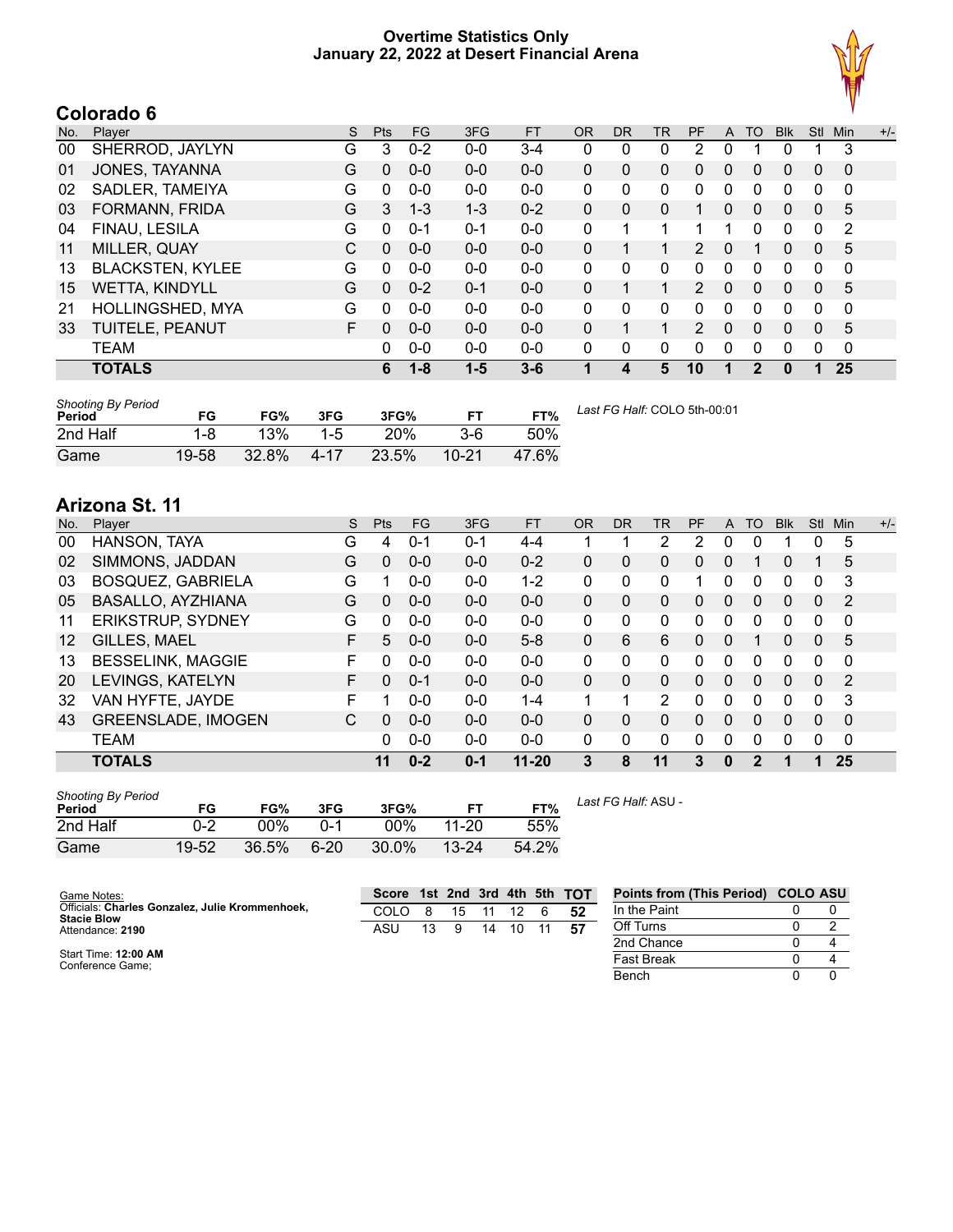# Overtime Statistics Only
## January 22, 2022 at Desert Financial Arena

## Colorado 6

| No. | Player | S | Pts | FG | 3FG | FT | OR | DR | TR | PF | A | TO | Blk | Stl | Min | +/- |
|---|---|---|---|---|---|---|---|---|---|---|---|---|---|---|---|---|
| 00 | SHERROD, JAYLYN | G | 3 | 0-2 | 0-0 | 3-4 | 0 | 0 | 0 | 2 | 0 | 1 | 0 | 1 | 3 | |
| 01 | JONES, TAYANNA | G | 0 | 0-0 | 0-0 | 0-0 | 0 | 0 | 0 | 0 | 0 | 0 | 0 | 0 | 0 | |
| 02 | SADLER, TAMEIYA | G | 0 | 0-0 | 0-0 | 0-0 | 0 | 0 | 0 | 0 | 0 | 0 | 0 | 0 | 0 | |
| 03 | FORMANN, FRIDA | G | 3 | 1-3 | 1-3 | 0-2 | 0 | 0 | 0 | 1 | 0 | 0 | 0 | 0 | 5 | |
| 04 | FINAU, LESILA | G | 0 | 0-1 | 0-1 | 0-0 | 0 | 1 | 1 | 1 | 1 | 0 | 0 | 0 | 2 | |
| 11 | MILLER, QUAY | C | 0 | 0-0 | 0-0 | 0-0 | 0 | 1 | 1 | 2 | 0 | 1 | 0 | 0 | 5 | |
| 13 | BLACKSTEN, KYLEE | G | 0 | 0-0 | 0-0 | 0-0 | 0 | 0 | 0 | 0 | 0 | 0 | 0 | 0 | 0 | |
| 15 | WETTA, KINDYLL | G | 0 | 0-2 | 0-1 | 0-0 | 0 | 1 | 1 | 2 | 0 | 0 | 0 | 0 | 5 | |
| 21 | HOLLINGSHED, MYA | G | 0 | 0-0 | 0-0 | 0-0 | 0 | 0 | 0 | 0 | 0 | 0 | 0 | 0 | 0 | |
| 33 | TUITELE, PEANUT | F | 0 | 0-0 | 0-0 | 0-0 | 0 | 1 | 1 | 2 | 0 | 0 | 0 | 0 | 5 | |
| | TEAM | | 0 | 0-0 | 0-0 | 0-0 | 0 | 0 | 0 | 0 | 0 | 0 | 0 | 0 | 0 | |
| | **TOTALS** | | **6** | **1-8** | **1-5** | **3-6** | **1** | **4** | **5** | **10** | **1** | **2** | **0** | **1** | **25** | |

| Shooting By Period Period | FG | FG% | 3FG | 3FG% | FT | FT% |
|---|---|---|---|---|---|---|
| 2nd Half | 1-8 | 13% | 1-5 | 20% | 3-6 | 50% |
| Game | 19-58 | 32.8% | 4-17 | 23.5% | 10-21 | 47.6% |

*Last FG Half:* COLO 5th-00:01

## Arizona St. 11

| No. | Player | S | Pts | FG | 3FG | FT | OR | DR | TR | PF | A | TO | Blk | Stl | Min | +/- |
|---|---|---|---|---|---|---|---|---|---|---|---|---|---|---|---|---|
| 00 | HANSON, TAYA | G | 4 | 0-1 | 0-1 | 4-4 | 1 | 1 | 2 | 2 | 0 | 0 | 1 | 0 | 5 | |
| 02 | SIMMONS, JADDAN | G | 0 | 0-0 | 0-0 | 0-2 | 0 | 0 | 0 | 0 | 0 | 1 | 0 | 1 | 5 | |
| 03 | BOSQUEZ, GABRIELA | G | 1 | 0-0 | 0-0 | 1-2 | 0 | 0 | 0 | 1 | 0 | 0 | 0 | 0 | 3 | |
| 05 | BASALLO, AYZHIANA | G | 0 | 0-0 | 0-0 | 0-0 | 0 | 0 | 0 | 0 | 0 | 0 | 0 | 0 | 2 | |
| 11 | ERIKSTRUP, SYDNEY | G | 0 | 0-0 | 0-0 | 0-0 | 0 | 0 | 0 | 0 | 0 | 0 | 0 | 0 | 0 | |
| 12 | GILLES, MAEL | F | 5 | 0-0 | 0-0 | 5-8 | 0 | 6 | 6 | 0 | 0 | 1 | 0 | 0 | 5 | |
| 13 | BESSELINK, MAGGIE | F | 0 | 0-0 | 0-0 | 0-0 | 0 | 0 | 0 | 0 | 0 | 0 | 0 | 0 | 0 | |
| 20 | LEVINGS, KATELYN | F | 0 | 0-1 | 0-0 | 0-0 | 0 | 0 | 0 | 0 | 0 | 0 | 0 | 0 | 2 | |
| 32 | VAN HYFTE, JAYDE | F | 1 | 0-0 | 0-0 | 1-4 | 1 | 1 | 2 | 0 | 0 | 0 | 0 | 0 | 3 | |
| 43 | GREENSLADE, IMOGEN | C | 0 | 0-0 | 0-0 | 0-0 | 0 | 0 | 0 | 0 | 0 | 0 | 0 | 0 | 0 | |
| | TEAM | | 0 | 0-0 | 0-0 | 0-0 | 0 | 0 | 0 | 0 | 0 | 0 | 0 | 0 | 0 | |
| | **TOTALS** | | **11** | **0-2** | **0-1** | **11-20** | **3** | **8** | **11** | **3** | **0** | **2** | **1** | **1** | **25** | |

| Shooting By Period Period | FG | FG% | 3FG | 3FG% | FT | FT% |
|---|---|---|---|---|---|---|
| 2nd Half | 0-2 | 00% | 0-1 | 00% | 11-20 | 55% |
| Game | 19-52 | 36.5% | 6-20 | 30.0% | 13-24 | 54.2% |

*Last FG Half:* ASU -

Game Notes:
Officials: **Charles Gonzalez, Julie Krommenhoek, Stacie Blow**
Attendance: **2190**

Start Time: **12:00 AM**
Conference Game;

| Score | 1st | 2nd | 3rd | 4th | 5th | TOT |
|---|---|---|---|---|---|---|
| COLO | 8 | 15 | 11 | 12 | 6 | 52 |
| ASU | 13 | 9 | 14 | 10 | 11 | 57 |

| Points from (This Period) | COLO | ASU |
|---|---|---|
| In the Paint | 0 | 0 |
| Off Turns | 0 | 2 |
| 2nd Chance | 0 | 4 |
| Fast Break | 0 | 4 |
| Bench | 0 | 0 |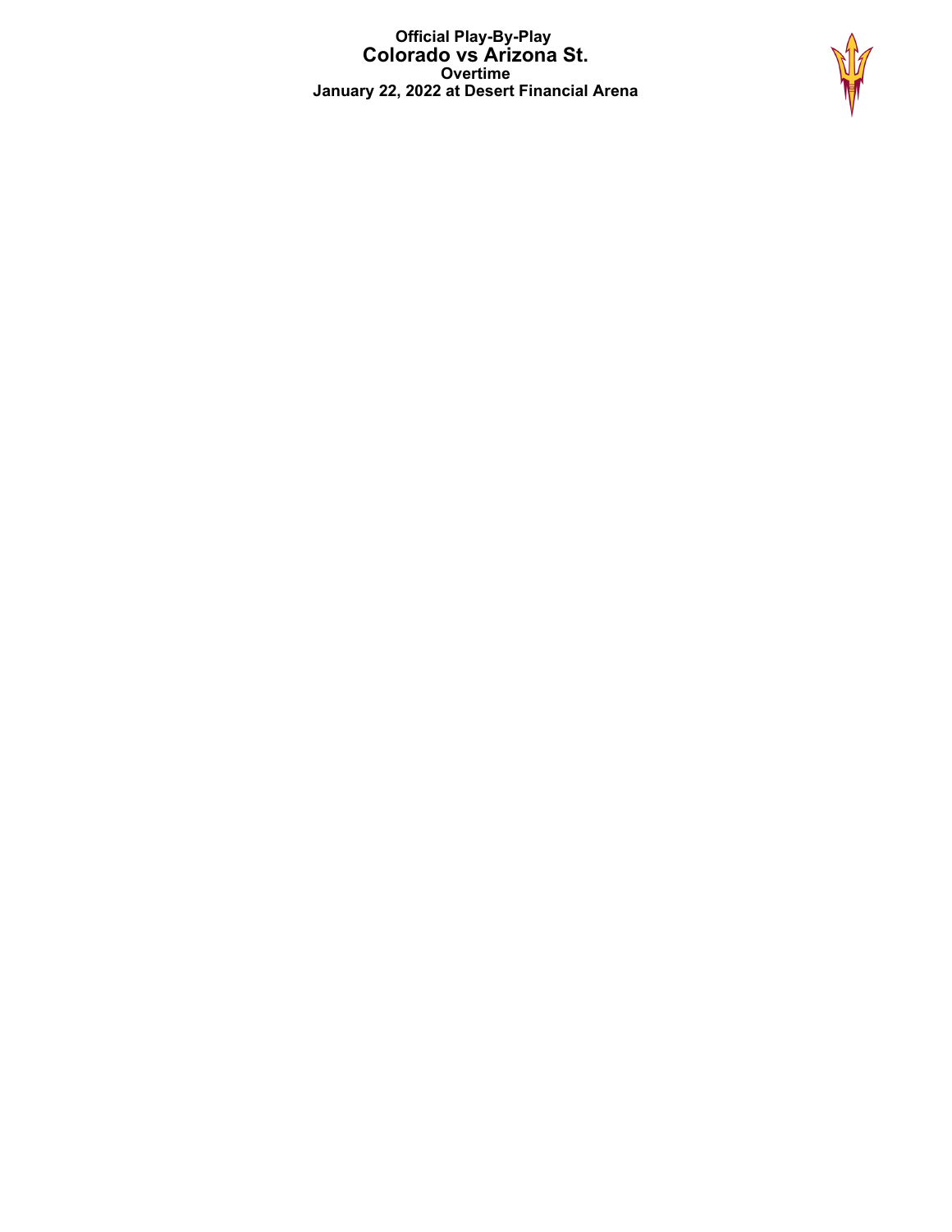**Official Play-By-Play**

**Colorado vs Arizona St.**

**Overtime**

**January 22, 2022 at Desert Financial Arena**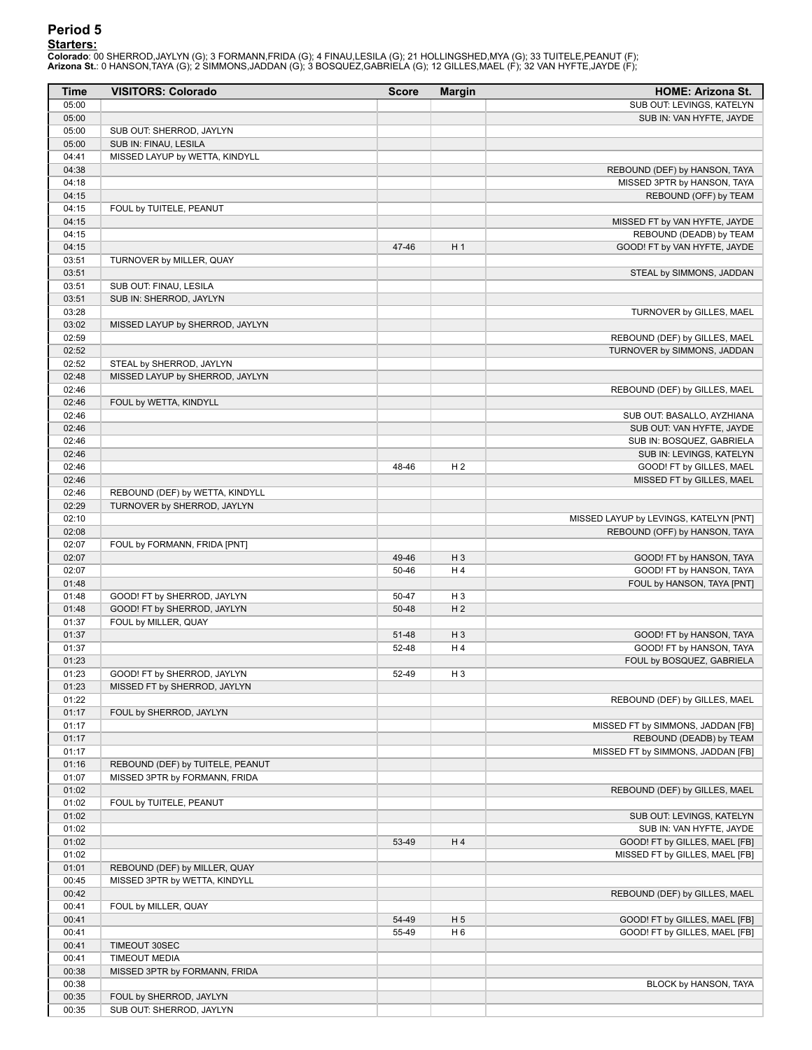# Period 5

**Starters:**

**Colorado**: 00 SHERROD,JAYLYN (G); 3 FORMANN,FRIDA (G); 4 FINAU,LESILA (G); 21 HOLLINGSHED,MYA (G); 33 TUITELE,PEANUT (F);
**Arizona St.**: 0 HANSON,TAYA (G); 2 SIMMONS,JADDAN (G); 3 BOSQUEZ,GABRIELA (G); 12 GILLES,MAEL (F); 32 VAN HYFTE,JAYDE (F);

| Time | VISITORS: Colorado | Score | Margin | HOME: Arizona St. |
|---|---|---|---|---|
| 05:00 | | | | SUB OUT: LEVINGS, KATELYN |
| 05:00 | | | | SUB IN: VAN HYFTE, JAYDE |
| 05:00 | SUB OUT: SHERROD, JAYLYN | | | |
| 05:00 | SUB IN: FINAU, LESILA | | | |
| 04:41 | MISSED LAYUP by WETTA, KINDYLL | | | |
| 04:38 | | | | REBOUND (DEF) by HANSON, TAYA |
| 04:18 | | | | MISSED 3PTR by HANSON, TAYA |
| 04:15 | | | | REBOUND (OFF) by TEAM |
| 04:15 | FOUL by TUITELE, PEANUT | | | |
| 04:15 | | | | MISSED FT by VAN HYFTE, JAYDE |
| 04:15 | | | | REBOUND (DEADB) by TEAM |
| 04:15 | | 47-46 | H 1 | GOOD! FT by VAN HYFTE, JAYDE |
| 03:51 | TURNOVER by MILLER, QUAY | | | |
| 03:51 | | | | STEAL by SIMMONS, JADDAN |
| 03:51 | SUB OUT: FINAU, LESILA | | | |
| 03:51 | SUB IN: SHERROD, JAYLYN | | | |
| 03:28 | | | | TURNOVER by GILLES, MAEL |
| 03:02 | MISSED LAYUP by SHERROD, JAYLYN | | | |
| 02:59 | | | | REBOUND (DEF) by GILLES, MAEL |
| 02:52 | | | | TURNOVER by SIMMONS, JADDAN |
| 02:52 | STEAL by SHERROD, JAYLYN | | | |
| 02:48 | MISSED LAYUP by SHERROD, JAYLYN | | | |
| 02:46 | | | | REBOUND (DEF) by GILLES, MAEL |
| 02:46 | FOUL by WETTA, KINDYLL | | | |
| 02:46 | | | | SUB OUT: BASALLO, AYZHIANA |
| 02:46 | | | | SUB OUT: VAN HYFTE, JAYDE |
| 02:46 | | | | SUB IN: BOSQUEZ, GABRIELA |
| 02:46 | | | | SUB IN: LEVINGS, KATELYN |
| 02:46 | | 48-46 | H 2 | GOOD! FT by GILLES, MAEL |
| 02:46 | | | | MISSED FT by GILLES, MAEL |
| 02:46 | REBOUND (DEF) by WETTA, KINDYLL | | | |
| 02:29 | TURNOVER by SHERROD, JAYLYN | | | |
| 02:10 | | | | MISSED LAYUP by LEVINGS, KATELYN [PNT] |
| 02:08 | | | | REBOUND (OFF) by HANSON, TAYA |
| 02:07 | FOUL by FORMANN, FRIDA [PNT] | | | |
| 02:07 | | 49-46 | H 3 | GOOD! FT by HANSON, TAYA |
| 02:07 | | 50-46 | H 4 | GOOD! FT by HANSON, TAYA |
| 01:48 | | | | FOUL by HANSON, TAYA [PNT] |
| 01:48 | GOOD! FT by SHERROD, JAYLYN | 50-47 | H 3 | |
| 01:48 | GOOD! FT by SHERROD, JAYLYN | 50-48 | H 2 | |
| 01:37 | FOUL by MILLER, QUAY | | | |
| 01:37 | | 51-48 | H 3 | GOOD! FT by HANSON, TAYA |
| 01:37 | | 52-48 | H 4 | GOOD! FT by HANSON, TAYA |
| 01:23 | | | | FOUL by BOSQUEZ, GABRIELA |
| 01:23 | GOOD! FT by SHERROD, JAYLYN | 52-49 | H 3 | |
| 01:23 | MISSED FT by SHERROD, JAYLYN | | | |
| 01:22 | | | | REBOUND (DEF) by GILLES, MAEL |
| 01:17 | FOUL by SHERROD, JAYLYN | | | |
| 01:17 | | | | MISSED FT by SIMMONS, JADDAN [FB] |
| 01:17 | | | | REBOUND (DEADB) by TEAM |
| 01:17 | | | | MISSED FT by SIMMONS, JADDAN [FB] |
| 01:16 | REBOUND (DEF) by TUITELE, PEANUT | | | |
| 01:07 | MISSED 3PTR by FORMANN, FRIDA | | | |
| 01:02 | | | | REBOUND (DEF) by GILLES, MAEL |
| 01:02 | FOUL by TUITELE, PEANUT | | | |
| 01:02 | | | | SUB OUT: LEVINGS, KATELYN |
| 01:02 | | | | SUB IN: VAN HYFTE, JAYDE |
| 01:02 | | 53-49 | H 4 | GOOD! FT by GILLES, MAEL [FB] |
| 01:02 | | | | MISSED FT by GILLES, MAEL [FB] |
| 01:01 | REBOUND (DEF) by MILLER, QUAY | | | |
| 00:45 | MISSED 3PTR by WETTA, KINDYLL | | | |
| 00:42 | | | | REBOUND (DEF) by GILLES, MAEL |
| 00:41 | FOUL by MILLER, QUAY | | | |
| 00:41 | | 54-49 | H 5 | GOOD! FT by GILLES, MAEL [FB] |
| 00:41 | | 55-49 | H 6 | GOOD! FT by GILLES, MAEL [FB] |
| 00:41 | TIMEOUT 30SEC | | | |
| 00:41 | TIMEOUT MEDIA | | | |
| 00:38 | MISSED 3PTR by FORMANN, FRIDA | | | |
| 00:38 | | | | BLOCK by HANSON, TAYA |
| 00:35 | FOUL by SHERROD, JAYLYN | | | |
| 00:35 | SUB OUT: SHERROD, JAYLYN | | | |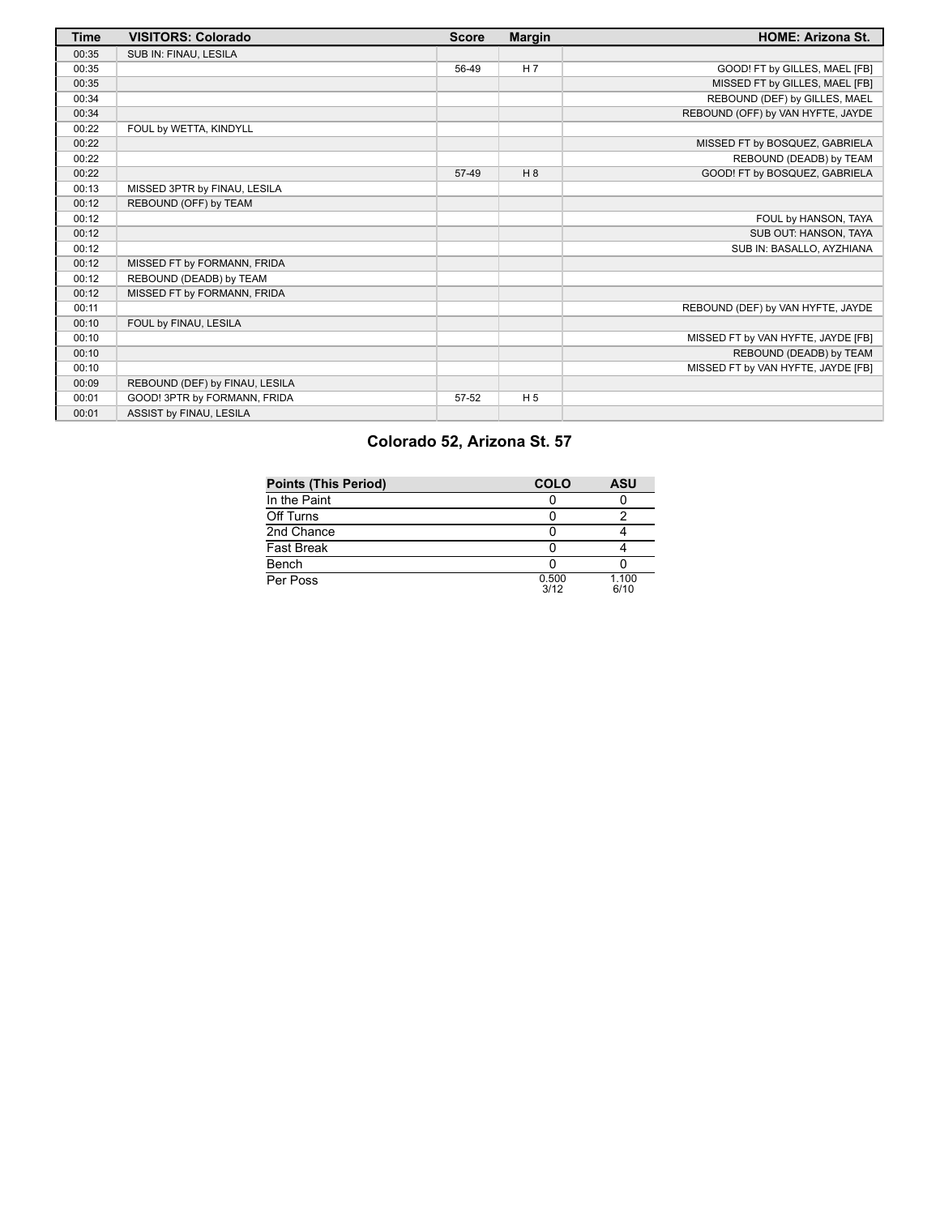| Time | VISITORS: Colorado | Score | Margin | HOME: Arizona St. |
|---|---|---|---|---|
| 00:35 | SUB IN: FINAU, LESILA | | | |
| 00:35 | | 56-49 | H 7 | GOOD! FT by GILLES, MAEL [FB] |
| 00:35 | | | | MISSED FT by GILLES, MAEL [FB] |
| 00:34 | | | | REBOUND (DEF) by GILLES, MAEL |
| 00:34 | | | | REBOUND (OFF) by VAN HYFTE, JAYDE |
| 00:22 | FOUL by WETTA, KINDYLL | | | |
| 00:22 | | | | MISSED FT by BOSQUEZ, GABRIELA |
| 00:22 | | | | REBOUND (DEADB) by TEAM |
| 00:22 | | 57-49 | H 8 | GOOD! FT by BOSQUEZ, GABRIELA |
| 00:13 | MISSED 3PTR by FINAU, LESILA | | | |
| 00:12 | REBOUND (OFF) by TEAM | | | |
| 00:12 | | | | FOUL by HANSON, TAYA |
| 00:12 | | | | SUB OUT: HANSON, TAYA |
| 00:12 | | | | SUB IN: BASALLO, AYZHIANA |
| 00:12 | MISSED FT by FORMANN, FRIDA | | | |
| 00:12 | REBOUND (DEADB) by TEAM | | | |
| 00:12 | MISSED FT by FORMANN, FRIDA | | | |
| 00:11 | | | | REBOUND (DEF) by VAN HYFTE, JAYDE |
| 00:10 | FOUL by FINAU, LESILA | | | |
| 00:10 | | | | MISSED FT by VAN HYFTE, JAYDE [FB] |
| 00:10 | | | | REBOUND (DEADB) by TEAM |
| 00:10 | | | | MISSED FT by VAN HYFTE, JAYDE [FB] |
| 00:09 | REBOUND (DEF) by FINAU, LESILA | | | |
| 00:01 | GOOD! 3PTR by FORMANN, FRIDA | 57-52 | H 5 | |
| 00:01 | ASSIST by FINAU, LESILA | | | |

## Colorado 52, Arizona St. 57

| Points (This Period) | COLO | ASU |
|---|---|---|
| In the Paint | 0 | 0 |
| Off Turns | 0 | 2 |
| 2nd Chance | 0 | 4 |
| Fast Break | 0 | 4 |
| Bench | 0 | 0 |
| Per Poss | 0.500 3/12 | 1.100 6/10 |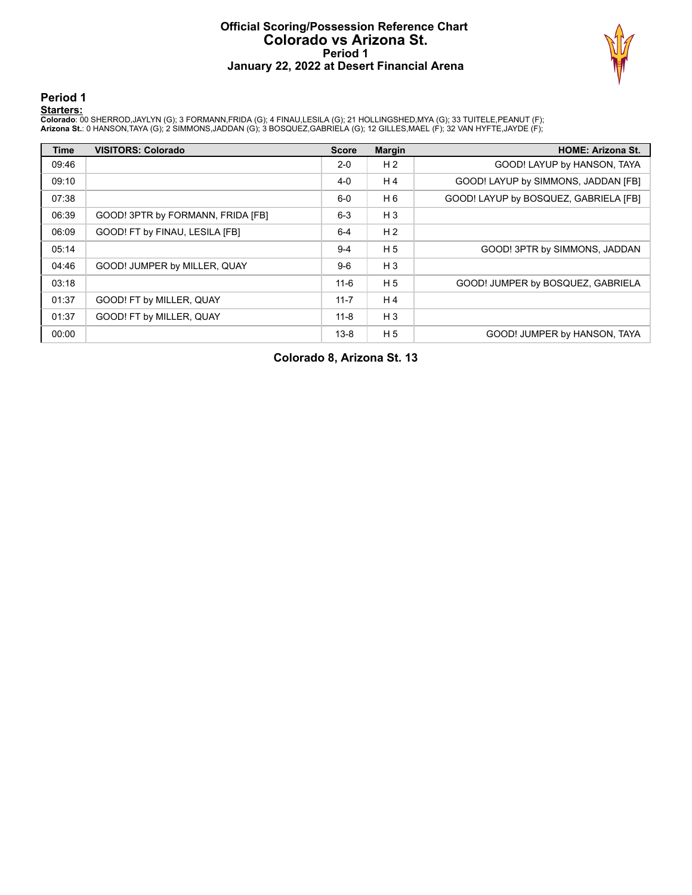# Official Scoring/Possession Reference Chart
# Colorado vs Arizona St.
## Period 1
## January 22, 2022 at Desert Financial Arena

### Period 1

**Starters:**

**Colorado**: 00 SHERROD,JAYLYN (G); 3 FORMANN,FRIDA (G); 4 FINAU,LESILA (G); 21 HOLLINGSHED,MYA (G); 33 TUITELE,PEANUT (F);
**Arizona St.**: 0 HANSON,TAYA (G); 2 SIMMONS,JADDAN (G); 3 BOSQUEZ,GABRIELA (G); 12 GILLES,MAEL (F); 32 VAN HYFTE,JAYDE (F);

| Time | VISITORS: Colorado | Score | Margin | HOME: Arizona St. |
|---|---|---|---|---|
| 09:46 | | 2-0 | H 2 | GOOD! LAYUP by HANSON, TAYA |
| 09:10 | | 4-0 | H 4 | GOOD! LAYUP by SIMMONS, JADDAN [FB] |
| 07:38 | | 6-0 | H 6 | GOOD! LAYUP by BOSQUEZ, GABRIELA [FB] |
| 06:39 | GOOD! 3PTR by FORMANN, FRIDA [FB] | 6-3 | H 3 | |
| 06:09 | GOOD! FT by FINAU, LESILA [FB] | 6-4 | H 2 | |
| 05:14 | | 9-4 | H 5 | GOOD! 3PTR by SIMMONS, JADDAN |
| 04:46 | GOOD! JUMPER by MILLER, QUAY | 9-6 | H 3 | |
| 03:18 | | 11-6 | H 5 | GOOD! JUMPER by BOSQUEZ, GABRIELA |
| 01:37 | GOOD! FT by MILLER, QUAY | 11-7 | H 4 | |
| 01:37 | GOOD! FT by MILLER, QUAY | 11-8 | H 3 | |
| 00:00 | | 13-8 | H 5 | GOOD! JUMPER by HANSON, TAYA |

**Colorado 8, Arizona St. 13**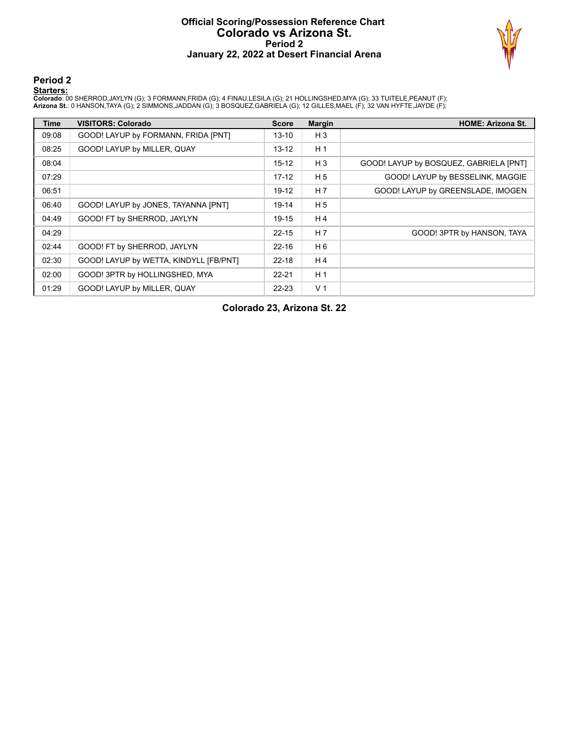# Official Scoring/Possession Reference Chart
## Colorado vs Arizona St.
### Period 2
### January 22, 2022 at Desert Financial Arena

## Period 2

**Starters:**

**Colorado**: 00 SHERROD,JAYLYN (G); 3 FORMANN,FRIDA (G); 4 FINAU,LESILA (G); 21 HOLLINGSHED,MYA (G); 33 TUITELE,PEANUT (F);
**Arizona St.**: 0 HANSON,TAYA (G); 2 SIMMONS,JADDAN (G); 3 BOSQUEZ,GABRIELA (G); 12 GILLES,MAEL (F); 32 VAN HYFTE,JAYDE (F);

| Time | VISITORS: Colorado | Score | Margin | HOME: Arizona St. |
|---|---|---|---|---|
| 09:08 | GOOD! LAYUP by FORMANN, FRIDA [PNT] | 13-10 | H 3 | |
| 08:25 | GOOD! LAYUP by MILLER, QUAY | 13-12 | H 1 | |
| 08:04 | | 15-12 | H 3 | GOOD! LAYUP by BOSQUEZ, GABRIELA [PNT] |
| 07:29 | | 17-12 | H 5 | GOOD! LAYUP by BESSELINK, MAGGIE |
| 06:51 | | 19-12 | H 7 | GOOD! LAYUP by GREENSLADE, IMOGEN |
| 06:40 | GOOD! LAYUP by JONES, TAYANNA [PNT] | 19-14 | H 5 | |
| 04:49 | GOOD! FT by SHERROD, JAYLYN | 19-15 | H 4 | |
| 04:29 | | 22-15 | H 7 | GOOD! 3PTR by HANSON, TAYA |
| 02:44 | GOOD! FT by SHERROD, JAYLYN | 22-16 | H 6 | |
| 02:30 | GOOD! LAYUP by WETTA, KINDYLL [FB/PNT] | 22-18 | H 4 | |
| 02:00 | GOOD! 3PTR by HOLLINGSHED, MYA | 22-21 | H 1 | |
| 01:29 | GOOD! LAYUP by MILLER, QUAY | 22-23 | V 1 | |

**Colorado 23, Arizona St. 22**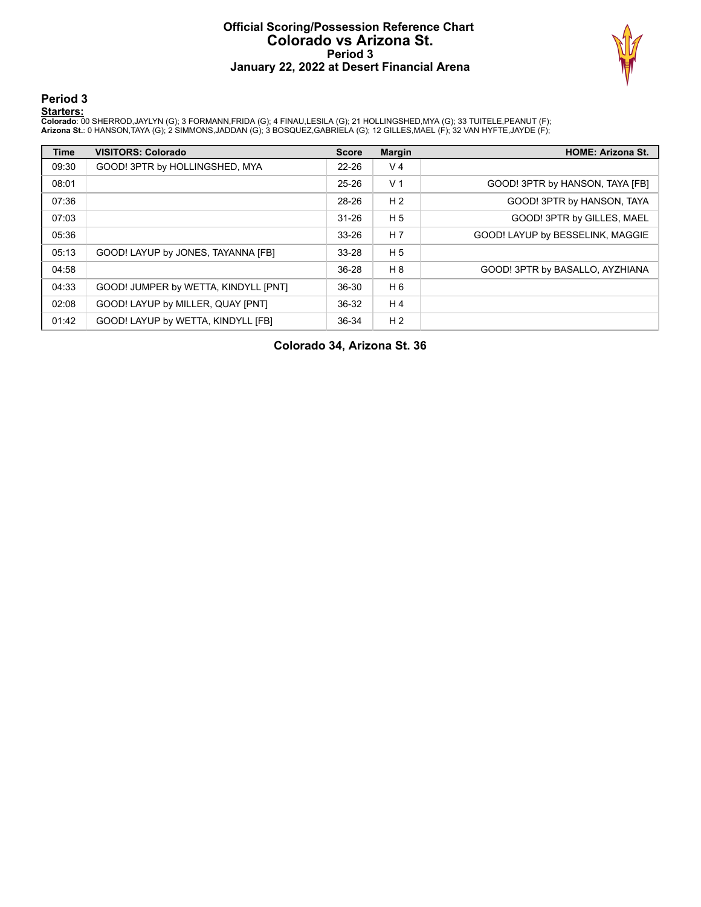# Official Scoring/Possession Reference Chart
## Colorado vs Arizona St.
### Period 3
### January 22, 2022 at Desert Financial Arena

## Period 3

**Starters:**

**Colorado**: 00 SHERROD,JAYLYN (G); 3 FORMANN,FRIDA (G); 4 FINAU,LESILA (G); 21 HOLLINGSHED,MYA (G); 33 TUITELE,PEANUT (F);
**Arizona St.**: 0 HANSON,TAYA (G); 2 SIMMONS,JADDAN (G); 3 BOSQUEZ,GABRIELA (G); 12 GILLES,MAEL (F); 32 VAN HYFTE,JAYDE (F);

| Time | VISITORS: Colorado | Score | Margin | HOME: Arizona St. |
|---|---|---|---|---|
| 09:30 | GOOD! 3PTR by HOLLINGSHED, MYA | 22-26 | V 4 | |
| 08:01 | | 25-26 | V 1 | GOOD! 3PTR by HANSON, TAYA [FB] |
| 07:36 | | 28-26 | H 2 | GOOD! 3PTR by HANSON, TAYA |
| 07:03 | | 31-26 | H 5 | GOOD! 3PTR by GILLES, MAEL |
| 05:36 | | 33-26 | H 7 | GOOD! LAYUP by BESSELINK, MAGGIE |
| 05:13 | GOOD! LAYUP by JONES, TAYANNA [FB] | 33-28 | H 5 | |
| 04:58 | | 36-28 | H 8 | GOOD! 3PTR by BASALLO, AYZHIANA |
| 04:33 | GOOD! JUMPER by WETTA, KINDYLL [PNT] | 36-30 | H 6 | |
| 02:08 | GOOD! LAYUP by MILLER, QUAY [PNT] | 36-32 | H 4 | |
| 01:42 | GOOD! LAYUP by WETTA, KINDYLL [FB] | 36-34 | H 2 | |

**Colorado 34, Arizona St. 36**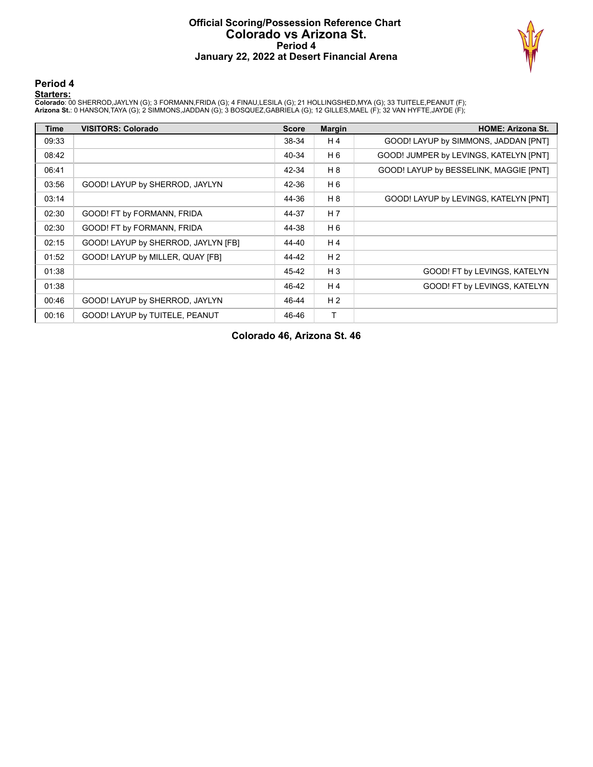# Official Scoring/Possession Reference Chart
# Colorado vs Arizona St.
# Period 4
# January 22, 2022 at Desert Financial Arena

## Period 4

**Starters:**

**Colorado**: 00 SHERROD,JAYLYN (G); 3 FORMANN,FRIDA (G); 4 FINAU,LESILA (G); 21 HOLLINGSHED,MYA (G); 33 TUITELE,PEANUT (F);
**Arizona St.**: 0 HANSON,TAYA (G); 2 SIMMONS,JADDAN (G); 3 BOSQUEZ,GABRIELA (G); 12 GILLES,MAEL (F); 32 VAN HYFTE,JAYDE (F);

| Time | VISITORS: Colorado | Score | Margin | HOME: Arizona St. |
|---|---|---|---|---|
| 09:33 | | 38-34 | H 4 | GOOD! LAYUP by SIMMONS, JADDAN [PNT] |
| 08:42 | | 40-34 | H 6 | GOOD! JUMPER by LEVINGS, KATELYN [PNT] |
| 06:41 | | 42-34 | H 8 | GOOD! LAYUP by BESSELINK, MAGGIE [PNT] |
| 03:56 | GOOD! LAYUP by SHERROD, JAYLYN | 42-36 | H 6 | |
| 03:14 | | 44-36 | H 8 | GOOD! LAYUP by LEVINGS, KATELYN [PNT] |
| 02:30 | GOOD! FT by FORMANN, FRIDA | 44-37 | H 7 | |
| 02:30 | GOOD! FT by FORMANN, FRIDA | 44-38 | H 6 | |
| 02:15 | GOOD! LAYUP by SHERROD, JAYLYN [FB] | 44-40 | H 4 | |
| 01:52 | GOOD! LAYUP by MILLER, QUAY [FB] | 44-42 | H 2 | |
| 01:38 | | 45-42 | H 3 | GOOD! FT by LEVINGS, KATELYN |
| 01:38 | | 46-42 | H 4 | GOOD! FT by LEVINGS, KATELYN |
| 00:46 | GOOD! LAYUP by SHERROD, JAYLYN | 46-44 | H 2 | |
| 00:16 | GOOD! LAYUP by TUITELE, PEANUT | 46-46 | T | |

**Colorado 46, Arizona St. 46**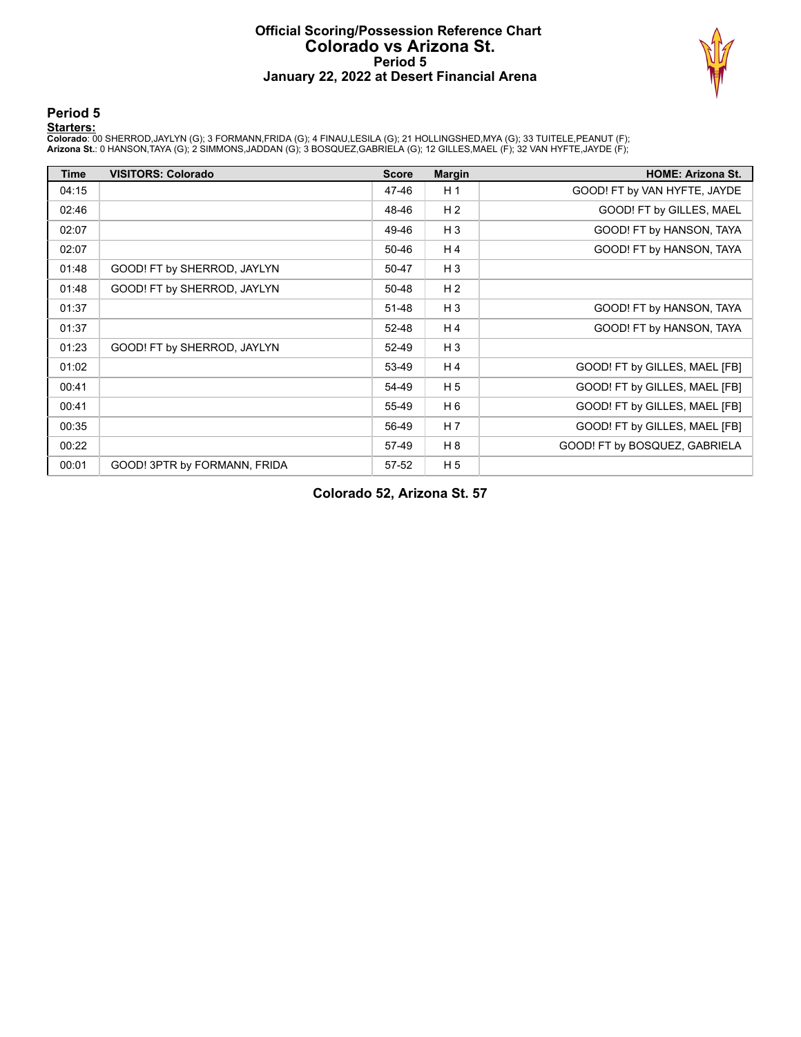# Official Scoring/Possession Reference Chart
## Colorado vs Arizona St.
### Period 5
### January 22, 2022 at Desert Financial Arena

## Period 5

**Starters:**

**Colorado**: 00 SHERROD,JAYLYN (G); 3 FORMANN,FRIDA (G); 4 FINAU,LESILA (G); 21 HOLLINGSHED,MYA (G); 33 TUITELE,PEANUT (F);
**Arizona St.**: 0 HANSON,TAYA (G); 2 SIMMONS,JADDAN (G); 3 BOSQUEZ,GABRIELA (G); 12 GILLES,MAEL (F); 32 VAN HYFTE,JAYDE (F);

| Time | VISITORS: Colorado | Score | Margin | HOME: Arizona St. |
|---|---|---|---|---|
| 04:15 | | 47-46 | H 1 | GOOD! FT by VAN HYFTE, JAYDE |
| 02:46 | | 48-46 | H 2 | GOOD! FT by GILLES, MAEL |
| 02:07 | | 49-46 | H 3 | GOOD! FT by HANSON, TAYA |
| 02:07 | | 50-46 | H 4 | GOOD! FT by HANSON, TAYA |
| 01:48 | GOOD! FT by SHERROD, JAYLYN | 50-47 | H 3 | |
| 01:48 | GOOD! FT by SHERROD, JAYLYN | 50-48 | H 2 | |
| 01:37 | | 51-48 | H 3 | GOOD! FT by HANSON, TAYA |
| 01:37 | | 52-48 | H 4 | GOOD! FT by HANSON, TAYA |
| 01:23 | GOOD! FT by SHERROD, JAYLYN | 52-49 | H 3 | |
| 01:02 | | 53-49 | H 4 | GOOD! FT by GILLES, MAEL [FB] |
| 00:41 | | 54-49 | H 5 | GOOD! FT by GILLES, MAEL [FB] |
| 00:41 | | 55-49 | H 6 | GOOD! FT by GILLES, MAEL [FB] |
| 00:35 | | 56-49 | H 7 | GOOD! FT by GILLES, MAEL [FB] |
| 00:22 | | 57-49 | H 8 | GOOD! FT by BOSQUEZ, GABRIELA |
| 00:01 | GOOD! 3PTR by FORMANN, FRIDA | 57-52 | H 5 | |

**Colorado 52, Arizona St. 57**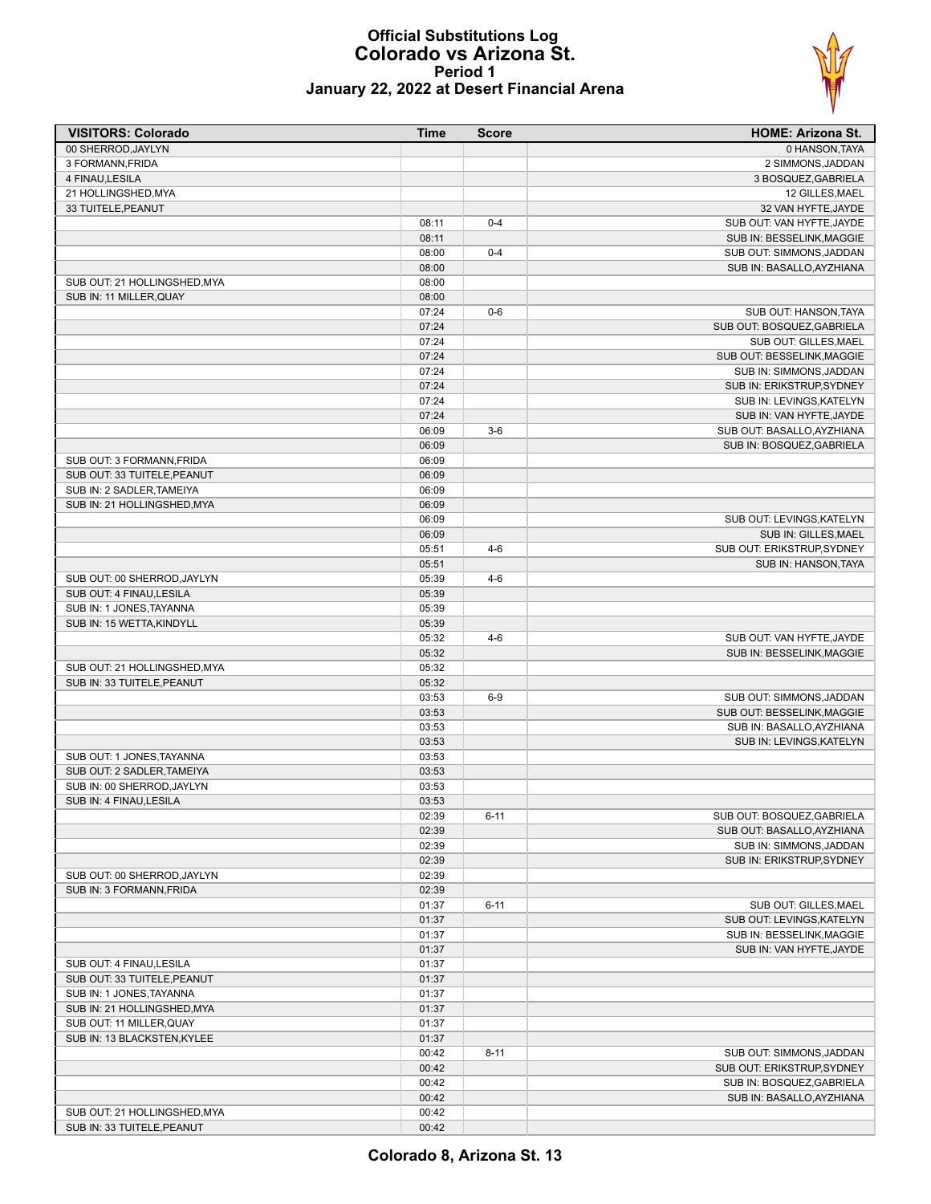# Official Substitutions Log
## Colorado vs Arizona St.
### Period 1
### January 22, 2022 at Desert Financial Arena

| VISITORS: Colorado | Time | Score | HOME: Arizona St. |
|---|---|---|---|
| 00 SHERROD,JAYLYN | | | 0 HANSON,TAYA |
| 3 FORMANN,FRIDA | | | 2 SIMMONS,JADDAN |
| 4 FINAU,LESILA | | | 3 BOSQUEZ,GABRIELA |
| 21 HOLLINGSHED,MYA | | | 12 GILLES,MAEL |
| 33 TUITELE,PEANUT | | | 32 VAN HYFTE,JAYDE |
| | 08:11 | 0-4 | SUB OUT: VAN HYFTE,JAYDE |
| | 08:11 | | SUB IN: BESSELINK,MAGGIE |
| | 08:00 | 0-4 | SUB OUT: SIMMONS,JADDAN |
| | 08:00 | | SUB IN: BASALLO,AYZHIANA |
| SUB OUT: 21 HOLLINGSHED,MYA | 08:00 | | |
| SUB IN: 11 MILLER,QUAY | 08:00 | | |
| | 07:24 | 0-6 | SUB OUT: HANSON,TAYA |
| | 07:24 | | SUB OUT: BOSQUEZ,GABRIELA |
| | 07:24 | | SUB OUT: GILLES,MAEL |
| | 07:24 | | SUB OUT: BESSELINK,MAGGIE |
| | 07:24 | | SUB IN: SIMMONS,JADDAN |
| | 07:24 | | SUB IN: ERIKSTRUP,SYDNEY |
| | 07:24 | | SUB IN: LEVINGS,KATELYN |
| | 07:24 | | SUB IN: VAN HYFTE,JAYDE |
| | 06:09 | 3-6 | SUB OUT: BASALLO,AYZHIANA |
| | 06:09 | | SUB IN: BOSQUEZ,GABRIELA |
| SUB OUT: 3 FORMANN,FRIDA | 06:09 | | |
| SUB OUT: 33 TUITELE,PEANUT | 06:09 | | |
| SUB IN: 2 SADLER,TAMEIYA | 06:09 | | |
| SUB IN: 21 HOLLINGSHED,MYA | 06:09 | | |
| | 06:09 | | SUB OUT: LEVINGS,KATELYN |
| | 06:09 | | SUB IN: GILLES,MAEL |
| | 05:51 | 4-6 | SUB OUT: ERIKSTRUP,SYDNEY |
| | 05:51 | | SUB IN: HANSON,TAYA |
| SUB OUT: 00 SHERROD,JAYLYN | 05:39 | 4-6 | |
| SUB OUT: 4 FINAU,LESILA | 05:39 | | |
| SUB IN: 1 JONES,TAYANNA | 05:39 | | |
| SUB IN: 15 WETTA,KINDYLL | 05:39 | | |
| | 05:32 | 4-6 | SUB OUT: VAN HYFTE,JAYDE |
| | 05:32 | | SUB IN: BESSELINK,MAGGIE |
| SUB OUT: 21 HOLLINGSHED,MYA | 05:32 | | |
| SUB IN: 33 TUITELE,PEANUT | 05:32 | | |
| | 03:53 | 6-9 | SUB OUT: SIMMONS,JADDAN |
| | 03:53 | | SUB OUT: BESSELINK,MAGGIE |
| | 03:53 | | SUB IN: BASALLO,AYZHIANA |
| | 03:53 | | SUB IN: LEVINGS,KATELYN |
| SUB OUT: 1 JONES,TAYANNA | 03:53 | | |
| SUB OUT: 2 SADLER,TAMEIYA | 03:53 | | |
| SUB IN: 00 SHERROD,JAYLYN | 03:53 | | |
| SUB IN: 4 FINAU,LESILA | 03:53 | | |
| | 02:39 | 6-11 | SUB OUT: BOSQUEZ,GABRIELA |
| | 02:39 | | SUB OUT: BASALLO,AYZHIANA |
| | 02:39 | | SUB IN: SIMMONS,JADDAN |
| | 02:39 | | SUB IN: ERIKSTRUP,SYDNEY |
| SUB OUT: 00 SHERROD,JAYLYN | 02:39 | | |
| SUB IN: 3 FORMANN,FRIDA | 02:39 | | |
| | 01:37 | 6-11 | SUB OUT: GILLES,MAEL |
| | 01:37 | | SUB OUT: LEVINGS,KATELYN |
| | 01:37 | | SUB IN: BESSELINK,MAGGIE |
| | 01:37 | | SUB IN: VAN HYFTE,JAYDE |
| SUB OUT: 4 FINAU,LESILA | 01:37 | | |
| SUB OUT: 33 TUITELE,PEANUT | 01:37 | | |
| SUB IN: 1 JONES,TAYANNA | 01:37 | | |
| SUB IN: 21 HOLLINGSHED,MYA | 01:37 | | |
| SUB OUT: 11 MILLER,QUAY | 01:37 | | |
| SUB IN: 13 BLACKSTEN,KYLEE | 01:37 | | |
| | 00:42 | 8-11 | SUB OUT: SIMMONS,JADDAN |
| | 00:42 | | SUB OUT: ERIKSTRUP,SYDNEY |
| | 00:42 | | SUB IN: BOSQUEZ,GABRIELA |
| | 00:42 | | SUB IN: BASALLO,AYZHIANA |
| SUB OUT: 21 HOLLINGSHED,MYA | 00:42 | | |
| SUB IN: 33 TUITELE,PEANUT | 00:42 | | |

**Colorado 8, Arizona St. 13**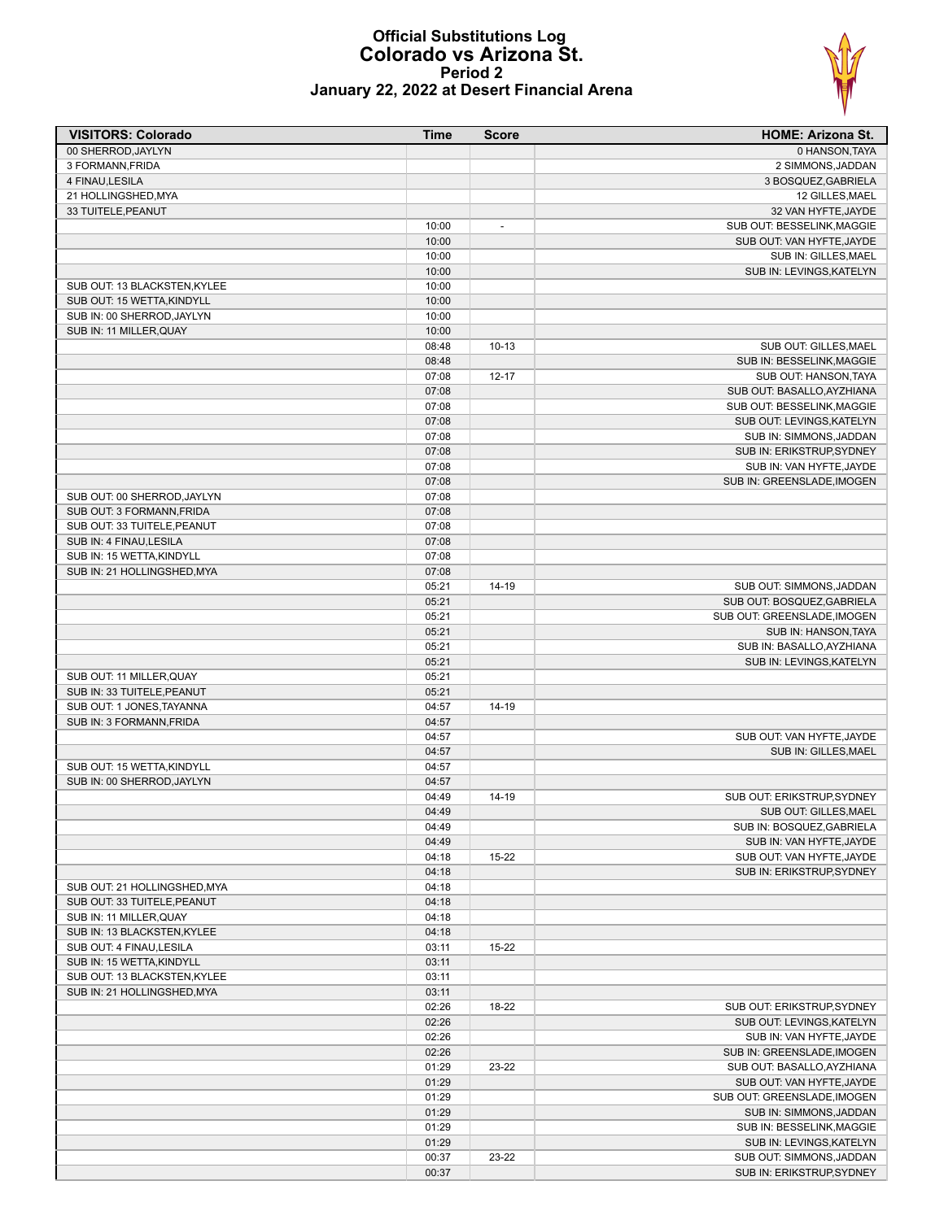# Official Substitutions Log
## Colorado vs Arizona St.
### Period 2
### January 22, 2022 at Desert Financial Arena

| VISITORS: Colorado | Time | Score | HOME: Arizona St. |
|---|---|---|---|
| 00 SHERROD,JAYLYN | | | 0 HANSON,TAYA |
| 3 FORMANN,FRIDA | | | 2 SIMMONS,JADDAN |
| 4 FINAU,LESILA | | | 3 BOSQUEZ,GABRIELA |
| 21 HOLLINGSHED,MYA | | | 12 GILLES,MAEL |
| 33 TUITELE,PEANUT | | | 32 VAN HYFTE,JAYDE |
| | 10:00 | - | SUB OUT: BESSELINK,MAGGIE |
| | 10:00 | | SUB OUT: VAN HYFTE,JAYDE |
| | 10:00 | | SUB IN: GILLES,MAEL |
| | 10:00 | | SUB IN: LEVINGS,KATELYN |
| SUB OUT: 13 BLACKSTEN,KYLEE | 10:00 | | |
| SUB OUT: 15 WETTA,KINDYLL | 10:00 | | |
| SUB IN: 00 SHERROD,JAYLYN | 10:00 | | |
| SUB IN: 11 MILLER,QUAY | 10:00 | | |
| | 08:48 | 10-13 | SUB OUT: GILLES,MAEL |
| | 08:48 | | SUB IN: BESSELINK,MAGGIE |
| | 07:08 | 12-17 | SUB OUT: HANSON,TAYA |
| | 07:08 | | SUB OUT: BASALLO,AYZHIANA |
| | 07:08 | | SUB OUT: BESSELINK,MAGGIE |
| | 07:08 | | SUB OUT: LEVINGS,KATELYN |
| | 07:08 | | SUB IN: SIMMONS,JADDAN |
| | 07:08 | | SUB IN: ERIKSTRUP,SYDNEY |
| | 07:08 | | SUB IN: VAN HYFTE,JAYDE |
| | 07:08 | | SUB IN: GREENSLADE,IMOGEN |
| SUB OUT: 00 SHERROD,JAYLYN | 07:08 | | |
| SUB OUT: 3 FORMANN,FRIDA | 07:08 | | |
| SUB OUT: 33 TUITELE,PEANUT | 07:08 | | |
| SUB IN: 4 FINAU,LESILA | 07:08 | | |
| SUB IN: 15 WETTA,KINDYLL | 07:08 | | |
| SUB IN: 21 HOLLINGSHED,MYA | 07:08 | | |
| | 05:21 | 14-19 | SUB OUT: SIMMONS,JADDAN |
| | 05:21 | | SUB OUT: BOSQUEZ,GABRIELA |
| | 05:21 | | SUB OUT: GREENSLADE,IMOGEN |
| | 05:21 | | SUB IN: HANSON,TAYA |
| | 05:21 | | SUB IN: BASALLO,AYZHIANA |
| | 05:21 | | SUB IN: LEVINGS,KATELYN |
| SUB OUT: 11 MILLER,QUAY | 05:21 | | |
| SUB IN: 33 TUITELE,PEANUT | 05:21 | | |
| SUB OUT: 1 JONES,TAYANNA | 04:57 | 14-19 | |
| SUB IN: 3 FORMANN,FRIDA | 04:57 | | |
| | 04:57 | | SUB OUT: VAN HYFTE,JAYDE |
| | 04:57 | | SUB IN: GILLES,MAEL |
| SUB OUT: 15 WETTA,KINDYLL | 04:57 | | |
| SUB IN: 00 SHERROD,JAYLYN | 04:57 | | |
| | 04:49 | 14-19 | SUB OUT: ERIKSTRUP,SYDNEY |
| | 04:49 | | SUB OUT: GILLES,MAEL |
| | 04:49 | | SUB IN: BOSQUEZ,GABRIELA |
| | 04:49 | | SUB IN: VAN HYFTE,JAYDE |
| | 04:18 | 15-22 | SUB OUT: VAN HYFTE,JAYDE |
| | 04:18 | | SUB IN: ERIKSTRUP,SYDNEY |
| SUB OUT: 21 HOLLINGSHED,MYA | 04:18 | | |
| SUB OUT: 33 TUITELE,PEANUT | 04:18 | | |
| SUB IN: 11 MILLER,QUAY | 04:18 | | |
| SUB IN: 13 BLACKSTEN,KYLEE | 04:18 | | |
| SUB OUT: 4 FINAU,LESILA | 03:11 | 15-22 | |
| SUB IN: 15 WETTA,KINDYLL | 03:11 | | |
| SUB OUT: 13 BLACKSTEN,KYLEE | 03:11 | | |
| SUB IN: 21 HOLLINGSHED,MYA | 03:11 | | |
| | 02:26 | 18-22 | SUB OUT: ERIKSTRUP,SYDNEY |
| | 02:26 | | SUB OUT: LEVINGS,KATELYN |
| | 02:26 | | SUB IN: VAN HYFTE,JAYDE |
| | 02:26 | | SUB IN: GREENSLADE,IMOGEN |
| | 01:29 | 23-22 | SUB OUT: BASALLO,AYZHIANA |
| | 01:29 | | SUB OUT: VAN HYFTE,JAYDE |
| | 01:29 | | SUB OUT: GREENSLADE,IMOGEN |
| | 01:29 | | SUB IN: SIMMONS,JADDAN |
| | 01:29 | | SUB IN: BESSELINK,MAGGIE |
| | 01:29 | | SUB IN: LEVINGS,KATELYN |
| | 00:37 | 23-22 | SUB OUT: SIMMONS,JADDAN |
| | 00:37 | | SUB IN: ERIKSTRUP,SYDNEY |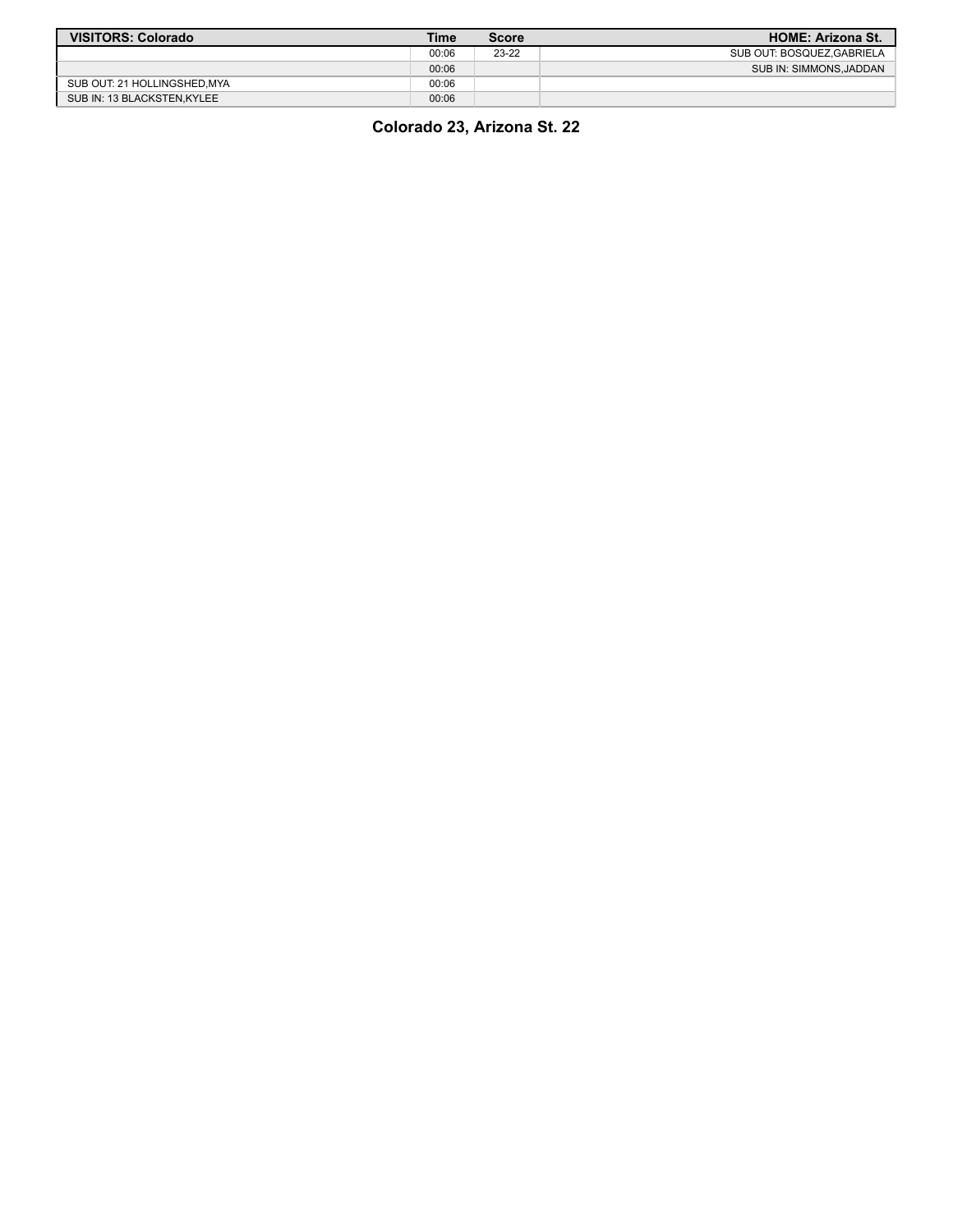| VISITORS: Colorado | Time | Score | HOME: Arizona St. |
|---|---|---|---|
| | 00:06 | 23-22 | SUB OUT: BOSQUEZ,GABRIELA |
| | 00:06 | | SUB IN: SIMMONS,JADDAN |
| SUB OUT: 21 HOLLINGSHED,MYA | 00:06 | | |
| SUB IN: 13 BLACKSTEN,KYLEE | 00:06 | | |

**Colorado 23, Arizona St. 22**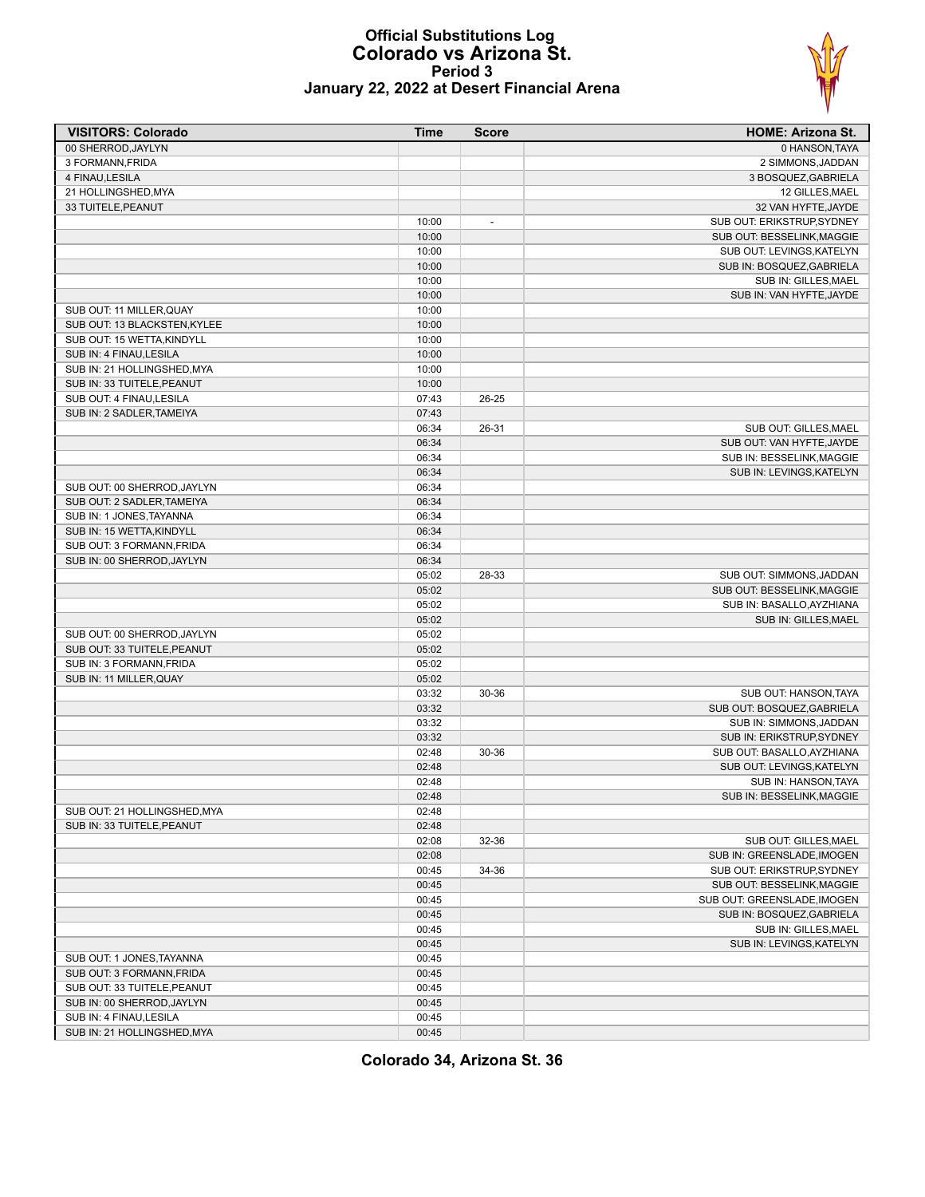# Official Substitutions Log
## Colorado vs Arizona St.
### Period 3
### January 22, 2022 at Desert Financial Arena

| VISITORS: Colorado | Time | Score | HOME: Arizona St. |
|---|---|---|---|
| 00 SHERROD,JAYLYN | | | 0 HANSON,TAYA |
| 3 FORMANN,FRIDA | | | 2 SIMMONS,JADDAN |
| 4 FINAU,LESILA | | | 3 BOSQUEZ,GABRIELA |
| 21 HOLLINGSHED,MYA | | | 12 GILLES,MAEL |
| 33 TUITELE,PEANUT | | | 32 VAN HYFTE,JAYDE |
| | 10:00 | - | SUB OUT: ERIKSTRUP,SYDNEY |
| | 10:00 | | SUB OUT: BESSELINK,MAGGIE |
| | 10:00 | | SUB OUT: LEVINGS,KATELYN |
| | 10:00 | | SUB IN: BOSQUEZ,GABRIELA |
| | 10:00 | | SUB IN: GILLES,MAEL |
| | 10:00 | | SUB IN: VAN HYFTE,JAYDE |
| SUB OUT: 11 MILLER,QUAY | 10:00 | | |
| SUB OUT: 13 BLACKSTEN,KYLEE | 10:00 | | |
| SUB OUT: 15 WETTA,KINDYLL | 10:00 | | |
| SUB IN: 4 FINAU,LESILA | 10:00 | | |
| SUB IN: 21 HOLLINGSHED,MYA | 10:00 | | |
| SUB IN: 33 TUITELE,PEANUT | 10:00 | | |
| SUB OUT: 4 FINAU,LESILA | 07:43 | 26-25 | |
| SUB IN: 2 SADLER,TAMEIYA | 07:43 | | |
| | 06:34 | 26-31 | SUB OUT: GILLES,MAEL |
| | 06:34 | | SUB OUT: VAN HYFTE,JAYDE |
| | 06:34 | | SUB IN: BESSELINK,MAGGIE |
| | 06:34 | | SUB IN: LEVINGS,KATELYN |
| SUB OUT: 00 SHERROD,JAYLYN | 06:34 | | |
| SUB OUT: 2 SADLER,TAMEIYA | 06:34 | | |
| SUB IN: 1 JONES,TAYANNA | 06:34 | | |
| SUB IN: 15 WETTA,KINDYLL | 06:34 | | |
| SUB OUT: 3 FORMANN,FRIDA | 06:34 | | |
| SUB IN: 00 SHERROD,JAYLYN | 06:34 | | |
| | 05:02 | 28-33 | SUB OUT: SIMMONS,JADDAN |
| | 05:02 | | SUB OUT: BESSELINK,MAGGIE |
| | 05:02 | | SUB IN: BASALLO,AYZHIANA |
| | 05:02 | | SUB IN: GILLES,MAEL |
| SUB OUT: 00 SHERROD,JAYLYN | 05:02 | | |
| SUB OUT: 33 TUITELE,PEANUT | 05:02 | | |
| SUB IN: 3 FORMANN,FRIDA | 05:02 | | |
| SUB IN: 11 MILLER,QUAY | 05:02 | | |
| | 03:32 | 30-36 | SUB OUT: HANSON,TAYA |
| | 03:32 | | SUB OUT: BOSQUEZ,GABRIELA |
| | 03:32 | | SUB IN: SIMMONS,JADDAN |
| | 03:32 | | SUB IN: ERIKSTRUP,SYDNEY |
| | 02:48 | 30-36 | SUB OUT: BASALLO,AYZHIANA |
| | 02:48 | | SUB OUT: LEVINGS,KATELYN |
| | 02:48 | | SUB IN: HANSON,TAYA |
| | 02:48 | | SUB IN: BESSELINK,MAGGIE |
| SUB OUT: 21 HOLLINGSHED,MYA | 02:48 | | |
| SUB IN: 33 TUITELE,PEANUT | 02:48 | | |
| | 02:08 | 32-36 | SUB OUT: GILLES,MAEL |
| | 02:08 | | SUB IN: GREENSLADE,IMOGEN |
| | 00:45 | 34-36 | SUB OUT: ERIKSTRUP,SYDNEY |
| | 00:45 | | SUB OUT: BESSELINK,MAGGIE |
| | 00:45 | | SUB OUT: GREENSLADE,IMOGEN |
| | 00:45 | | SUB IN: BOSQUEZ,GABRIELA |
| | 00:45 | | SUB IN: GILLES,MAEL |
| | 00:45 | | SUB IN: LEVINGS,KATELYN |
| SUB OUT: 1 JONES,TAYANNA | 00:45 | | |
| SUB OUT: 3 FORMANN,FRIDA | 00:45 | | |
| SUB OUT: 33 TUITELE,PEANUT | 00:45 | | |
| SUB IN: 00 SHERROD,JAYLYN | 00:45 | | |
| SUB IN: 4 FINAU,LESILA | 00:45 | | |
| SUB IN: 21 HOLLINGSHED,MYA | 00:45 | | |

**Colorado 34, Arizona St. 36**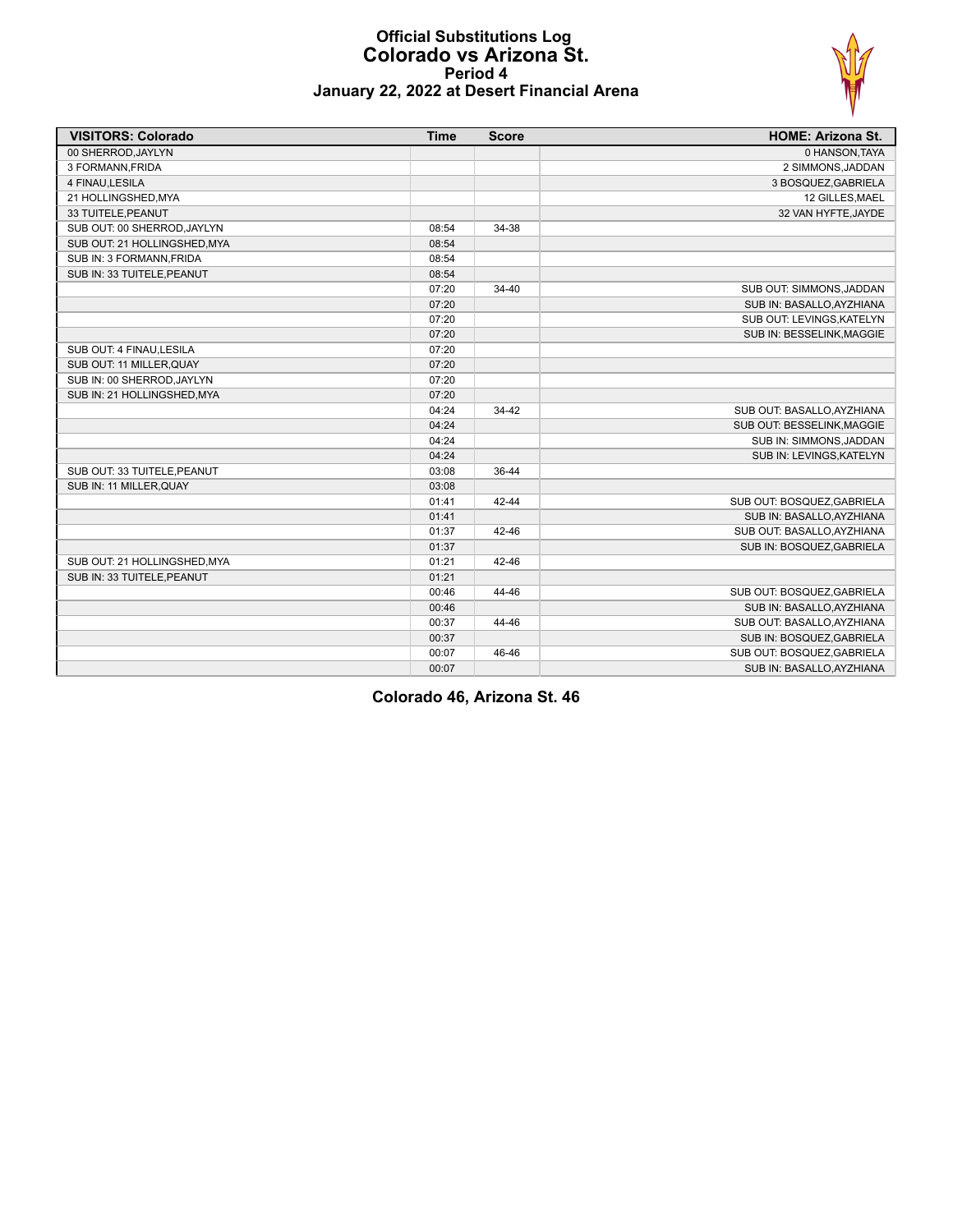# Official Substitutions Log
## Colorado vs Arizona St.
### Period 4
### January 22, 2022 at Desert Financial Arena

| VISITORS: Colorado | Time | Score | HOME: Arizona St. |
|---|---|---|---|
| 00 SHERROD,JAYLYN | | | 0 HANSON,TAYA |
| 3 FORMANN,FRIDA | | | 2 SIMMONS,JADDAN |
| 4 FINAU,LESILA | | | 3 BOSQUEZ,GABRIELA |
| 21 HOLLINGSHED,MYA | | | 12 GILLES,MAEL |
| 33 TUITELE,PEANUT | | | 32 VAN HYFTE,JAYDE |
| SUB OUT: 00 SHERROD,JAYLYN | 08:54 | 34-38 | |
| SUB OUT: 21 HOLLINGSHED,MYA | 08:54 | | |
| SUB IN: 3 FORMANN,FRIDA | 08:54 | | |
| SUB IN: 33 TUITELE,PEANUT | 08:54 | | |
| | 07:20 | 34-40 | SUB OUT: SIMMONS,JADDAN |
| | 07:20 | | SUB IN: BASALLO,AYZHIANA |
| | 07:20 | | SUB OUT: LEVINGS,KATELYN |
| | 07:20 | | SUB IN: BESSELINK,MAGGIE |
| SUB OUT: 4 FINAU,LESILA | 07:20 | | |
| SUB OUT: 11 MILLER,QUAY | 07:20 | | |
| SUB IN: 00 SHERROD,JAYLYN | 07:20 | | |
| SUB IN: 21 HOLLINGSHED,MYA | 07:20 | | |
| | 04:24 | 34-42 | SUB OUT: BASALLO,AYZHIANA |
| | 04:24 | | SUB OUT: BESSELINK,MAGGIE |
| | 04:24 | | SUB IN: SIMMONS,JADDAN |
| | 04:24 | | SUB IN: LEVINGS,KATELYN |
| SUB OUT: 33 TUITELE,PEANUT | 03:08 | 36-44 | |
| SUB IN: 11 MILLER,QUAY | 03:08 | | |
| | 01:41 | 42-44 | SUB OUT: BOSQUEZ,GABRIELA |
| | 01:41 | | SUB IN: BASALLO,AYZHIANA |
| | 01:37 | 42-46 | SUB OUT: BASALLO,AYZHIANA |
| | 01:37 | | SUB IN: BOSQUEZ,GABRIELA |
| SUB OUT: 21 HOLLINGSHED,MYA | 01:21 | 42-46 | |
| SUB IN: 33 TUITELE,PEANUT | 01:21 | | |
| | 00:46 | 44-46 | SUB OUT: BOSQUEZ,GABRIELA |
| | 00:46 | | SUB IN: BASALLO,AYZHIANA |
| | 00:37 | 44-46 | SUB OUT: BASALLO,AYZHIANA |
| | 00:37 | | SUB IN: BOSQUEZ,GABRIELA |
| | 00:07 | 46-46 | SUB OUT: BOSQUEZ,GABRIELA |
| | 00:07 | | SUB IN: BASALLO,AYZHIANA |

**Colorado 46, Arizona St. 46**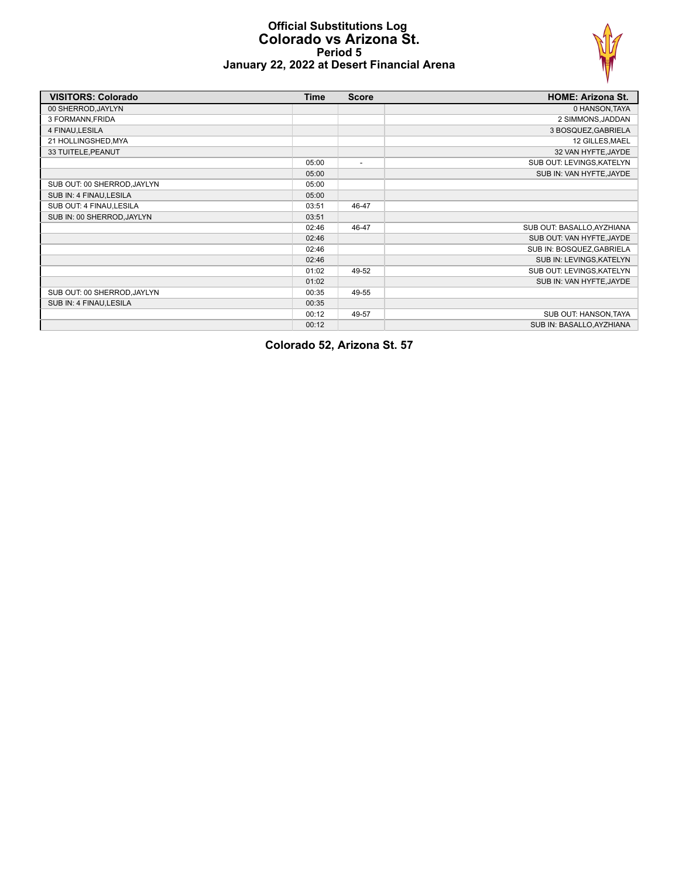# Official Substitutions Log
## Colorado vs Arizona St.
### Period 5
### January 22, 2022 at Desert Financial Arena

| VISITORS: Colorado | Time | Score | HOME: Arizona St. |
|---|---|---|---|
| 00 SHERROD,JAYLYN | | | 0 HANSON,TAYA |
| 3 FORMANN,FRIDA | | | 2 SIMMONS,JADDAN |
| 4 FINAU,LESILA | | | 3 BOSQUEZ,GABRIELA |
| 21 HOLLINGSHED,MYA | | | 12 GILLES,MAEL |
| 33 TUITELE,PEANUT | | | 32 VAN HYFTE,JAYDE |
| | 05:00 | - | SUB OUT: LEVINGS,KATELYN |
| | 05:00 | | SUB IN: VAN HYFTE,JAYDE |
| SUB OUT: 00 SHERROD,JAYLYN | 05:00 | | |
| SUB IN: 4 FINAU,LESILA | 05:00 | | |
| SUB OUT: 4 FINAU,LESILA | 03:51 | 46-47 | |
| SUB IN: 00 SHERROD,JAYLYN | 03:51 | | |
| | 02:46 | 46-47 | SUB OUT: BASALLO,AYZHIANA |
| | 02:46 | | SUB OUT: VAN HYFTE,JAYDE |
| | 02:46 | | SUB IN: BOSQUEZ,GABRIELA |
| | 02:46 | | SUB IN: LEVINGS,KATELYN |
| | 01:02 | 49-52 | SUB OUT: LEVINGS,KATELYN |
| | 01:02 | | SUB IN: VAN HYFTE,JAYDE |
| SUB OUT: 00 SHERROD,JAYLYN | 00:35 | 49-55 | |
| SUB IN: 4 FINAU,LESILA | 00:35 | | |
| | 00:12 | 49-57 | SUB OUT: HANSON,TAYA |
| | 00:12 | | SUB IN: BASALLO,AYZHIANA |

**Colorado 52, Arizona St. 57**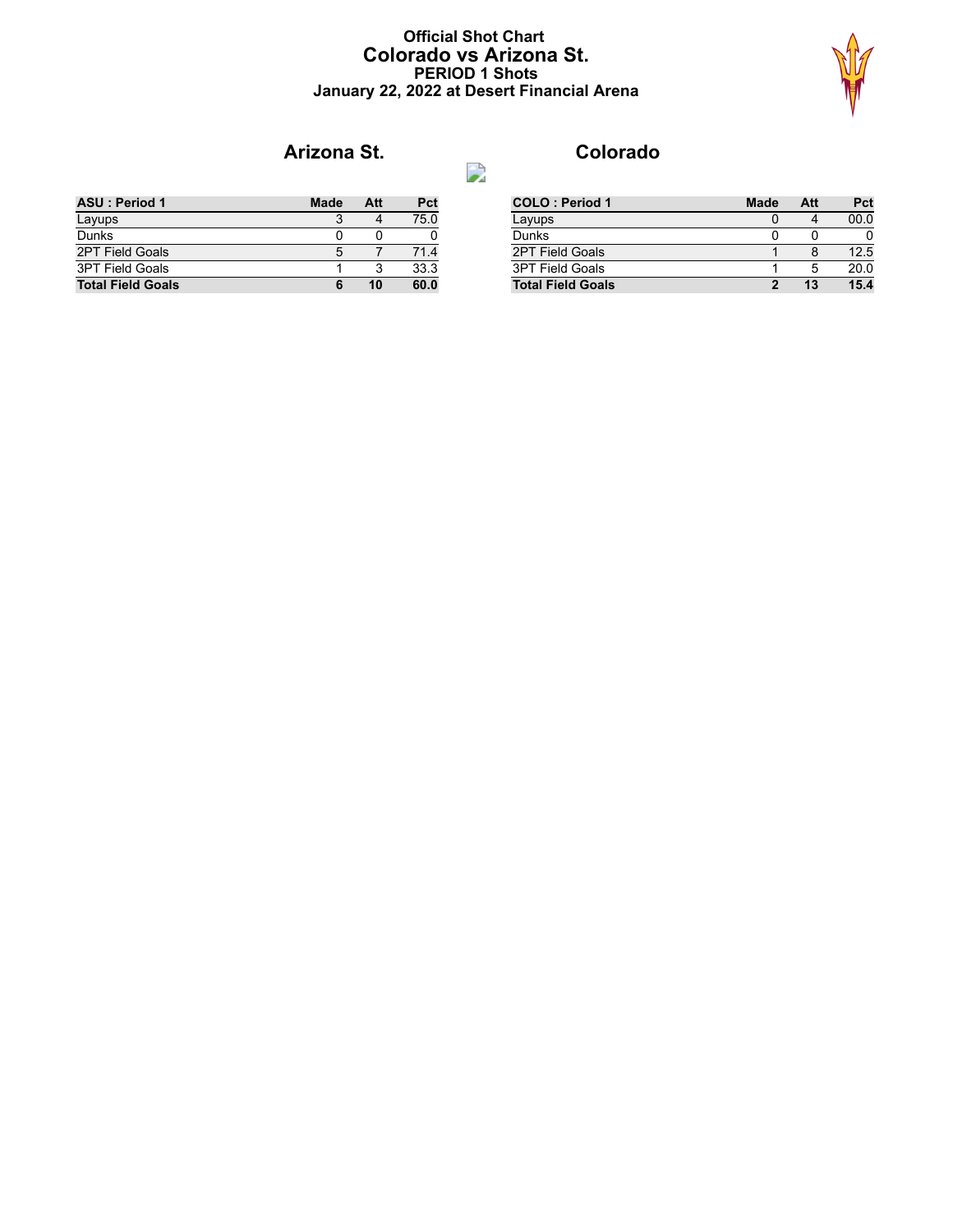# Official Shot Chart
## Colorado vs Arizona St.
### PERIOD 1 Shots
### January 22, 2022 at Desert Financial Arena

## Arizona St.

| ASU : Period 1 | Made | Att | Pct |
|---|---|---|---|
| Layups | 3 | 4 | 75.0 |
| Dunks | 0 | 0 | 0 |
| 2PT Field Goals | 5 | 7 | 71.4 |
| 3PT Field Goals | 1 | 3 | 33.3 |
| **Total Field Goals** | **6** | **10** | **60.0** |

## Colorado

| COLO : Period 1 | Made | Att | Pct |
|---|---|---|---|
| Layups | 0 | 4 | 00.0 |
| Dunks | 0 | 0 | 0 |
| 2PT Field Goals | 1 | 8 | 12.5 |
| 3PT Field Goals | 1 | 5 | 20.0 |
| **Total Field Goals** | **2** | **13** | **15.4** |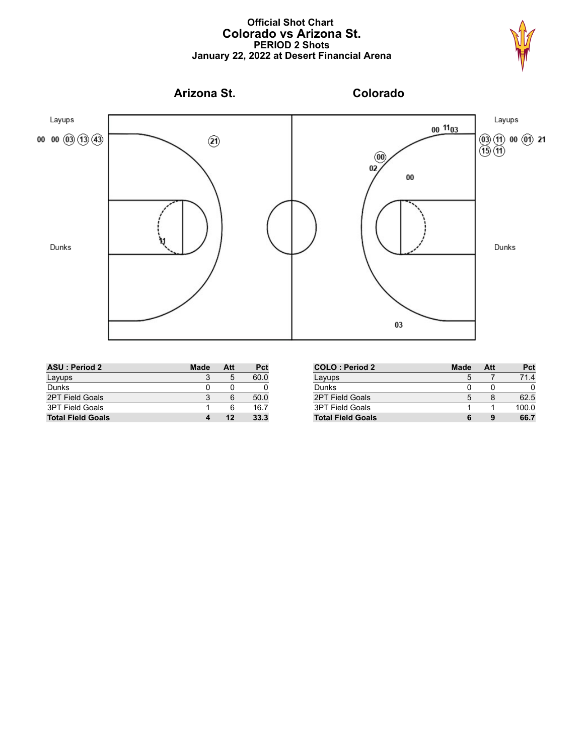# Official Shot Chart
## Colorado vs Arizona St.
### PERIOD 2 Shots
### January 22, 2022 at Desert Financial Arena

**Arizona St.** — **Colorado**

Layups: 00 00 (03) (13) (43) — Layups: (03) (11) 00 (01) 21 (15) (11)

Dunks — Dunks

| ASU : Period 2 | Made | Att | Pct |
|---|---|---|---|
| Layups | 3 | 5 | 60.0 |
| Dunks | 0 | 0 | 0 |
| 2PT Field Goals | 3 | 6 | 50.0 |
| 3PT Field Goals | 1 | 6 | 16.7 |
| **Total Field Goals** | **4** | **12** | **33.3** |

| COLO : Period 2 | Made | Att | Pct |
|---|---|---|---|
| Layups | 5 | 7 | 71.4 |
| Dunks | 0 | 0 | 0 |
| 2PT Field Goals | 5 | 8 | 62.5 |
| 3PT Field Goals | 1 | 1 | 100.0 |
| **Total Field Goals** | **6** | **9** | **66.7** |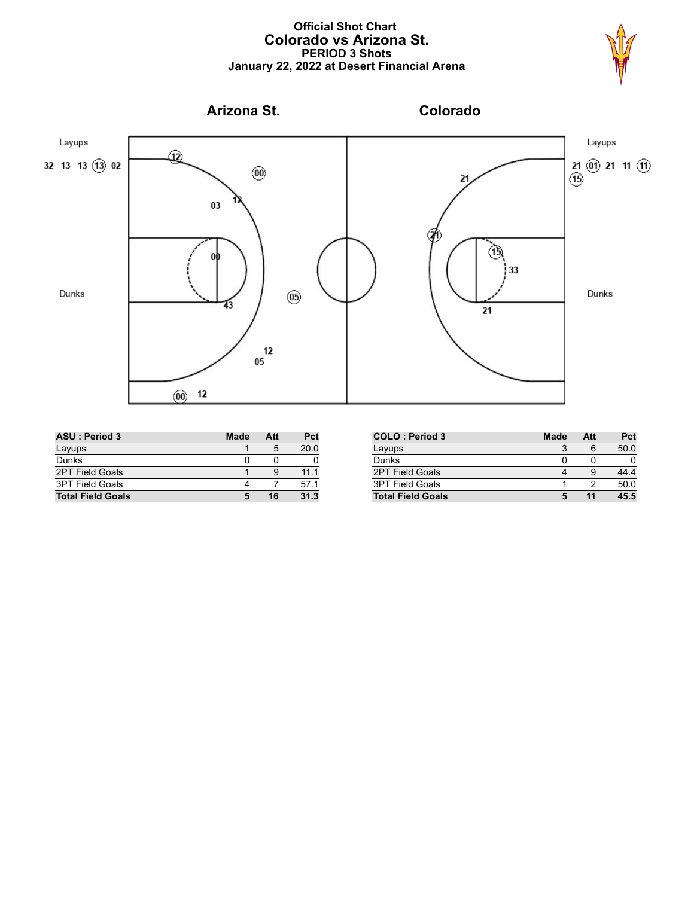# Official Shot Chart
## Colorado vs Arizona St.
### PERIOD 3 Shots
### January 22, 2022 at Desert Financial Arena

**Arizona St.** | **Colorado**

Layups: 32 13 13 (13) 02

Dunks

Layups: 21 (01) 21 11 (11) (15)

Dunks

| ASU : Period 3 | Made | Att | Pct |
|---|---|---|---|
| Layups | 1 | 5 | 20.0 |
| Dunks | 0 | 0 | 0 |
| 2PT Field Goals | 1 | 9 | 11.1 |
| 3PT Field Goals | 4 | 7 | 57.1 |
| **Total Field Goals** | **5** | **16** | **31.3** |

| COLO : Period 3 | Made | Att | Pct |
|---|---|---|---|
| Layups | 3 | 6 | 50.0 |
| Dunks | 0 | 0 | 0 |
| 2PT Field Goals | 4 | 9 | 44.4 |
| 3PT Field Goals | 1 | 2 | 50.0 |
| **Total Field Goals** | **5** | **11** | **45.5** |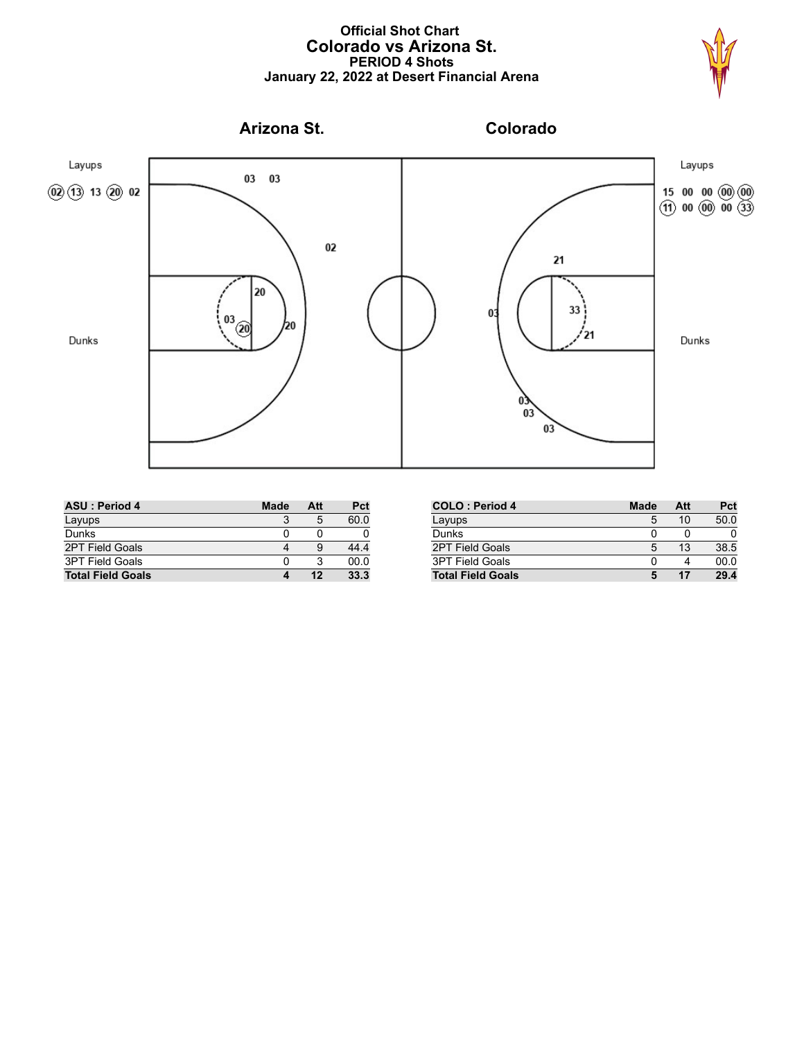# Official Shot Chart
## Colorado vs Arizona St.
### PERIOD 4 Shots
### January 22, 2022 at Desert Financial Arena

**Arizona St.** | **Colorado**

Layups

(02) (13) 13 (20) 02

Dunks

Layups

15 00 00 (00) (00)
(11) 00 (00) 00 (33)

Dunks

| ASU : Period 4 | Made | Att | Pct |
|---|---|---|---|
| Layups | 3 | 5 | 60.0 |
| Dunks | 0 | 0 | 0 |
| 2PT Field Goals | 4 | 9 | 44.4 |
| 3PT Field Goals | 0 | 3 | 00.0 |
| **Total Field Goals** | **4** | **12** | **33.3** |

| COLO : Period 4 | Made | Att | Pct |
|---|---|---|---|
| Layups | 5 | 10 | 50.0 |
| Dunks | 0 | 0 | 0 |
| 2PT Field Goals | 5 | 13 | 38.5 |
| 3PT Field Goals | 0 | 4 | 00.0 |
| **Total Field Goals** | **5** | **17** | **29.4** |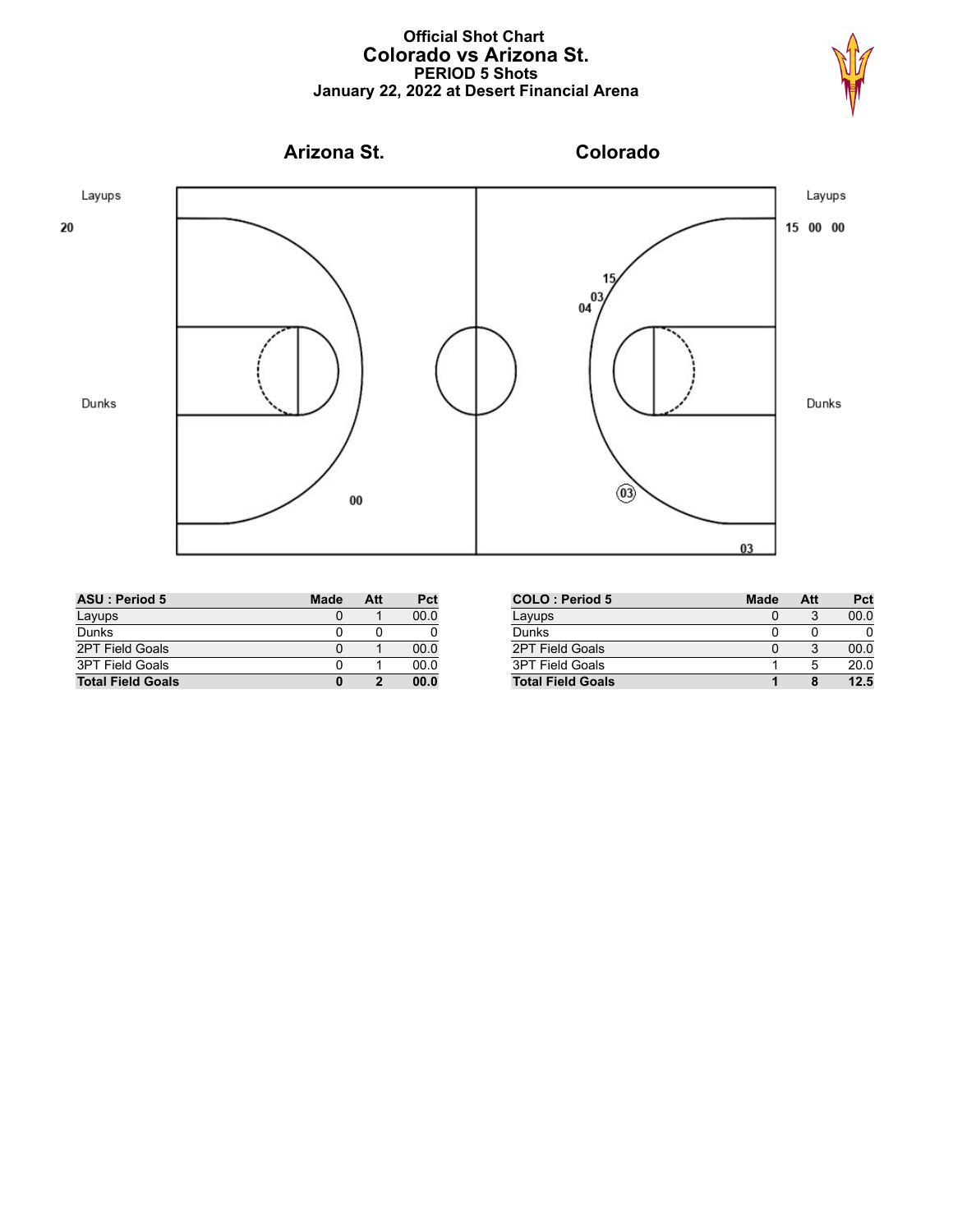# Official Shot Chart
## Colorado vs Arizona St.
### PERIOD 5 Shots
### January 22, 2022 at Desert Financial Arena

**Arizona St.** | **Colorado**

Layups: 20 | Layups: 15 00 00

Dunks | Dunks

| ASU : Period 5 | Made | Att | Pct |
|---|---|---|---|
| Layups | 0 | 1 | 00.0 |
| Dunks | 0 | 0 | 0 |
| 2PT Field Goals | 0 | 1 | 00.0 |
| 3PT Field Goals | 0 | 1 | 00.0 |
| **Total Field Goals** | **0** | **2** | **00.0** |

| COLO : Period 5 | Made | Att | Pct |
|---|---|---|---|
| Layups | 0 | 3 | 00.0 |
| Dunks | 0 | 0 | 0 |
| 2PT Field Goals | 0 | 3 | 00.0 |
| 3PT Field Goals | 1 | 5 | 20.0 |
| **Total Field Goals** | **1** | **8** | **12.5** |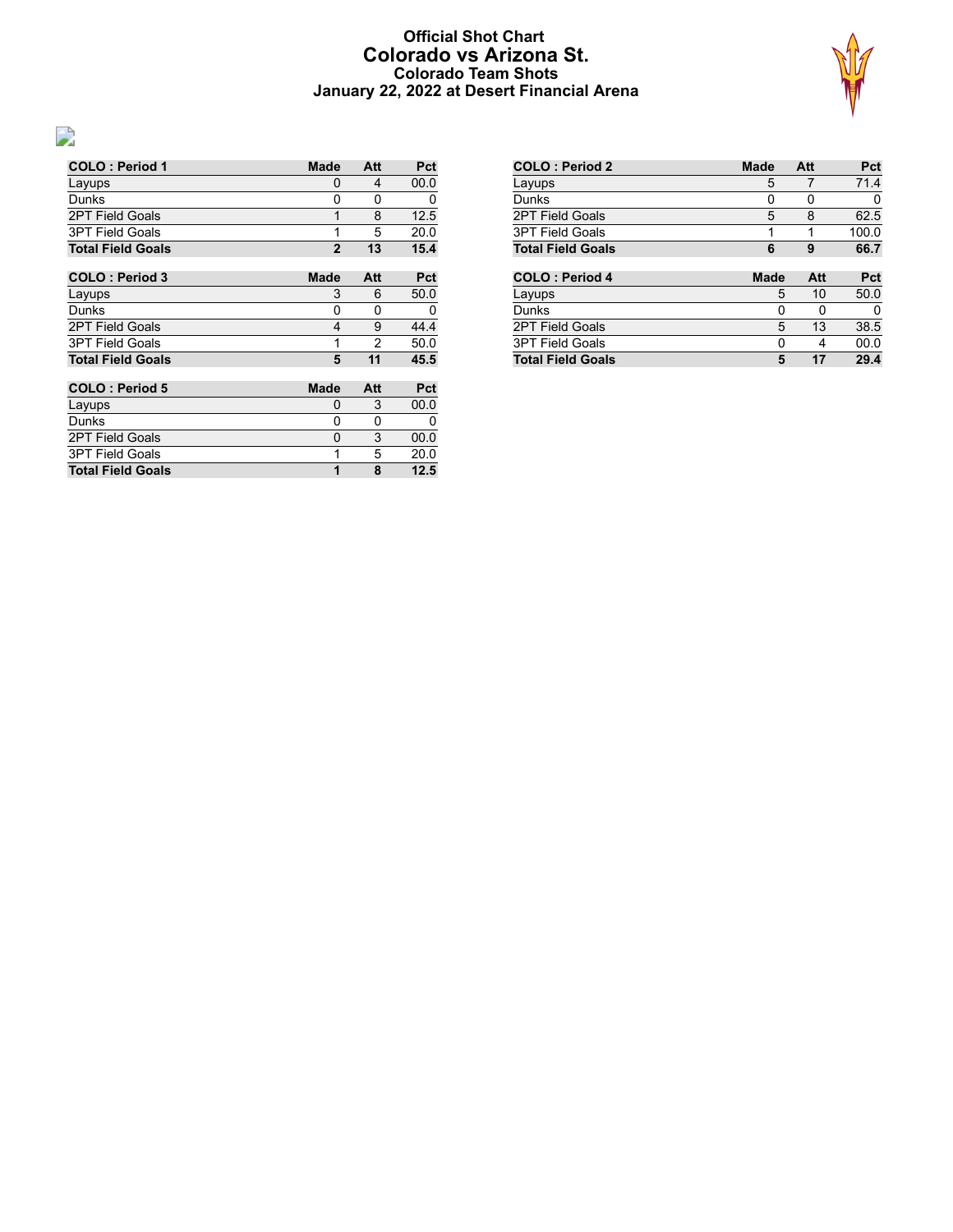# Official Shot Chart
## Colorado vs Arizona St.
### Colorado Team Shots
### January 22, 2022 at Desert Financial Arena

| COLO : Period 1 | Made | Att | Pct |
|---|---|---|---|
| Layups | 0 | 4 | 00.0 |
| Dunks | 0 | 0 | 0 |
| 2PT Field Goals | 1 | 8 | 12.5 |
| 3PT Field Goals | 1 | 5 | 20.0 |
| **Total Field Goals** | **2** | **13** | **15.4** |

| COLO : Period 2 | Made | Att | Pct |
|---|---|---|---|
| Layups | 5 | 7 | 71.4 |
| Dunks | 0 | 0 | 0 |
| 2PT Field Goals | 5 | 8 | 62.5 |
| 3PT Field Goals | 1 | 1 | 100.0 |
| **Total Field Goals** | **6** | **9** | **66.7** |

| COLO : Period 3 | Made | Att | Pct |
|---|---|---|---|
| Layups | 3 | 6 | 50.0 |
| Dunks | 0 | 0 | 0 |
| 2PT Field Goals | 4 | 9 | 44.4 |
| 3PT Field Goals | 1 | 2 | 50.0 |
| **Total Field Goals** | **5** | **11** | **45.5** |

| COLO : Period 4 | Made | Att | Pct |
|---|---|---|---|
| Layups | 5 | 10 | 50.0 |
| Dunks | 0 | 0 | 0 |
| 2PT Field Goals | 5 | 13 | 38.5 |
| 3PT Field Goals | 0 | 4 | 00.0 |
| **Total Field Goals** | **5** | **17** | **29.4** |

| COLO : Period 5 | Made | Att | Pct |
|---|---|---|---|
| Layups | 0 | 3 | 00.0 |
| Dunks | 0 | 0 | 0 |
| 2PT Field Goals | 0 | 3 | 00.0 |
| 3PT Field Goals | 1 | 5 | 20.0 |
| **Total Field Goals** | **1** | **8** | **12.5** |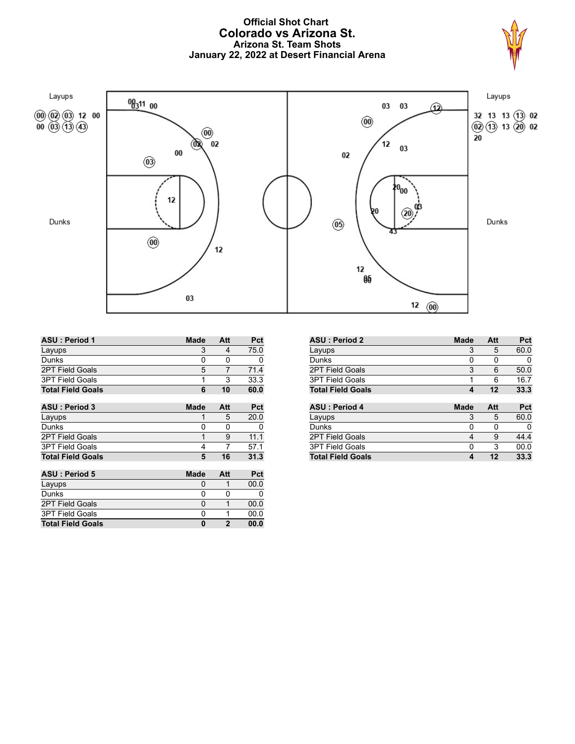# Official Shot Chart
## Colorado vs Arizona St.
### Arizona St. Team Shots
### January 22, 2022 at Desert Financial Arena

Layups

Dunks

Layups

Dunks

| ASU : Period 1 | Made | Att | Pct |
|---|---|---|---|
| Layups | 3 | 4 | 75.0 |
| Dunks | 0 | 0 | 0 |
| 2PT Field Goals | 5 | 7 | 71.4 |
| 3PT Field Goals | 1 | 3 | 33.3 |
| **Total Field Goals** | **6** | **10** | **60.0** |

| ASU : Period 2 | Made | Att | Pct |
|---|---|---|---|
| Layups | 3 | 5 | 60.0 |
| Dunks | 0 | 0 | 0 |
| 2PT Field Goals | 3 | 6 | 50.0 |
| 3PT Field Goals | 1 | 6 | 16.7 |
| **Total Field Goals** | **4** | **12** | **33.3** |

| ASU : Period 3 | Made | Att | Pct |
|---|---|---|---|
| Layups | 1 | 5 | 20.0 |
| Dunks | 0 | 0 | 0 |
| 2PT Field Goals | 1 | 9 | 11.1 |
| 3PT Field Goals | 4 | 7 | 57.1 |
| **Total Field Goals** | **5** | **16** | **31.3** |

| ASU : Period 4 | Made | Att | Pct |
|---|---|---|---|
| Layups | 3 | 5 | 60.0 |
| Dunks | 0 | 0 | 0 |
| 2PT Field Goals | 4 | 9 | 44.4 |
| 3PT Field Goals | 0 | 3 | 00.0 |
| **Total Field Goals** | **4** | **12** | **33.3** |

| ASU : Period 5 | Made | Att | Pct |
|---|---|---|---|
| Layups | 0 | 1 | 00.0 |
| Dunks | 0 | 0 | 0 |
| 2PT Field Goals | 0 | 1 | 00.0 |
| 3PT Field Goals | 0 | 1 | 00.0 |
| **Total Field Goals** | **0** | **2** | **00.0** |